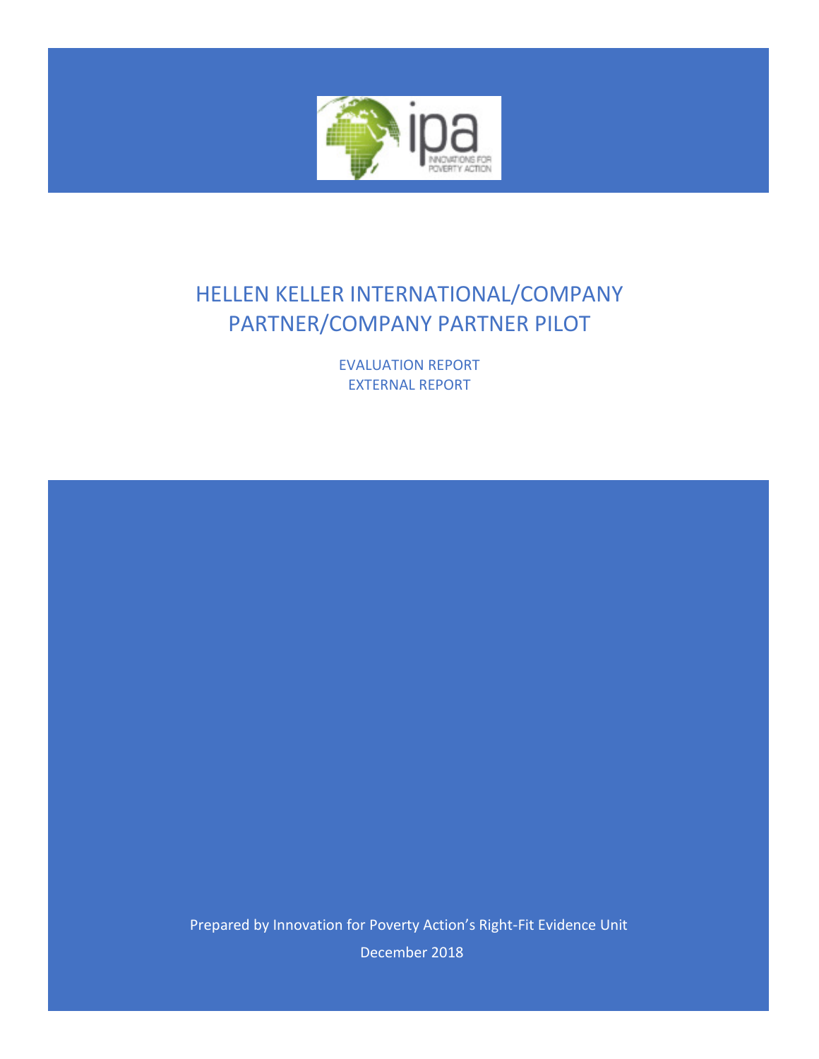# HELLEN KELLER INTERNATIONAL/COMPANY PARTNER/COMPANY PARTNER PILOT

EVALUATION REPORT
EXTERNAL REPORT

Prepared by Innovation for Poverty Action's Right-Fit Evidence Unit

December 2018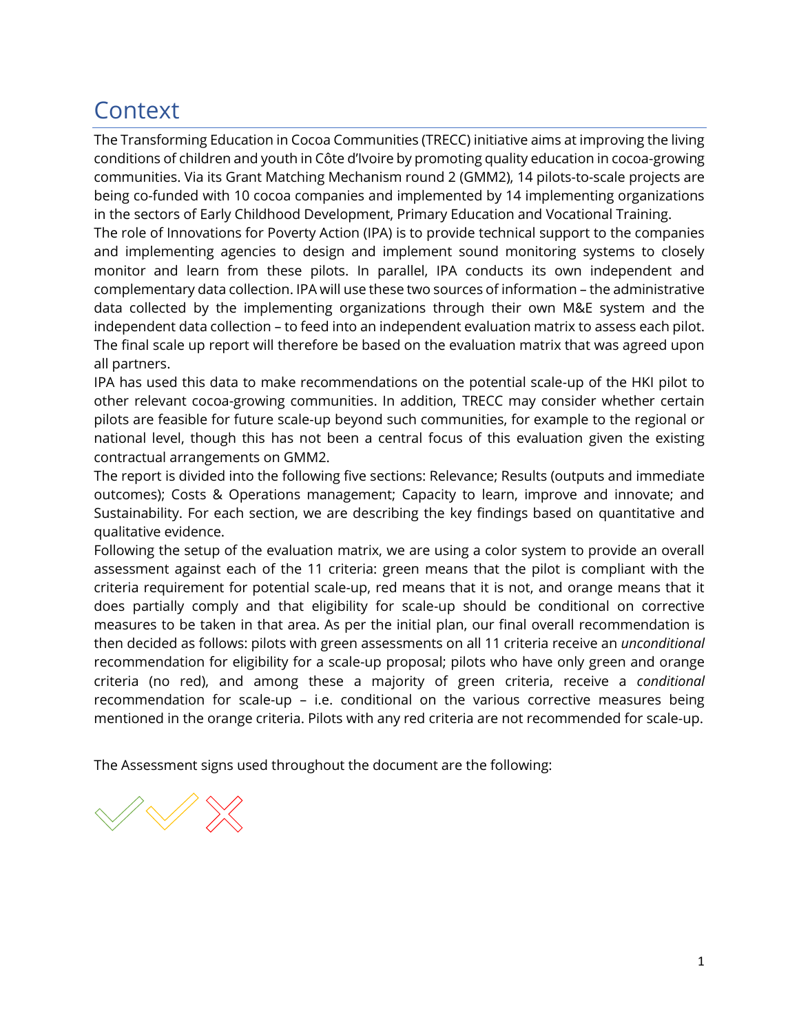# Context

The Transforming Education in Cocoa Communities (TRECC) initiative aims at improving the living conditions of children and youth in Côte d'Ivoire by promoting quality education in cocoa-growing communities. Via its Grant Matching Mechanism round 2 (GMM2), 14 pilots-to-scale projects are being co-funded with 10 cocoa companies and implemented by 14 implementing organizations in the sectors of Early Childhood Development, Primary Education and Vocational Training.

The role of Innovations for Poverty Action (IPA) is to provide technical support to the companies and implementing agencies to design and implement sound monitoring systems to closely monitor and learn from these pilots. In parallel, IPA conducts its own independent and complementary data collection. IPA will use these two sources of information – the administrative data collected by the implementing organizations through their own M&E system and the independent data collection – to feed into an independent evaluation matrix to assess each pilot. The final scale up report will therefore be based on the evaluation matrix that was agreed upon all partners.

IPA has used this data to make recommendations on the potential scale-up of the HKI pilot to other relevant cocoa-growing communities. In addition, TRECC may consider whether certain pilots are feasible for future scale-up beyond such communities, for example to the regional or national level, though this has not been a central focus of this evaluation given the existing contractual arrangements on GMM2.

The report is divided into the following five sections: Relevance; Results (outputs and immediate outcomes); Costs & Operations management; Capacity to learn, improve and innovate; and Sustainability. For each section, we are describing the key findings based on quantitative and qualitative evidence.

Following the setup of the evaluation matrix, we are using a color system to provide an overall assessment against each of the 11 criteria: green means that the pilot is compliant with the criteria requirement for potential scale-up, red means that it is not, and orange means that it does partially comply and that eligibility for scale-up should be conditional on corrective measures to be taken in that area. As per the initial plan, our final overall recommendation is then decided as follows: pilots with green assessments on all 11 criteria receive an *unconditional* recommendation for eligibility for a scale-up proposal; pilots who have only green and orange criteria (no red), and among these a majority of green criteria, receive a *conditional* recommendation for scale-up – i.e. conditional on the various corrective measures being mentioned in the orange criteria. Pilots with any red criteria are not recommended for scale-up.

The Assessment signs used throughout the document are the following:

✓ ✓ ✗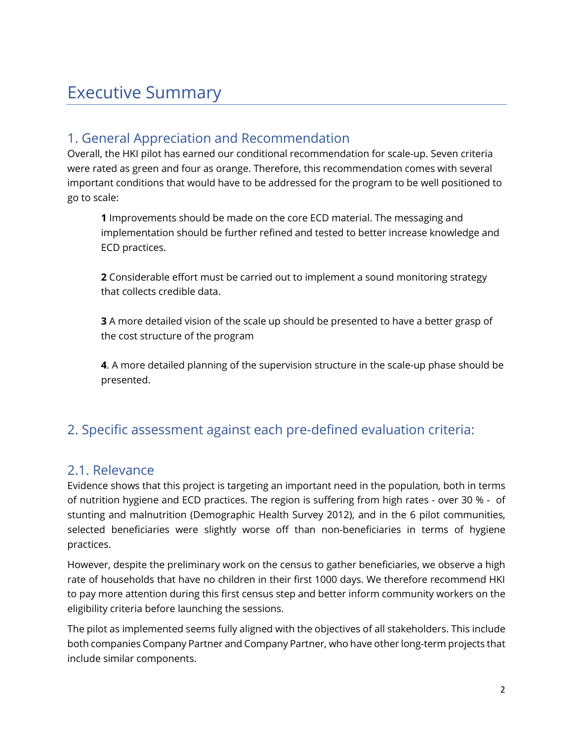# Executive Summary

## 1. General Appreciation and Recommendation

Overall, the HKI pilot has earned our conditional recommendation for scale-up. Seven criteria were rated as green and four as orange. Therefore, this recommendation comes with several important conditions that would have to be addressed for the program to be well positioned to go to scale:

> **1** Improvements should be made on the core ECD material. The messaging and implementation should be further refined and tested to better increase knowledge and ECD practices.
>
> **2** Considerable effort must be carried out to implement a sound monitoring strategy that collects credible data.
>
> **3** A more detailed vision of the scale up should be presented to have a better grasp of the cost structure of the program
>
> **4**. A more detailed planning of the supervision structure in the scale-up phase should be presented.

## 2. Specific assessment against each pre-defined evaluation criteria:

### 2.1. Relevance

Evidence shows that this project is targeting an important need in the population, both in terms of nutrition hygiene and ECD practices. The region is suffering from high rates - over 30 % - of stunting and malnutrition (Demographic Health Survey 2012), and in the 6 pilot communities, selected beneficiaries were slightly worse off than non-beneficiaries in terms of hygiene practices.

However, despite the preliminary work on the census to gather beneficiaries, we observe a high rate of households that have no children in their first 1000 days. We therefore recommend HKI to pay more attention during this first census step and better inform community workers on the eligibility criteria before launching the sessions.

The pilot as implemented seems fully aligned with the objectives of all stakeholders. This include both companies Company Partner and Company Partner, who have other long-term projects that include similar components.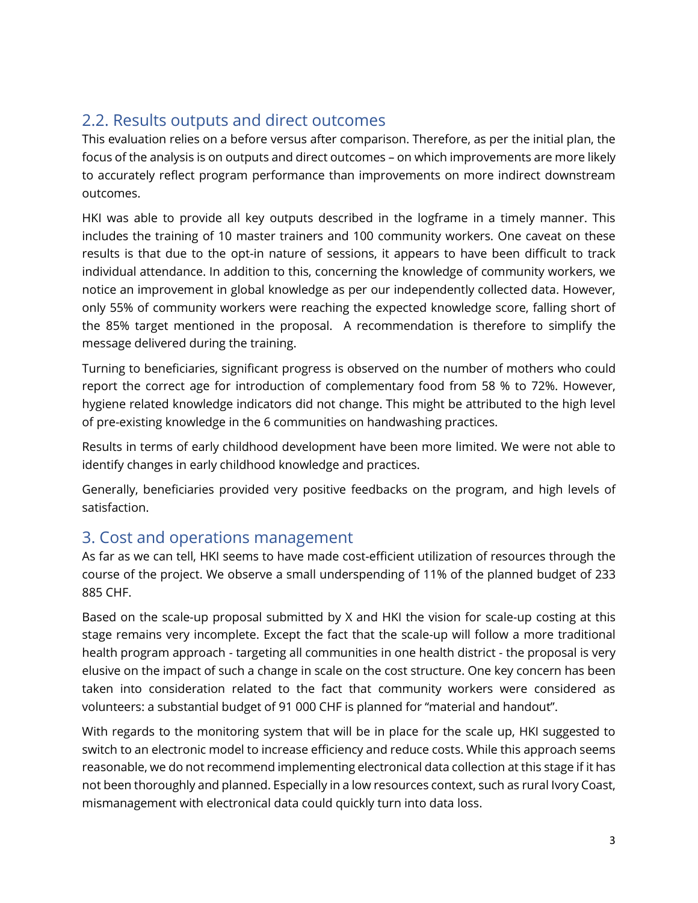## 2.2. Results outputs and direct outcomes

This evaluation relies on a before versus after comparison. Therefore, as per the initial plan, the focus of the analysis is on outputs and direct outcomes – on which improvements are more likely to accurately reflect program performance than improvements on more indirect downstream outcomes.

HKI was able to provide all key outputs described in the logframe in a timely manner. This includes the training of 10 master trainers and 100 community workers. One caveat on these results is that due to the opt-in nature of sessions, it appears to have been difficult to track individual attendance. In addition to this, concerning the knowledge of community workers, we notice an improvement in global knowledge as per our independently collected data. However, only 55% of community workers were reaching the expected knowledge score, falling short of the 85% target mentioned in the proposal. A recommendation is therefore to simplify the message delivered during the training.

Turning to beneficiaries, significant progress is observed on the number of mothers who could report the correct age for introduction of complementary food from 58 % to 72%. However, hygiene related knowledge indicators did not change. This might be attributed to the high level of pre-existing knowledge in the 6 communities on handwashing practices.

Results in terms of early childhood development have been more limited. We were not able to identify changes in early childhood knowledge and practices.

Generally, beneficiaries provided very positive feedbacks on the program, and high levels of satisfaction.

# 3. Cost and operations management

As far as we can tell, HKI seems to have made cost-efficient utilization of resources through the course of the project. We observe a small underspending of 11% of the planned budget of 233 885 CHF.

Based on the scale-up proposal submitted by X and HKI the vision for scale-up costing at this stage remains very incomplete. Except the fact that the scale-up will follow a more traditional health program approach - targeting all communities in one health district - the proposal is very elusive on the impact of such a change in scale on the cost structure. One key concern has been taken into consideration related to the fact that community workers were considered as volunteers: a substantial budget of 91 000 CHF is planned for "material and handout".

With regards to the monitoring system that will be in place for the scale up, HKI suggested to switch to an electronic model to increase efficiency and reduce costs. While this approach seems reasonable, we do not recommend implementing electronical data collection at this stage if it has not been thoroughly and planned. Especially in a low resources context, such as rural Ivory Coast, mismanagement with electronical data could quickly turn into data loss.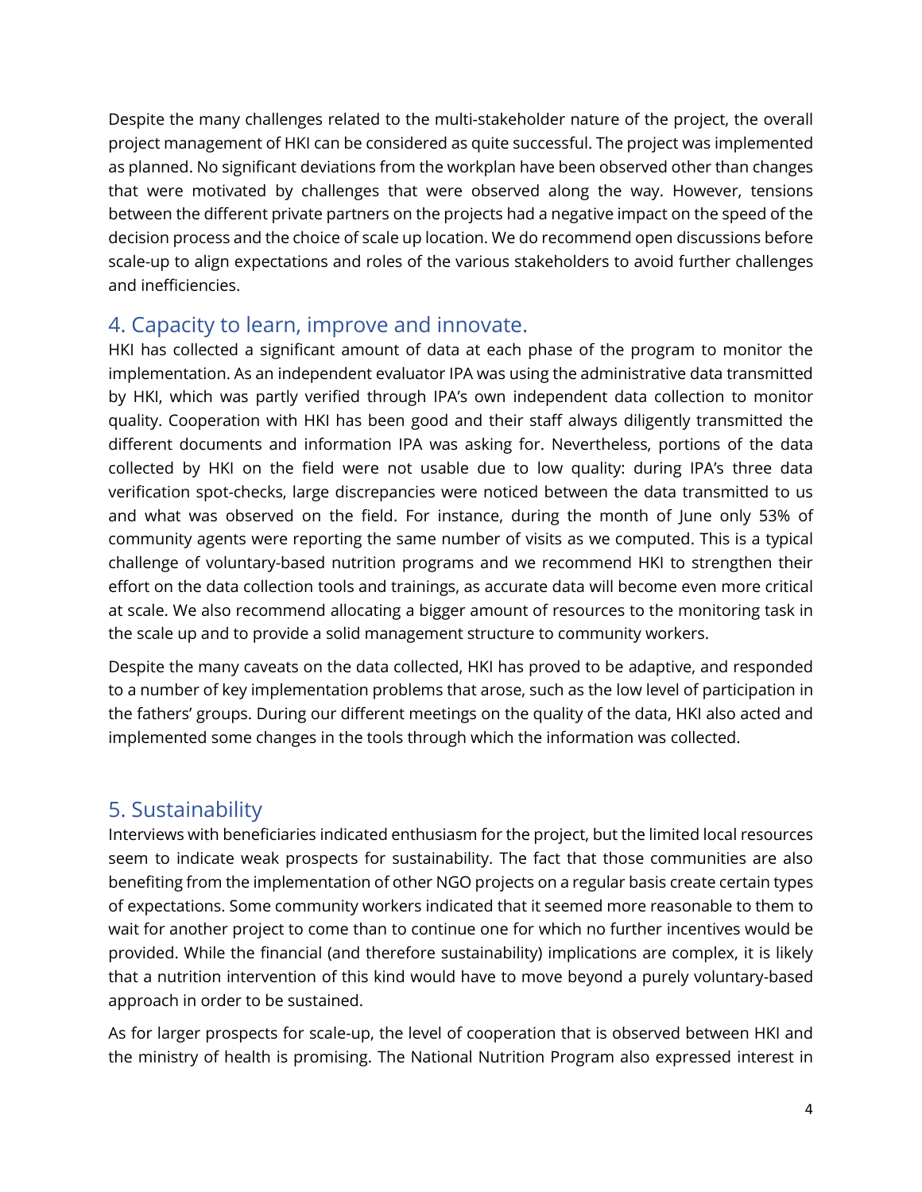Despite the many challenges related to the multi-stakeholder nature of the project, the overall project management of HKI can be considered as quite successful. The project was implemented as planned. No significant deviations from the workplan have been observed other than changes that were motivated by challenges that were observed along the way. However, tensions between the different private partners on the projects had a negative impact on the speed of the decision process and the choice of scale up location. We do recommend open discussions before scale-up to align expectations and roles of the various stakeholders to avoid further challenges and inefficiencies.

## 4. Capacity to learn, improve and innovate.

HKI has collected a significant amount of data at each phase of the program to monitor the implementation. As an independent evaluator IPA was using the administrative data transmitted by HKI, which was partly verified through IPA's own independent data collection to monitor quality. Cooperation with HKI has been good and their staff always diligently transmitted the different documents and information IPA was asking for. Nevertheless, portions of the data collected by HKI on the field were not usable due to low quality: during IPA's three data verification spot-checks, large discrepancies were noticed between the data transmitted to us and what was observed on the field. For instance, during the month of June only 53% of community agents were reporting the same number of visits as we computed. This is a typical challenge of voluntary-based nutrition programs and we recommend HKI to strengthen their effort on the data collection tools and trainings, as accurate data will become even more critical at scale. We also recommend allocating a bigger amount of resources to the monitoring task in the scale up and to provide a solid management structure to community workers.

Despite the many caveats on the data collected, HKI has proved to be adaptive, and responded to a number of key implementation problems that arose, such as the low level of participation in the fathers' groups. During our different meetings on the quality of the data, HKI also acted and implemented some changes in the tools through which the information was collected.

## 5. Sustainability

Interviews with beneficiaries indicated enthusiasm for the project, but the limited local resources seem to indicate weak prospects for sustainability. The fact that those communities are also benefiting from the implementation of other NGO projects on a regular basis create certain types of expectations. Some community workers indicated that it seemed more reasonable to them to wait for another project to come than to continue one for which no further incentives would be provided. While the financial (and therefore sustainability) implications are complex, it is likely that a nutrition intervention of this kind would have to move beyond a purely voluntary-based approach in order to be sustained.

As for larger prospects for scale-up, the level of cooperation that is observed between HKI and the ministry of health is promising. The National Nutrition Program also expressed interest in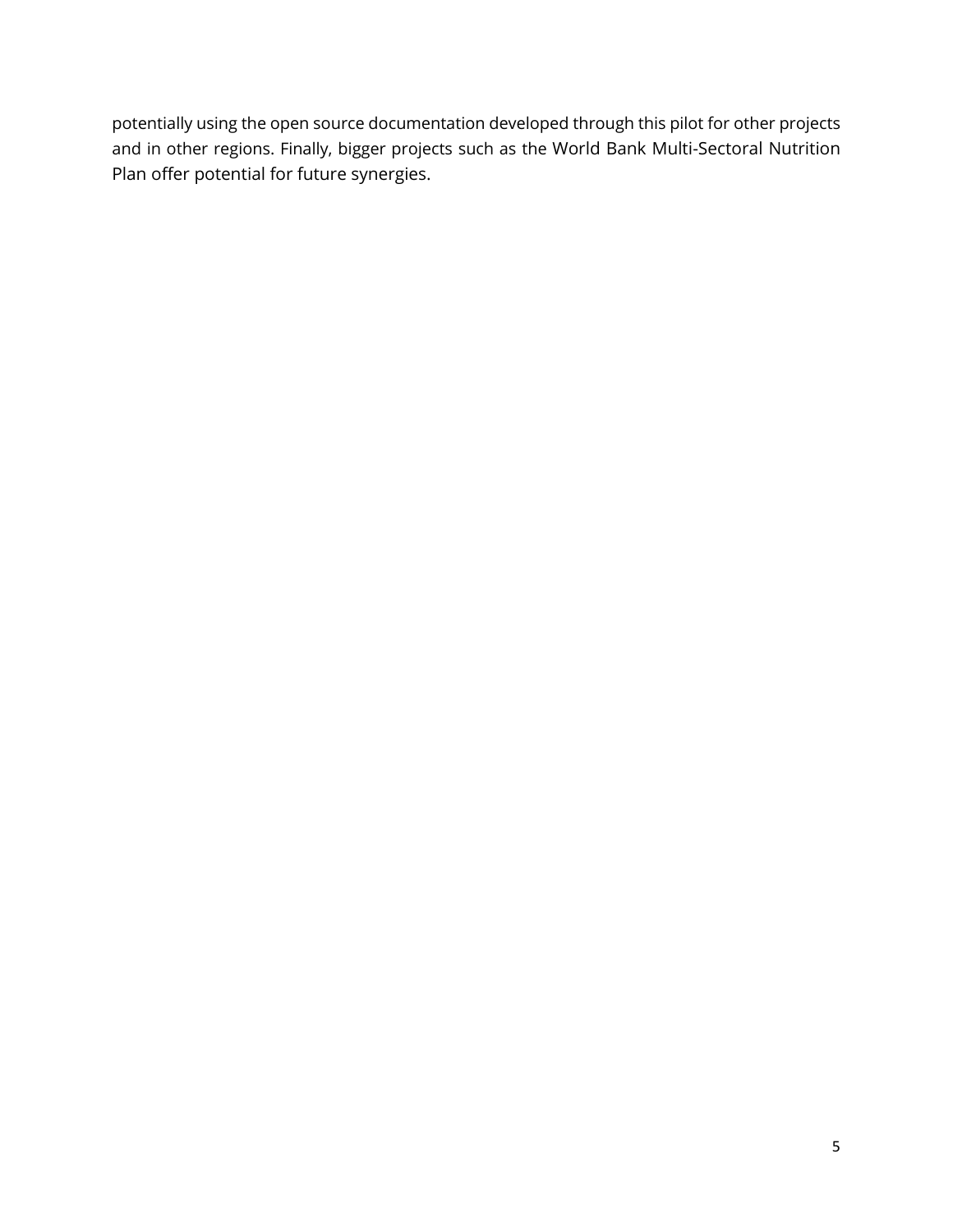potentially using the open source documentation developed through this pilot for other projects and in other regions. Finally, bigger projects such as the World Bank Multi-Sectoral Nutrition Plan offer potential for future synergies.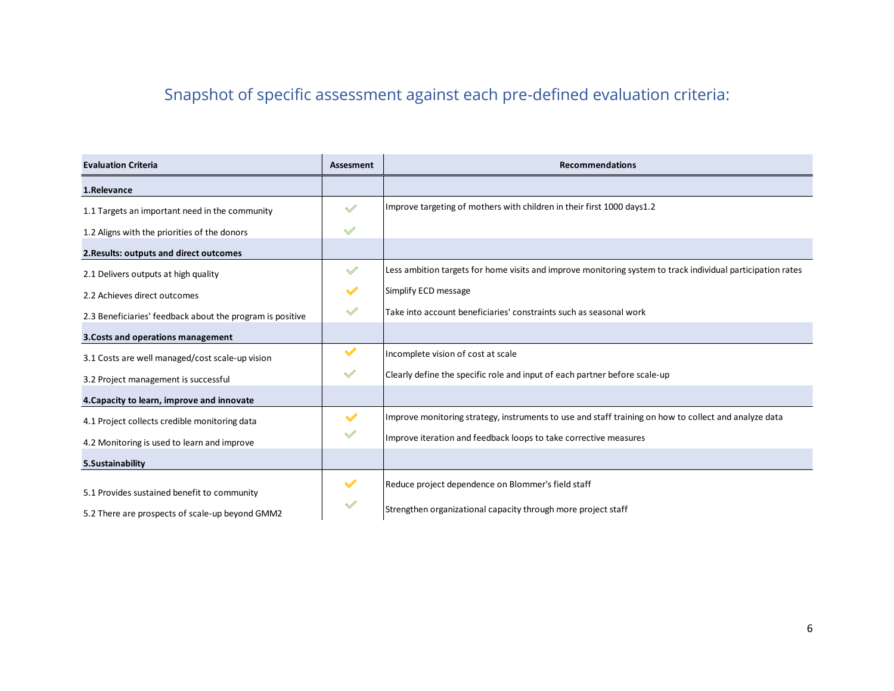## Snapshot of specific assessment against each pre-defined evaluation criteria:

| Evaluation Criteria | Assesment | Recommendations |
|---|---|---|
| **1.Relevance** | | |
| 1.1 Targets an important need in the community | ✓ | Improve targeting of mothers with children in their first 1000 days1.2 |
| 1.2 Aligns with the priorities of the donors | ✓ | |
| **2.Results: outputs and direct outcomes** | | |
| 2.1 Delivers outputs at high quality | ✓ | Less ambition targets for home visits and improve monitoring system to track individual participation rates |
| 2.2 Achieves direct outcomes | ✓ | Simplify ECD message |
| 2.3 Beneficiaries' feedback about the program is positive | ✓ | Take into account beneficiaries' constraints such as seasonal work |
| **3.Costs and operations management** | | |
| 3.1 Costs are well managed/cost scale-up vision | ✓ | Incomplete vision of cost at scale |
| 3.2 Project management is successful | ✓ | Clearly define the specific role and input of each partner before scale-up |
| **4.Capacity to learn, improve and innovate** | | |
| 4.1 Project collects credible monitoring data | ✓ | Improve monitoring strategy, instruments to use and staff training on how to collect and analyze data |
| 4.2 Monitoring is used to learn and improve | ✓ | Improve iteration and feedback loops to take corrective measures |
| **5.Sustainability** | | |
| 5.1 Provides sustained benefit to community | ✓ | Reduce project dependence on Blommer's field staff |
| 5.2 There are prospects of scale-up beyond GMM2 | ✓ | Strengthen organizational capacity through more project staff |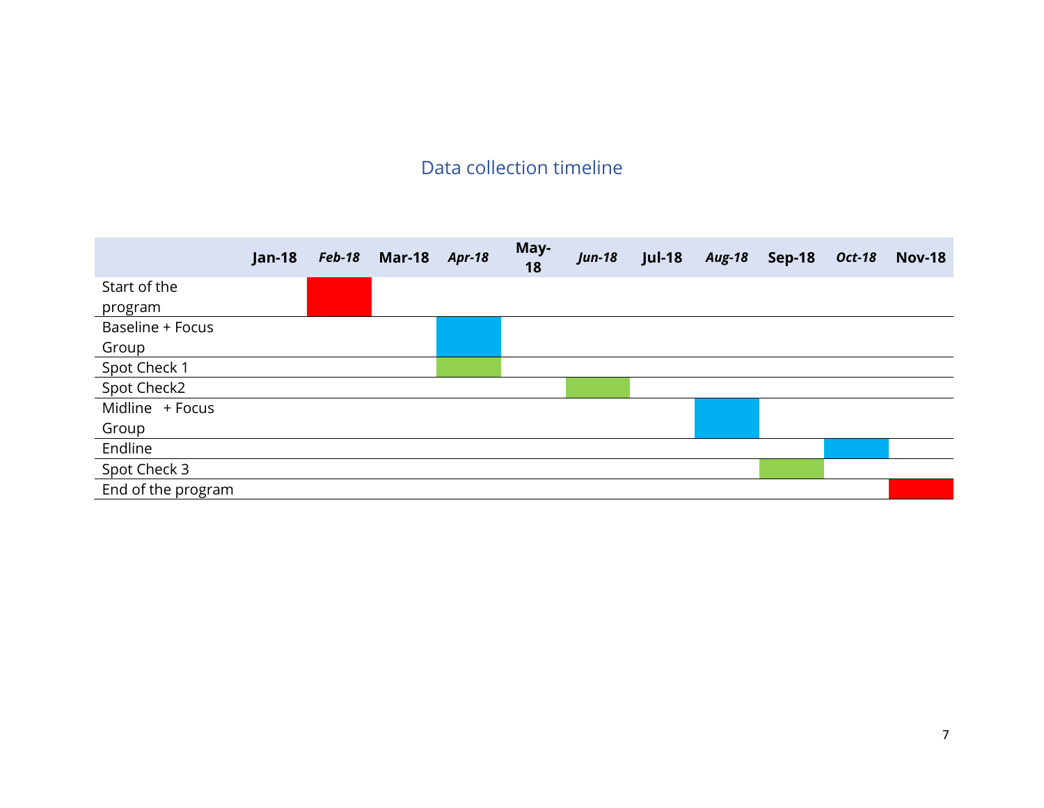## Data collection timeline

| | Jan-18 | *Feb-18* | Mar-18 | *Apr-18* | May-18 | *Jun-18* | Jul-18 | *Aug-18* | Sep-18 | *Oct-18* | Nov-18 |
|---|---|---|---|---|---|---|---|---|---|---|---|
| Start of the program | | ■ | | | | | | | | | |
| Baseline + Focus Group | | | | ■ | | | | | | | |
| Spot Check 1 | | | | ■ | | | | | | | |
| Spot Check2 | | | | | | ■ | | | | | |
| Midline + Focus Group | | | | | | | | ■ | | | |
| Endline | | | | | | | | | | ■ | |
| Spot Check 3 | | | | | | | | | ■ | | |
| End of the program | | | | | | | | | | | ■ |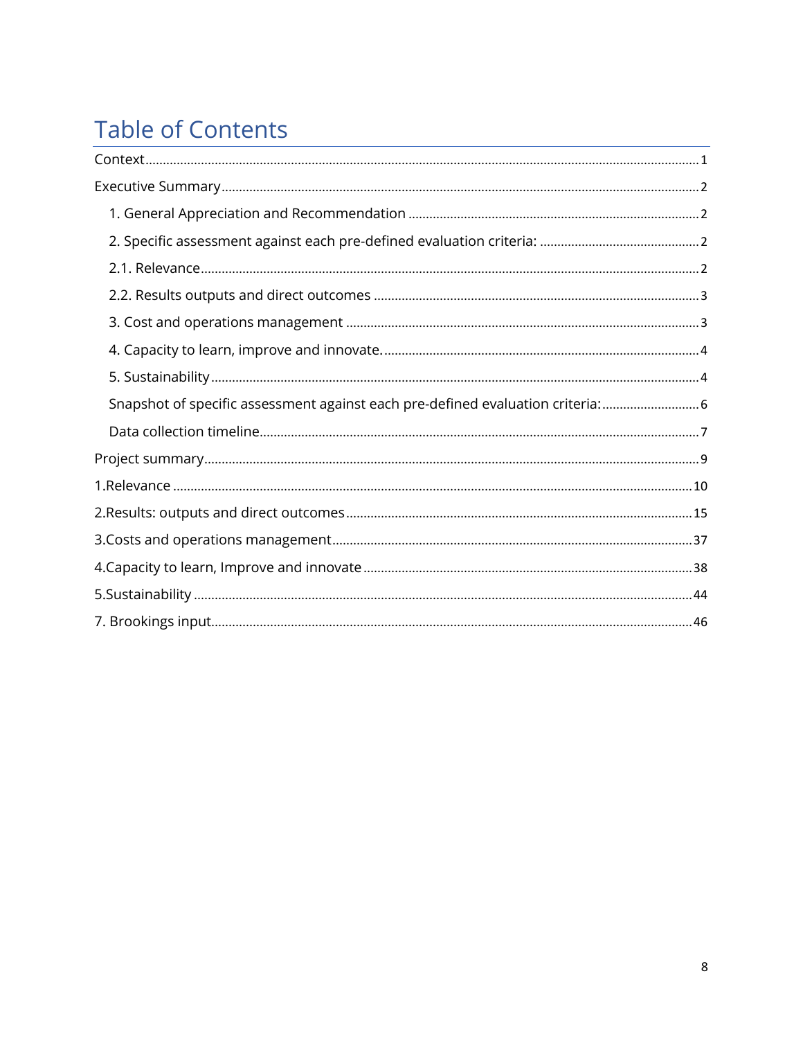# Table of Contents

Context .................................................................................................................... 1

Executive Summary .................................................................................................... 2

- 1. General Appreciation and Recommendation .......................................................... 2
- 2. Specific assessment against each pre-defined evaluation criteria: ............................. 2
- 2.1. Relevance ...................................................................................................... 2
- 2.2. Results outputs and direct outcomes ................................................................. 3
- 3. Cost and operations management ....................................................................... 3
- 4. Capacity to learn, improve and innovate. ............................................................. 4
- 5. Sustainability ................................................................................................... 4
- Snapshot of specific assessment against each pre-defined evaluation criteria: ............... 6
- Data collection timeline ........................................................................................ 7

Project summary ........................................................................................................ 9

1.Relevance ................................................................................................................ 10

2.Results: outputs and direct outcomes ......................................................................... 15

3.Costs and operations management ............................................................................. 37

4.Capacity to learn, Improve and innovate ..................................................................... 38

5.Sustainability ........................................................................................................... 44

7. Brookings input ....................................................................................................... 46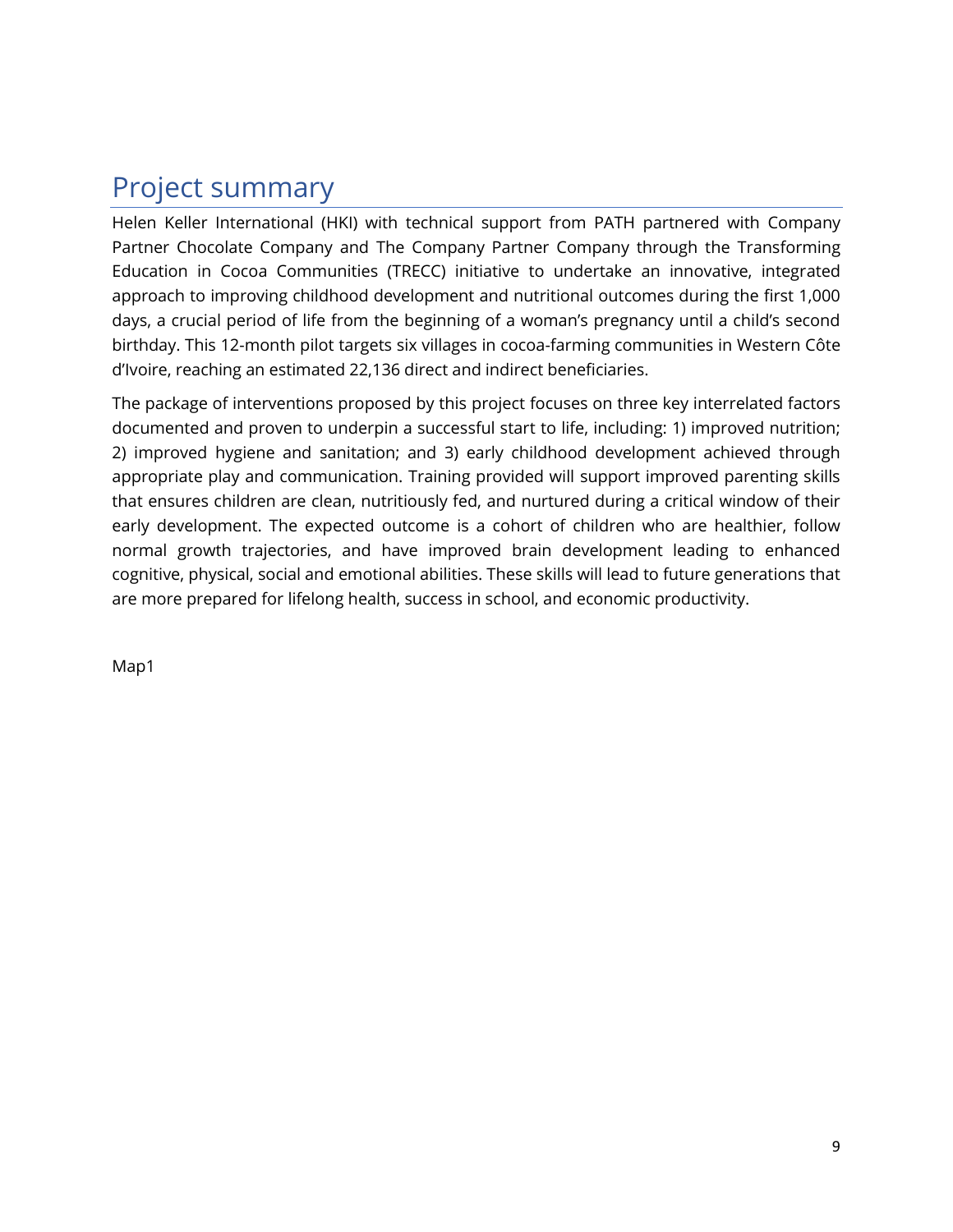# Project summary

Helen Keller International (HKI) with technical support from PATH partnered with Company Partner Chocolate Company and The Company Partner Company through the Transforming Education in Cocoa Communities (TRECC) initiative to undertake an innovative, integrated approach to improving childhood development and nutritional outcomes during the first 1,000 days, a crucial period of life from the beginning of a woman's pregnancy until a child's second birthday. This 12-month pilot targets six villages in cocoa-farming communities in Western Côte d'Ivoire, reaching an estimated 22,136 direct and indirect beneficiaries.

The package of interventions proposed by this project focuses on three key interrelated factors documented and proven to underpin a successful start to life, including: 1) improved nutrition; 2) improved hygiene and sanitation; and 3) early childhood development achieved through appropriate play and communication. Training provided will support improved parenting skills that ensures children are clean, nutritiously fed, and nurtured during a critical window of their early development. The expected outcome is a cohort of children who are healthier, follow normal growth trajectories, and have improved brain development leading to enhanced cognitive, physical, social and emotional abilities. These skills will lead to future generations that are more prepared for lifelong health, success in school, and economic productivity.

Map1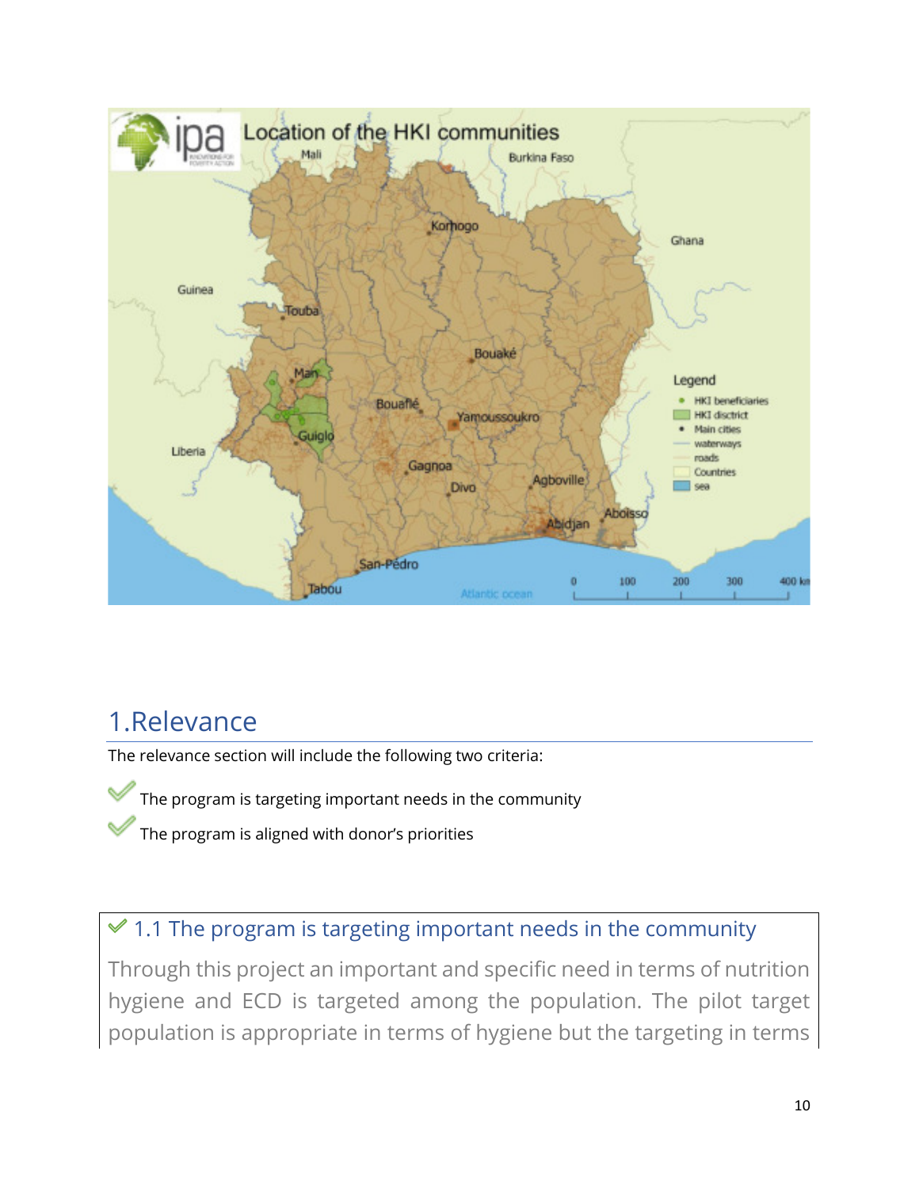## 1. Relevance

The relevance section will include the following two criteria:

- The program is targeting important needs in the community
- The program is aligned with donor's priorities

### 1.1 The program is targeting important needs in the community

Through this project an important and specific need in terms of nutrition hygiene and ECD is targeted among the population. The pilot target population is appropriate in terms of hygiene but the targeting in terms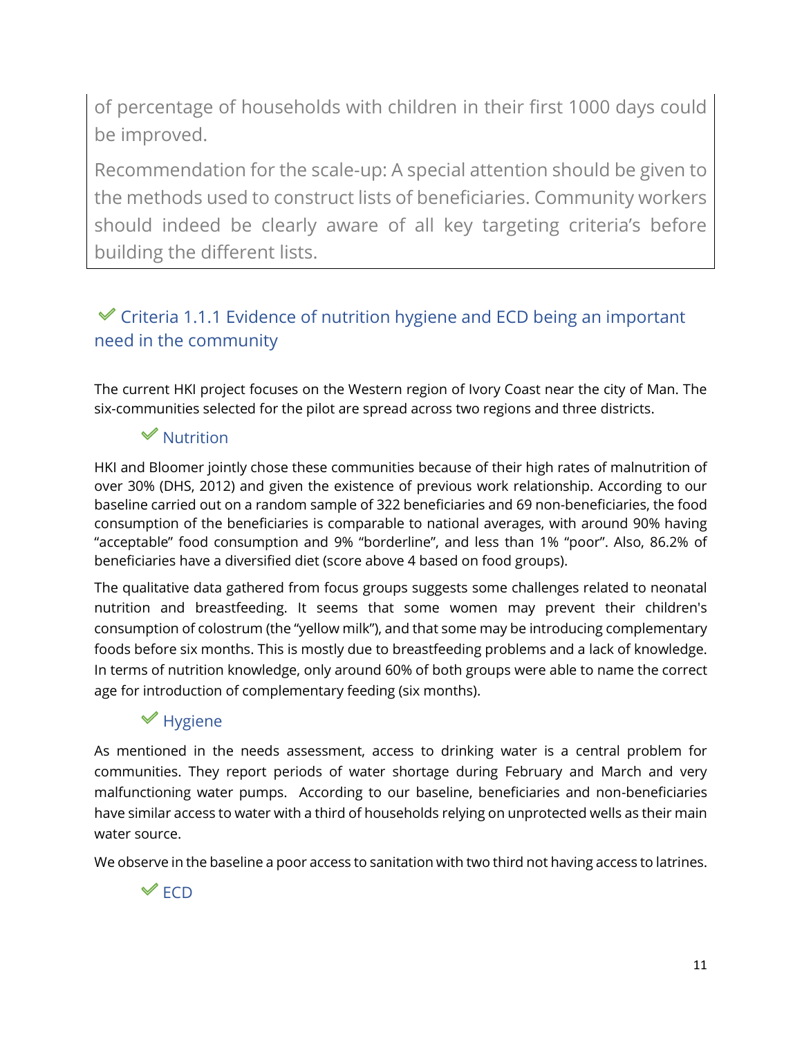of percentage of households with children in their first 1000 days could be improved.

Recommendation for the scale-up: A special attention should be given to the methods used to construct lists of beneficiaries. Community workers should indeed be clearly aware of all key targeting criteria's before building the different lists.

### ✔ Criteria 1.1.1 Evidence of nutrition hygiene and ECD being an important need in the community

The current HKI project focuses on the Western region of Ivory Coast near the city of Man. The six-communities selected for the pilot are spread across two regions and three districts.

#### ✔ Nutrition

HKI and Bloomer jointly chose these communities because of their high rates of malnutrition of over 30% (DHS, 2012) and given the existence of previous work relationship. According to our baseline carried out on a random sample of 322 beneficiaries and 69 non-beneficiaries, the food consumption of the beneficiaries is comparable to national averages, with around 90% having "acceptable" food consumption and 9% "borderline", and less than 1% "poor". Also, 86.2% of beneficiaries have a diversified diet (score above 4 based on food groups).

The qualitative data gathered from focus groups suggests some challenges related to neonatal nutrition and breastfeeding. It seems that some women may prevent their children's consumption of colostrum (the "yellow milk"), and that some may be introducing complementary foods before six months. This is mostly due to breastfeeding problems and a lack of knowledge. In terms of nutrition knowledge, only around 60% of both groups were able to name the correct age for introduction of complementary feeding (six months).

#### ✔ Hygiene

As mentioned in the needs assessment, access to drinking water is a central problem for communities. They report periods of water shortage during February and March and very malfunctioning water pumps. According to our baseline, beneficiaries and non-beneficiaries have similar access to water with a third of households relying on unprotected wells as their main water source.

We observe in the baseline a poor access to sanitation with two third not having access to latrines.

#### ✔ ECD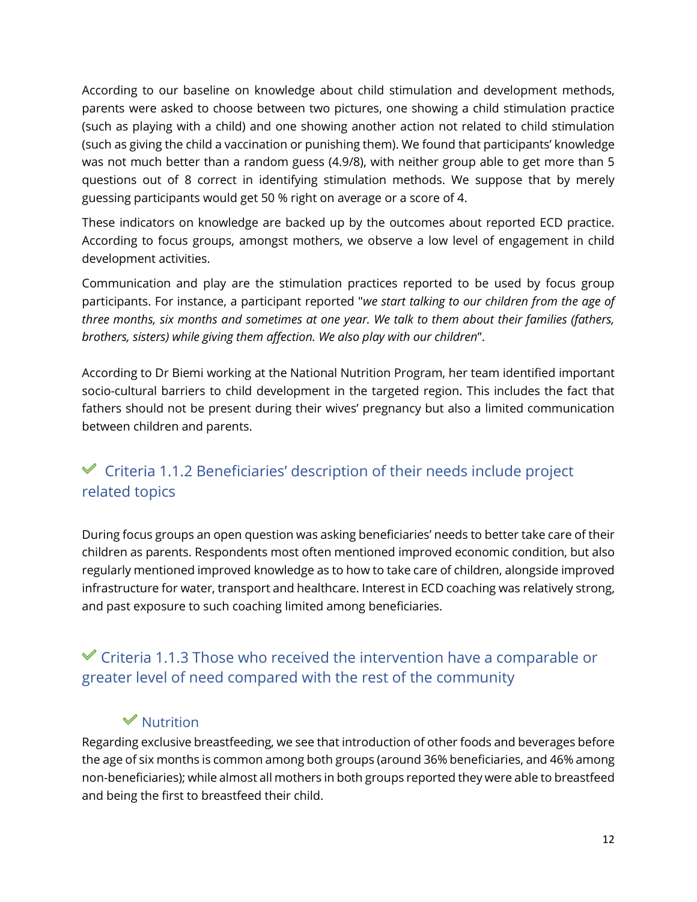According to our baseline on knowledge about child stimulation and development methods, parents were asked to choose between two pictures, one showing a child stimulation practice (such as playing with a child) and one showing another action not related to child stimulation (such as giving the child a vaccination or punishing them). We found that participants' knowledge was not much better than a random guess (4.9/8), with neither group able to get more than 5 questions out of 8 correct in identifying stimulation methods. We suppose that by merely guessing participants would get 50 % right on average or a score of 4.

These indicators on knowledge are backed up by the outcomes about reported ECD practice. According to focus groups, amongst mothers, we observe a low level of engagement in child development activities.

Communication and play are the stimulation practices reported to be used by focus group participants. For instance, a participant reported "*we start talking to our children from the age of three months, six months and sometimes at one year. We talk to them about their families (fathers, brothers, sisters) while giving them affection. We also play with our children*".

According to Dr Biemi working at the National Nutrition Program, her team identified important socio-cultural barriers to child development in the targeted region. This includes the fact that fathers should not be present during their wives' pregnancy but also a limited communication between children and parents.

### ✔ Criteria 1.1.2 Beneficiaries' description of their needs include project related topics

During focus groups an open question was asking beneficiaries' needs to better take care of their children as parents. Respondents most often mentioned improved economic condition, but also regularly mentioned improved knowledge as to how to take care of children, alongside improved infrastructure for water, transport and healthcare. Interest in ECD coaching was relatively strong, and past exposure to such coaching limited among beneficiaries.

### ✔ Criteria 1.1.3 Those who received the intervention have a comparable or greater level of need compared with the rest of the community

#### ✔ Nutrition

Regarding exclusive breastfeeding, we see that introduction of other foods and beverages before the age of six months is common among both groups (around 36% beneficiaries, and 46% among non-beneficiaries); while almost all mothers in both groups reported they were able to breastfeed and being the first to breastfeed their child.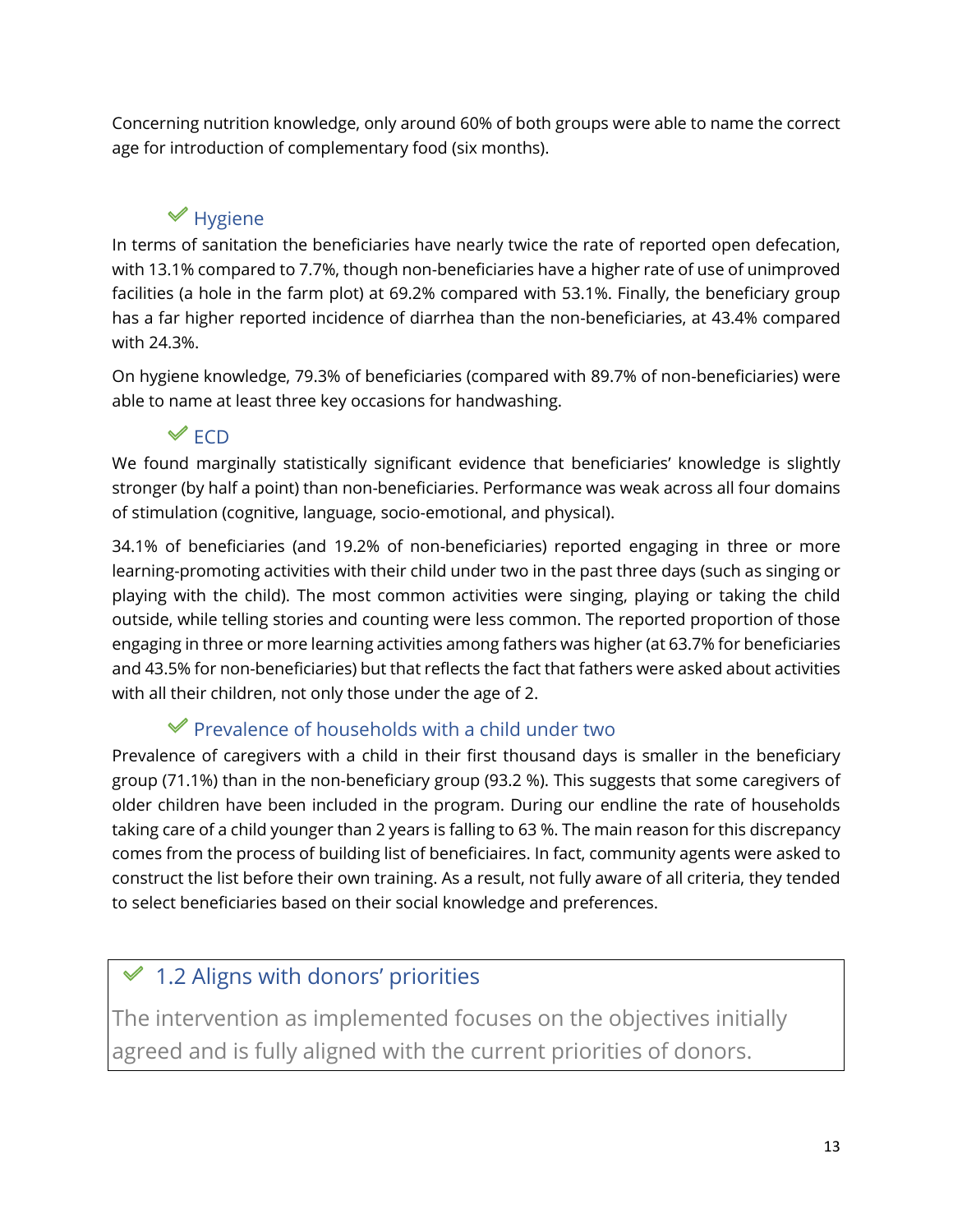Concerning nutrition knowledge, only around 60% of both groups were able to name the correct age for introduction of complementary food (six months).

### ✔ Hygiene

In terms of sanitation the beneficiaries have nearly twice the rate of reported open defecation, with 13.1% compared to 7.7%, though non-beneficiaries have a higher rate of use of unimproved facilities (a hole in the farm plot) at 69.2% compared with 53.1%. Finally, the beneficiary group has a far higher reported incidence of diarrhea than the non-beneficiaries, at 43.4% compared with 24.3%.

On hygiene knowledge, 79.3% of beneficiaries (compared with 89.7% of non-beneficiaries) were able to name at least three key occasions for handwashing.

### ✔ ECD

We found marginally statistically significant evidence that beneficiaries' knowledge is slightly stronger (by half a point) than non-beneficiaries. Performance was weak across all four domains of stimulation (cognitive, language, socio-emotional, and physical).

34.1% of beneficiaries (and 19.2% of non-beneficiaries) reported engaging in three or more learning-promoting activities with their child under two in the past three days (such as singing or playing with the child). The most common activities were singing, playing or taking the child outside, while telling stories and counting were less common. The reported proportion of those engaging in three or more learning activities among fathers was higher (at 63.7% for beneficiaries and 43.5% for non-beneficiaries) but that reflects the fact that fathers were asked about activities with all their children, not only those under the age of 2.

### ✔ Prevalence of households with a child under two

Prevalence of caregivers with a child in their first thousand days is smaller in the beneficiary group (71.1%) than in the non-beneficiary group (93.2 %). This suggests that some caregivers of older children have been included in the program. During our endline the rate of households taking care of a child younger than 2 years is falling to 63 %. The main reason for this discrepancy comes from the process of building list of beneficiaires. In fact, community agents were asked to construct the list before their own training. As a result, not fully aware of all criteria, they tended to select beneficiaries based on their social knowledge and preferences.

## ✔ 1.2 Aligns with donors' priorities

The intervention as implemented focuses on the objectives initially agreed and is fully aligned with the current priorities of donors.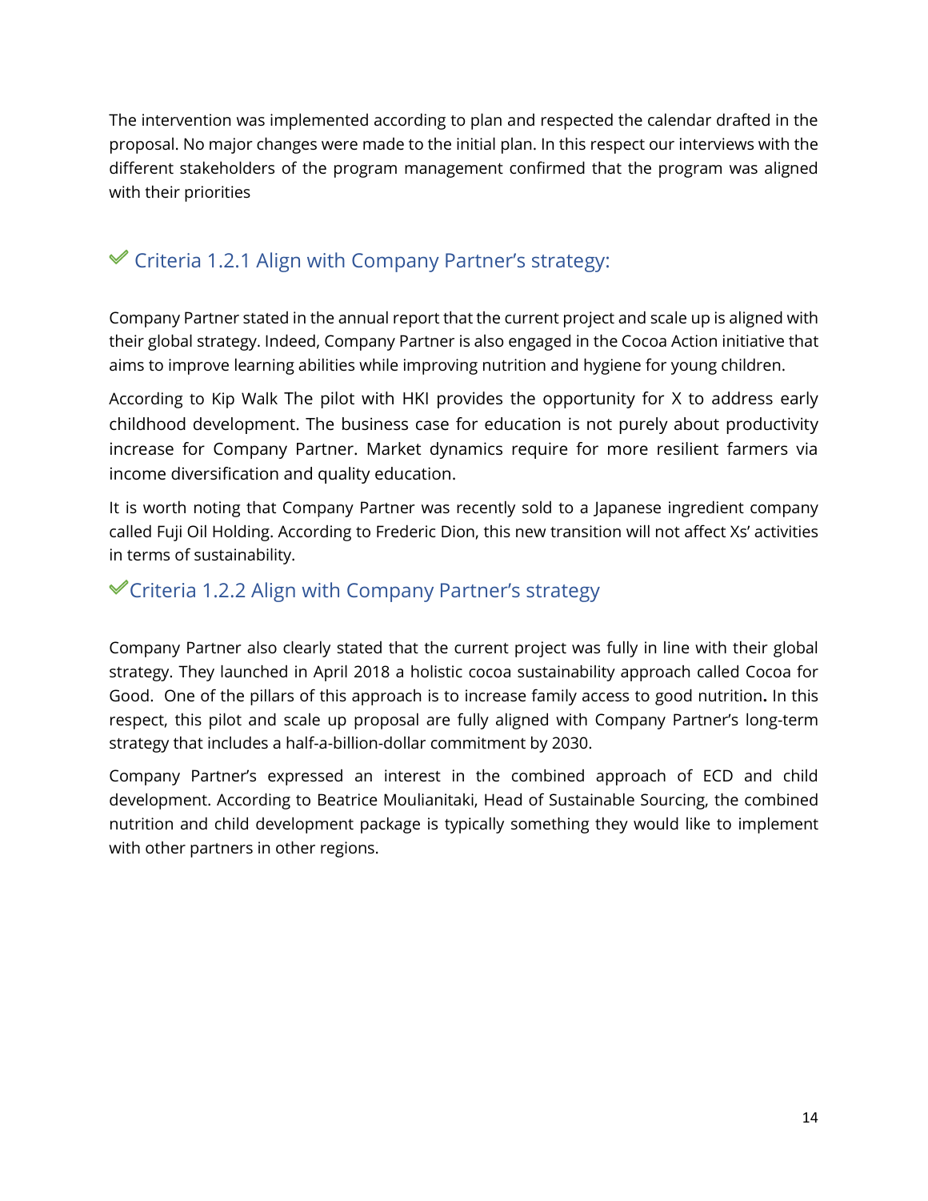The intervention was implemented according to plan and respected the calendar drafted in the proposal. No major changes were made to the initial plan. In this respect our interviews with the different stakeholders of the program management confirmed that the program was aligned with their priorities

### ✔ Criteria 1.2.1 Align with Company Partner's strategy:

Company Partner stated in the annual report that the current project and scale up is aligned with their global strategy. Indeed, Company Partner is also engaged in the Cocoa Action initiative that aims to improve learning abilities while improving nutrition and hygiene for young children.

According to Kip Walk The pilot with HKI provides the opportunity for X to address early childhood development. The business case for education is not purely about productivity increase for Company Partner. Market dynamics require for more resilient farmers via income diversification and quality education.

It is worth noting that Company Partner was recently sold to a Japanese ingredient company called Fuji Oil Holding. According to Frederic Dion, this new transition will not affect Xs' activities in terms of sustainability.

### ✔Criteria 1.2.2 Align with Company Partner's strategy

Company Partner also clearly stated that the current project was fully in line with their global strategy. They launched in April 2018 a holistic cocoa sustainability approach called Cocoa for Good. One of the pillars of this approach is to increase family access to good nutrition**.** In this respect, this pilot and scale up proposal are fully aligned with Company Partner's long-term strategy that includes a half-a-billion-dollar commitment by 2030.

Company Partner's expressed an interest in the combined approach of ECD and child development. According to Beatrice Moulianitaki, Head of Sustainable Sourcing, the combined nutrition and child development package is typically something they would like to implement with other partners in other regions.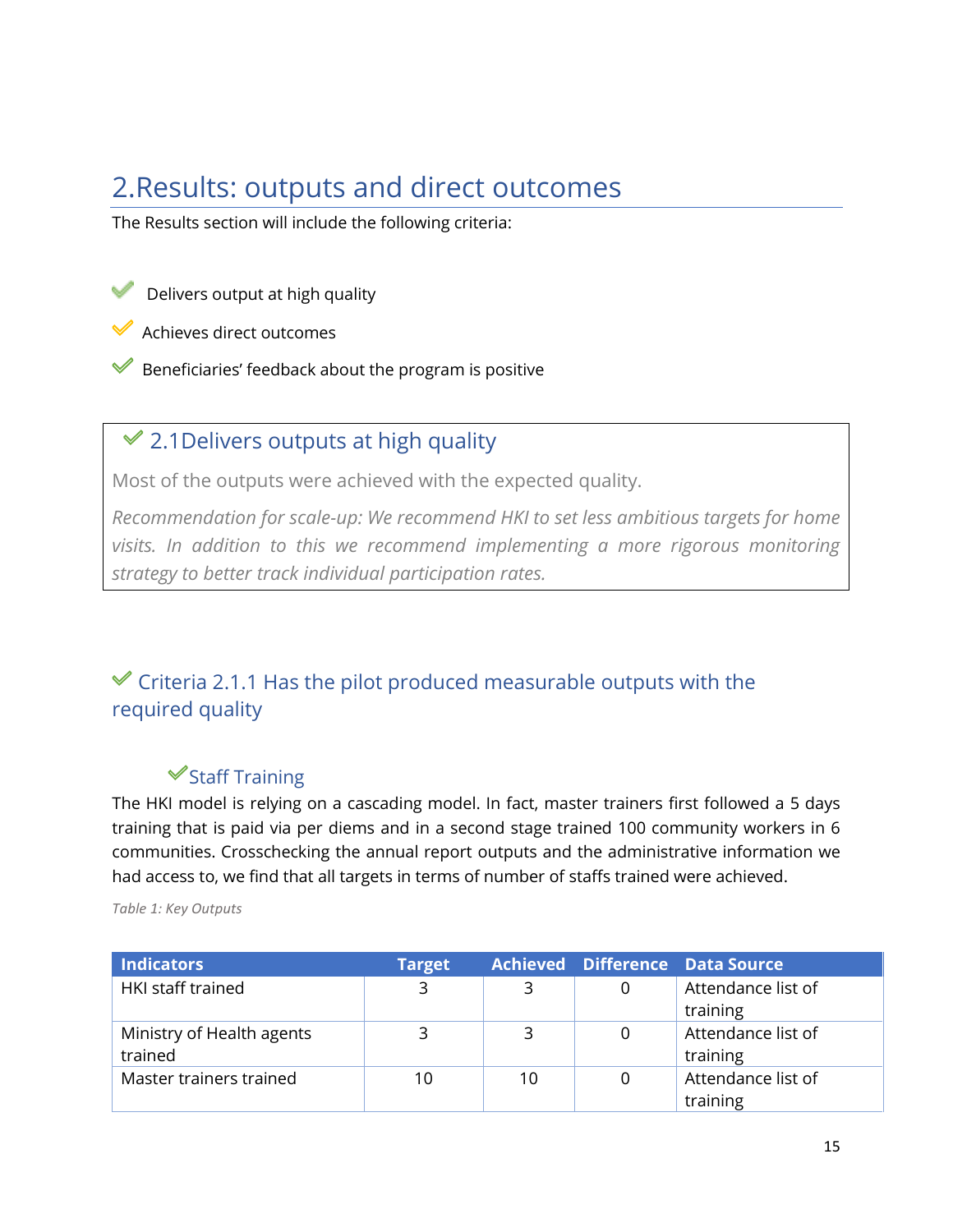# 2.Results: outputs and direct outcomes

The Results section will include the following criteria:

- ✔ Delivers output at high quality
- ✔ Achieves direct outcomes
- ✔ Beneficiaries' feedback about the program is positive

## ✔ 2.1Delivers outputs at high quality

Most of the outputs were achieved with the expected quality.

*Recommendation for scale-up: We recommend HKI to set less ambitious targets for home visits. In addition to this we recommend implementing a more rigorous monitoring strategy to better track individual participation rates.*

### ✔ Criteria 2.1.1 Has the pilot produced measurable outputs with the required quality

#### ✔Staff Training

The HKI model is relying on a cascading model. In fact, master trainers first followed a 5 days training that is paid via per diems and in a second stage trained 100 community workers in 6 communities. Crosschecking the annual report outputs and the administrative information we had access to, we find that all targets in terms of number of staffs trained were achieved.

*Table 1: Key Outputs*

| Indicators | Target | Achieved | Difference | Data Source |
|---|---|---|---|---|
| HKI staff trained | 3 | 3 | 0 | Attendance list of training |
| Ministry of Health agents trained | 3 | 3 | 0 | Attendance list of training |
| Master trainers trained | 10 | 10 | 0 | Attendance list of training |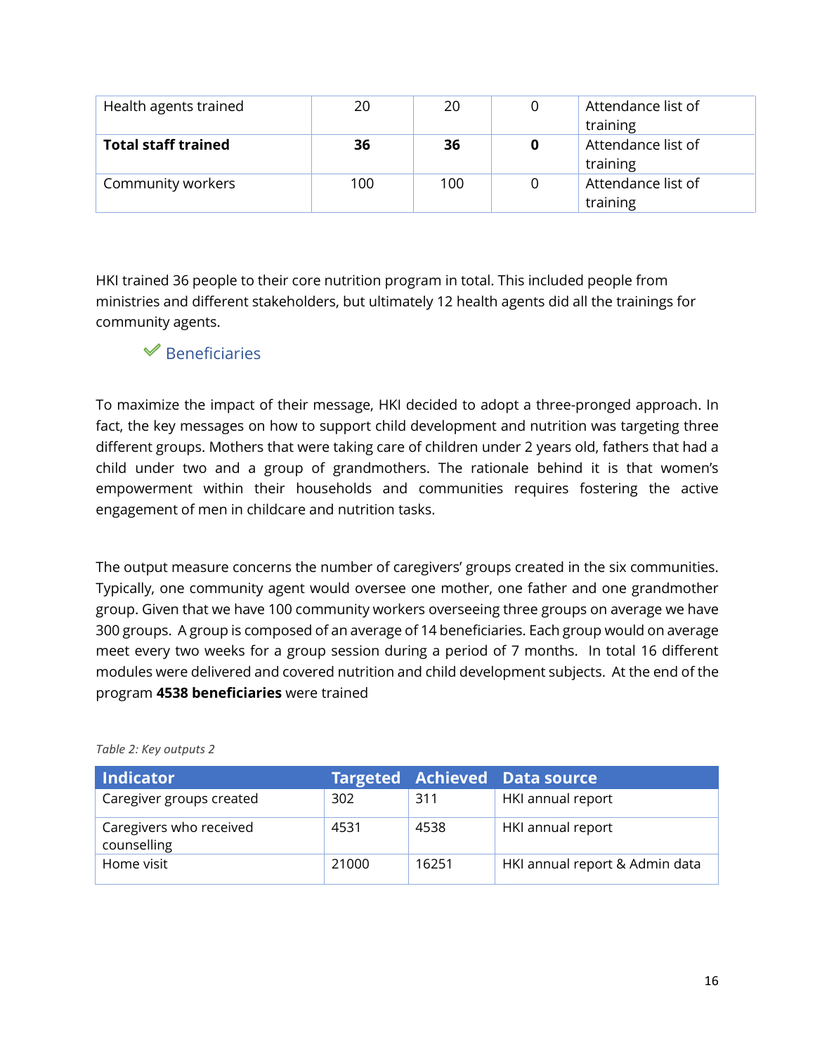| Health agents trained | 20 | 20 | 0 | Attendance list of training |
|---|---|---|---|---|
| **Total staff trained** | **36** | **36** | **0** | Attendance list of training |
| Community workers | 100 | 100 | 0 | Attendance list of training |

HKI trained 36 people to their core nutrition program in total. This included people from ministries and different stakeholders, but ultimately 12 health agents did all the trainings for community agents.

### Beneficiaries

To maximize the impact of their message, HKI decided to adopt a three-pronged approach. In fact, the key messages on how to support child development and nutrition was targeting three different groups. Mothers that were taking care of children under 2 years old, fathers that had a child under two and a group of grandmothers. The rationale behind it is that women's empowerment within their households and communities requires fostering the active engagement of men in childcare and nutrition tasks.

The output measure concerns the number of caregivers' groups created in the six communities. Typically, one community agent would oversee one mother, one father and one grandmother group. Given that we have 100 community workers overseeing three groups on average we have 300 groups. A group is composed of an average of 14 beneficiaries. Each group would on average meet every two weeks for a group session during a period of 7 months. In total 16 different modules were delivered and covered nutrition and child development subjects. At the end of the program **4538 beneficiaries** were trained

*Table 2: Key outputs 2*

| Indicator | Targeted | Achieved | Data source |
|---|---|---|---|
| Caregiver groups created | 302 | 311 | HKI annual report |
| Caregivers who received counselling | 4531 | 4538 | HKI annual report |
| Home visit | 21000 | 16251 | HKI annual report & Admin data |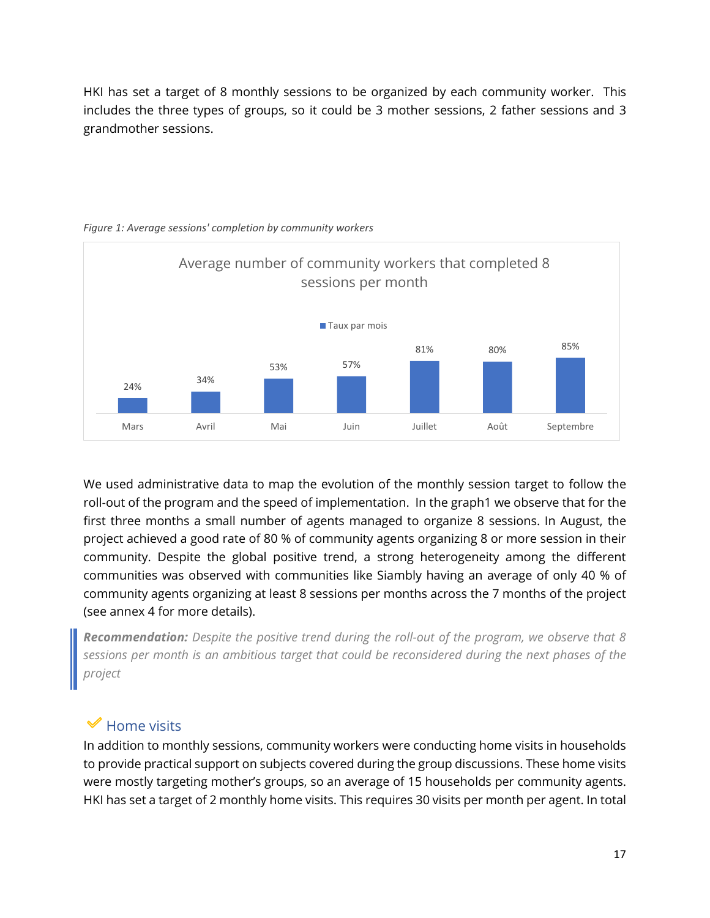HKI has set a target of 8 monthly sessions to be organized by each community worker. This includes the three types of groups, so it could be 3 mother sessions, 2 father sessions and 3 grandmother sessions.

*Figure 1: Average sessions' completion by community workers*

**Average number of community workers that completed 8 sessions per month**

| | Mars | Avril | Mai | Juin | Juillet | Août | Septembre |
|---|---|---|---|---|---|---|---|
| Taux par mois | 24% | 34% | 53% | 57% | 81% | 80% | 85% |

We used administrative data to map the evolution of the monthly session target to follow the roll-out of the program and the speed of implementation. In the graph1 we observe that for the first three months a small number of agents managed to organize 8 sessions. In August, the project achieved a good rate of 80 % of community agents organizing 8 or more session in their community. Despite the global positive trend, a strong heterogeneity among the different communities was observed with communities like Siambly having an average of only 40 % of community agents organizing at least 8 sessions per months across the 7 months of the project (see annex 4 for more details).

> ***Recommendation:*** *Despite the positive trend during the roll-out of the program, we observe that 8 sessions per month is an ambitious target that could be reconsidered during the next phases of the project*

### ✔ Home visits

In addition to monthly sessions, community workers were conducting home visits in households to provide practical support on subjects covered during the group discussions. These home visits were mostly targeting mother's groups, so an average of 15 households per community agents. HKI has set a target of 2 monthly home visits. This requires 30 visits per month per agent. In total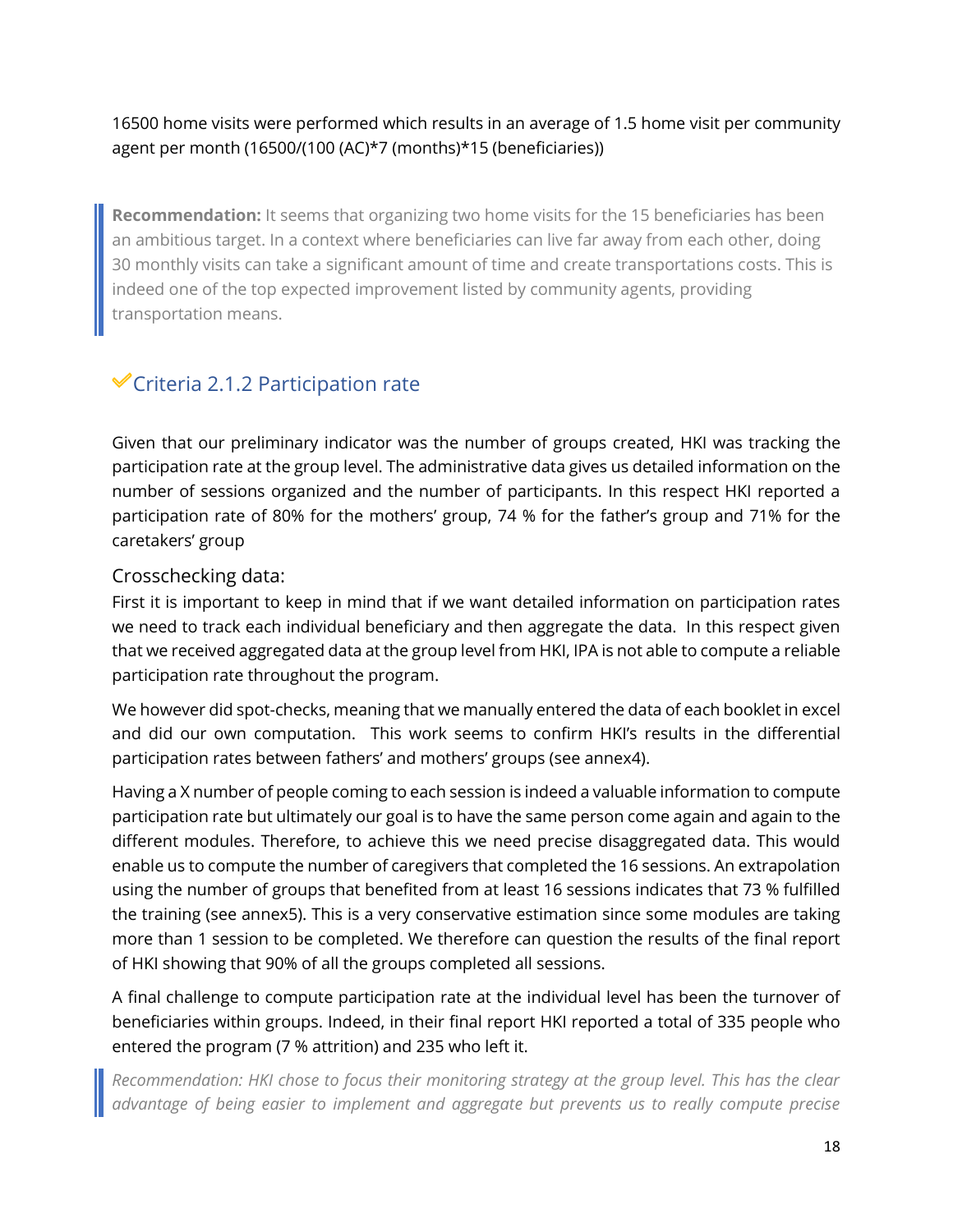16500 home visits were performed which results in an average of 1.5 home visit per community agent per month (16500/(100 (AC)*7 (months)*15 (beneficiaries))

> **Recommendation:** It seems that organizing two home visits for the 15 beneficiaries has been an ambitious target. In a context where beneficiaries can live far away from each other, doing 30 monthly visits can take a significant amount of time and create transportations costs. This is indeed one of the top expected improvement listed by community agents, providing transportation means.

## ✔Criteria 2.1.2 Participation rate

Given that our preliminary indicator was the number of groups created, HKI was tracking the participation rate at the group level. The administrative data gives us detailed information on the number of sessions organized and the number of participants. In this respect HKI reported a participation rate of 80% for the mothers' group, 74 % for the father's group and 71% for the caretakers' group

### Crosschecking data:

First it is important to keep in mind that if we want detailed information on participation rates we need to track each individual beneficiary and then aggregate the data. In this respect given that we received aggregated data at the group level from HKI, IPA is not able to compute a reliable participation rate throughout the program.

We however did spot-checks, meaning that we manually entered the data of each booklet in excel and did our own computation. This work seems to confirm HKI's results in the differential participation rates between fathers' and mothers' groups (see annex4).

Having a X number of people coming to each session is indeed a valuable information to compute participation rate but ultimately our goal is to have the same person come again and again to the different modules. Therefore, to achieve this we need precise disaggregated data. This would enable us to compute the number of caregivers that completed the 16 sessions. An extrapolation using the number of groups that benefited from at least 16 sessions indicates that 73 % fulfilled the training (see annex5). This is a very conservative estimation since some modules are taking more than 1 session to be completed. We therefore can question the results of the final report of HKI showing that 90% of all the groups completed all sessions.

A final challenge to compute participation rate at the individual level has been the turnover of beneficiaries within groups. Indeed, in their final report HKI reported a total of 335 people who entered the program (7 % attrition) and 235 who left it.

> *Recommendation: HKI chose to focus their monitoring strategy at the group level. This has the clear advantage of being easier to implement and aggregate but prevents us to really compute precise*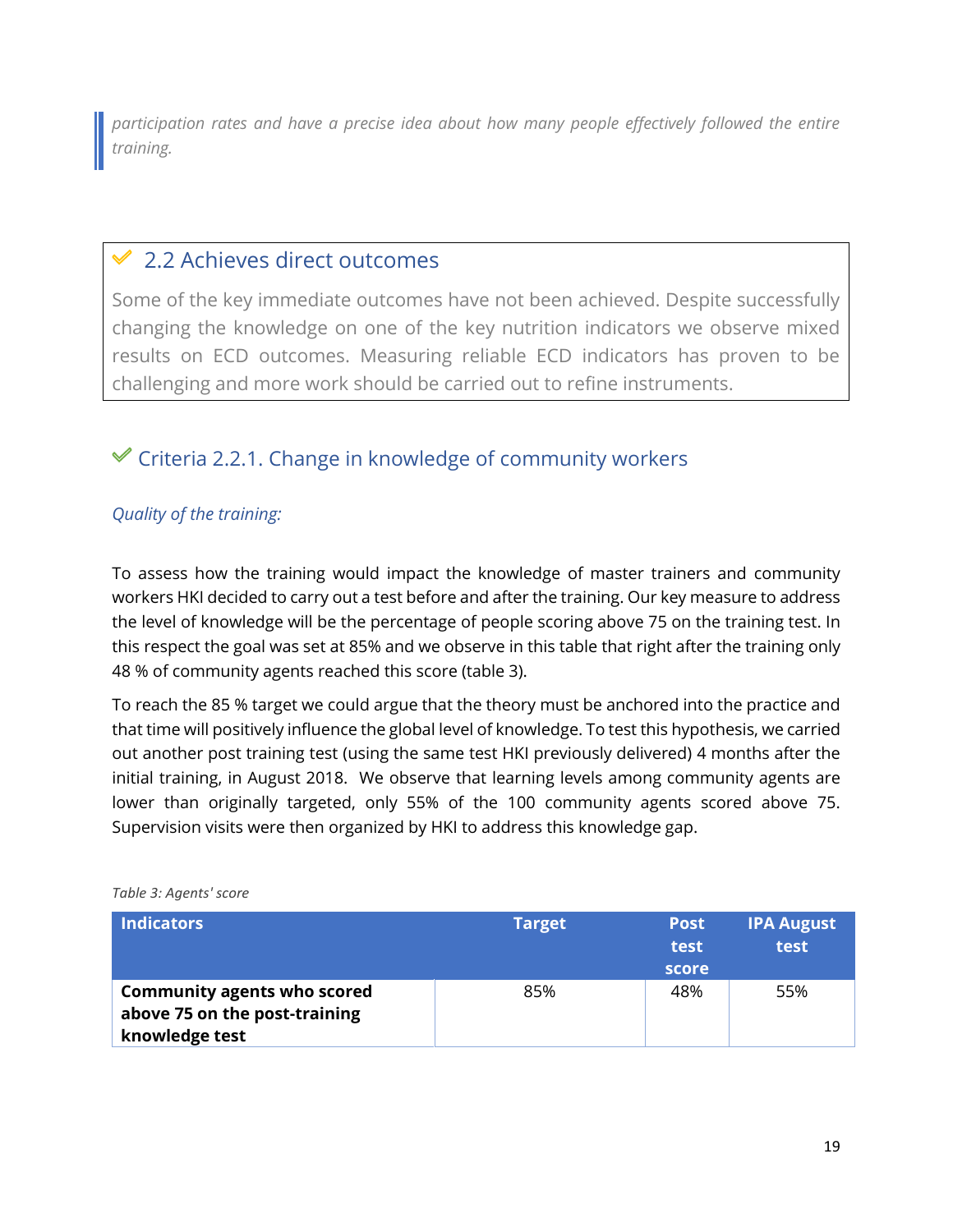> *participation rates and have a precise idea about how many people effectively followed the entire training.*

## ✓ 2.2 Achieves direct outcomes

Some of the key immediate outcomes have not been achieved. Despite successfully changing the knowledge on one of the key nutrition indicators we observe mixed results on ECD outcomes. Measuring reliable ECD indicators has proven to be challenging and more work should be carried out to refine instruments.

### ✓ Criteria 2.2.1. Change in knowledge of community workers

*Quality of the training:*

To assess how the training would impact the knowledge of master trainers and community workers HKI decided to carry out a test before and after the training. Our key measure to address the level of knowledge will be the percentage of people scoring above 75 on the training test. In this respect the goal was set at 85% and we observe in this table that right after the training only 48 % of community agents reached this score (table 3).

To reach the 85 % target we could argue that the theory must be anchored into the practice and that time will positively influence the global level of knowledge. To test this hypothesis, we carried out another post training test (using the same test HKI previously delivered) 4 months after the initial training, in August 2018. We observe that learning levels among community agents are lower than originally targeted, only 55% of the 100 community agents scored above 75. Supervision visits were then organized by HKI to address this knowledge gap.

*Table 3: Agents' score*

| Indicators | Target | Post test score | IPA August test |
|---|---|---|---|
| **Community agents who scored above 75 on the post-training knowledge test** | 85% | 48% | 55% |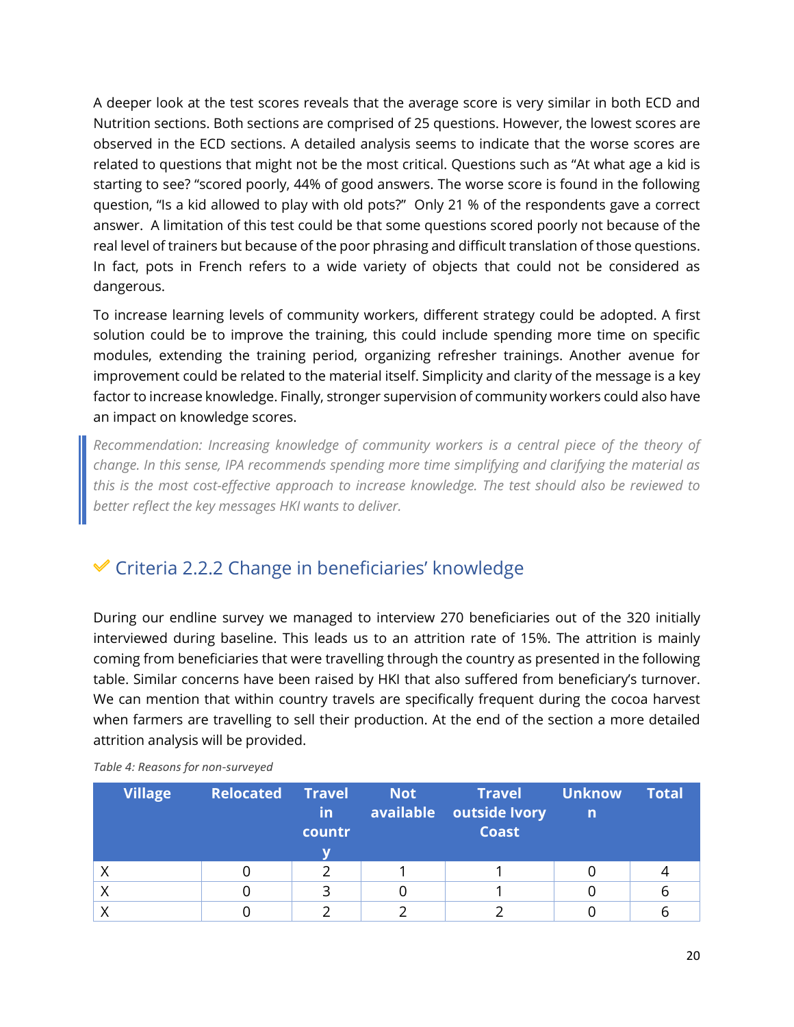A deeper look at the test scores reveals that the average score is very similar in both ECD and Nutrition sections. Both sections are comprised of 25 questions. However, the lowest scores are observed in the ECD sections. A detailed analysis seems to indicate that the worse scores are related to questions that might not be the most critical. Questions such as "At what age a kid is starting to see? "scored poorly, 44% of good answers. The worse score is found in the following question, "Is a kid allowed to play with old pots?" Only 21 % of the respondents gave a correct answer. A limitation of this test could be that some questions scored poorly not because of the real level of trainers but because of the poor phrasing and difficult translation of those questions. In fact, pots in French refers to a wide variety of objects that could not be considered as dangerous.

To increase learning levels of community workers, different strategy could be adopted. A first solution could be to improve the training, this could include spending more time on specific modules, extending the training period, organizing refresher trainings. Another avenue for improvement could be related to the material itself. Simplicity and clarity of the message is a key factor to increase knowledge. Finally, stronger supervision of community workers could also have an impact on knowledge scores.

> *Recommendation: Increasing knowledge of community workers is a central piece of the theory of change. In this sense, IPA recommends spending more time simplifying and clarifying the material as this is the most cost-effective approach to increase knowledge. The test should also be reviewed to better reflect the key messages HKI wants to deliver.*

## ✔ Criteria 2.2.2 Change in beneficiaries' knowledge

During our endline survey we managed to interview 270 beneficiaries out of the 320 initially interviewed during baseline. This leads us to an attrition rate of 15%. The attrition is mainly coming from beneficiaries that were travelling through the country as presented in the following table. Similar concerns have been raised by HKI that also suffered from beneficiary's turnover. We can mention that within country travels are specifically frequent during the cocoa harvest when farmers are travelling to sell their production. At the end of the section a more detailed attrition analysis will be provided.

*Table 4: Reasons for non-surveyed*

| Village | Relocated | Travel in country | Not available | Travel outside Ivory Coast | Unknown | Total |
|---|---|---|---|---|---|---|
| X | 0 | 2 | 1 | 1 | 0 | 4 |
| X | 0 | 3 | 0 | 1 | 0 | 6 |
| X | 0 | 2 | 2 | 2 | 0 | 6 |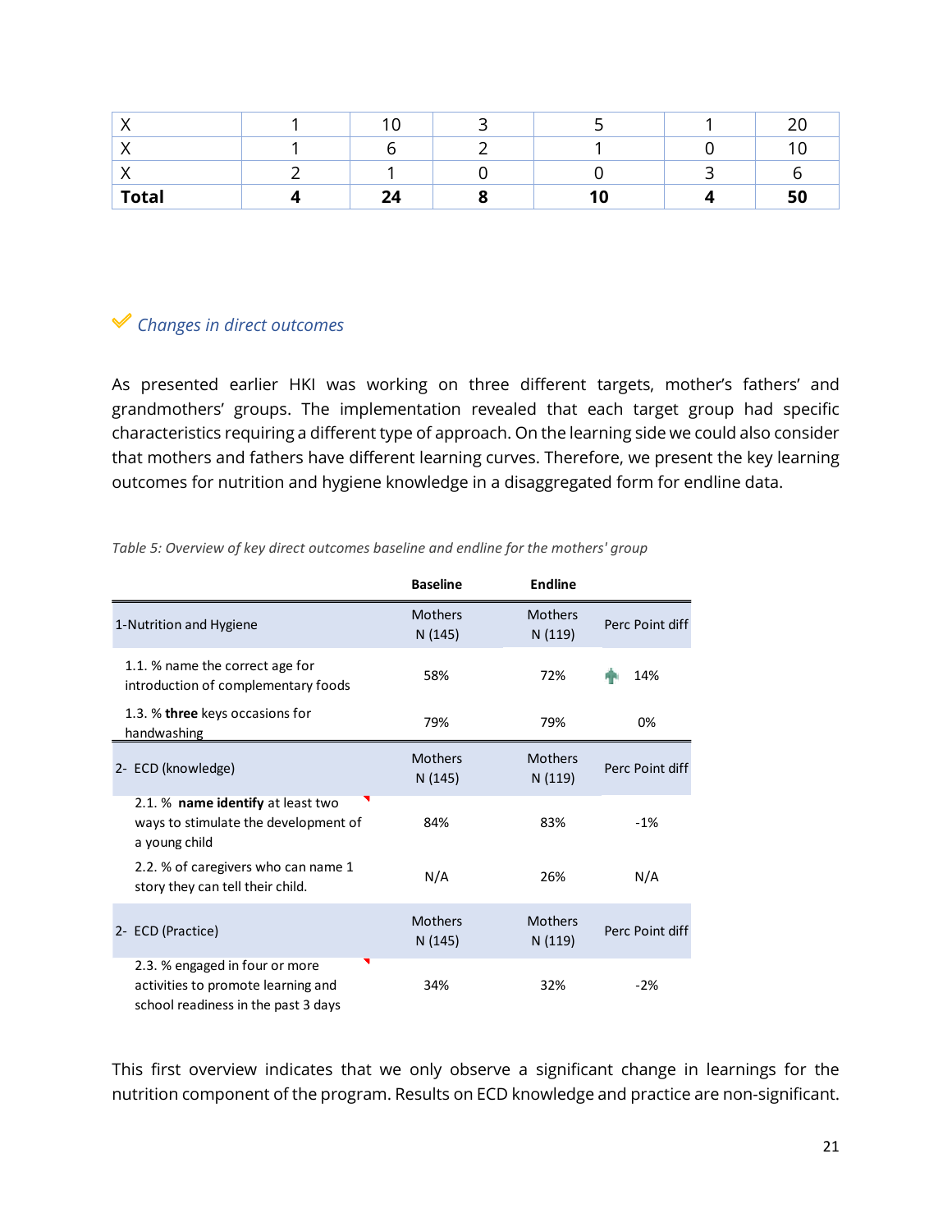| X | 1 | 10 | 3 | 5 | 1 | 20 |
|---|---|---|---|---|---|---|
| X | 1 | 6 | 2 | 1 | 0 | 10 |
| X | 2 | 1 | 0 | 0 | 3 | 6 |
| **Total** | **4** | **24** | **8** | **10** | **4** | **50** |

### *Changes in direct outcomes*

As presented earlier HKI was working on three different targets, mother's fathers' and grandmothers' groups. The implementation revealed that each target group had specific characteristics requiring a different type of approach. On the learning side we could also consider that mothers and fathers have different learning curves. Therefore, we present the key learning outcomes for nutrition and hygiene knowledge in a disaggregated form for endline data.

*Table 5: Overview of key direct outcomes baseline and endline for the mothers' group*

| | **Baseline** | **Endline** | |
|---|---|---|---|
| 1-Nutrition and Hygiene | Mothers N (145) | Mothers N (119) | Perc Point diff |
| 1.1. % name the correct age for introduction of complementary foods | 58% | 72% | 14% |
| 1.3. % **three** keys occasions for handwashing | 79% | 79% | 0% |
| 2- ECD (knowledge) | Mothers N (145) | Mothers N (119) | Perc Point diff |
| 2.1. % **name identify** at least two ways to stimulate the development of a young child | 84% | 83% | -1% |
| 2.2. % of caregivers who can name 1 story they can tell their child. | N/A | 26% | N/A |
| 2- ECD (Practice) | Mothers N (145) | Mothers N (119) | Perc Point diff |
| 2.3. % engaged in four or more activities to promote learning and school readiness in the past 3 days | 34% | 32% | -2% |

This first overview indicates that we only observe a significant change in learnings for the nutrition component of the program. Results on ECD knowledge and practice are non-significant.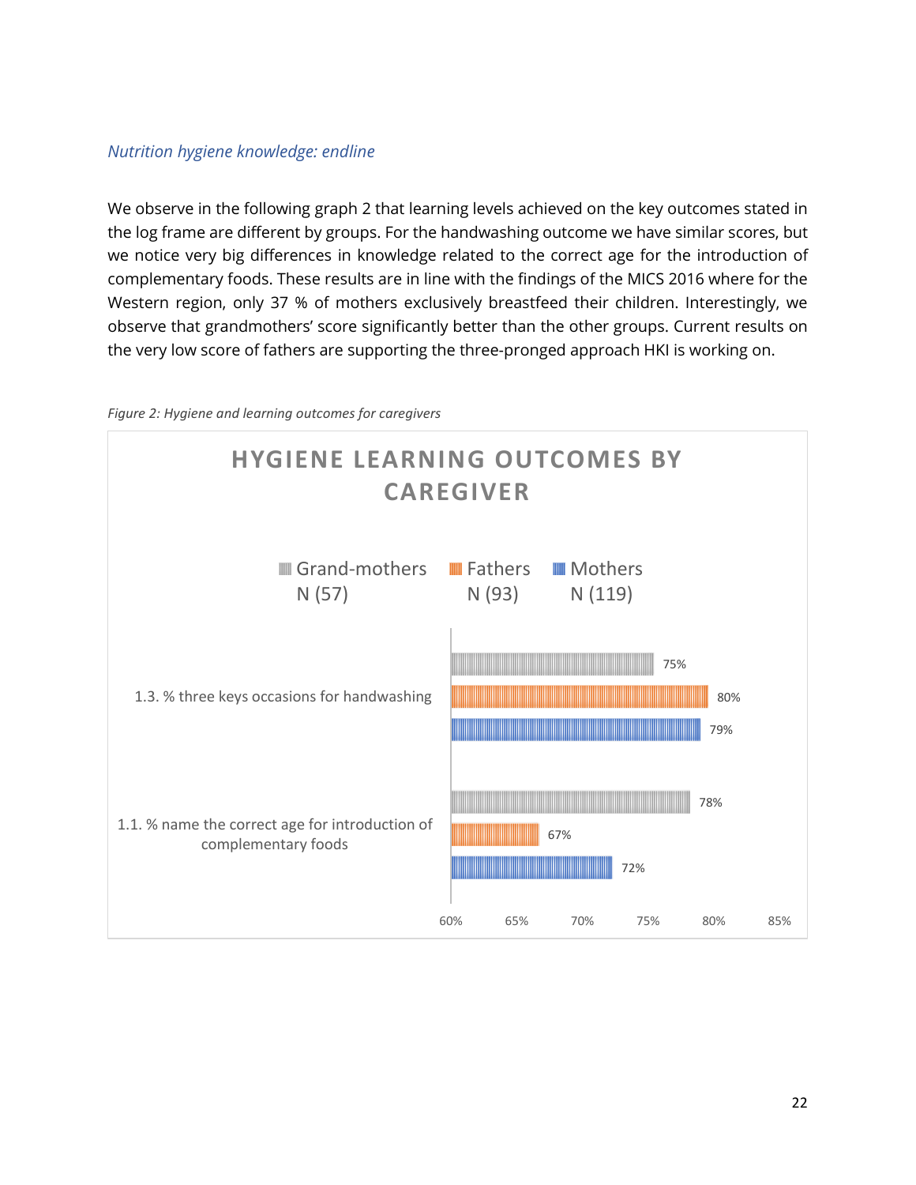*Nutrition hygiene knowledge: endline*

We observe in the following graph 2 that learning levels achieved on the key outcomes stated in the log frame are different by groups. For the handwashing outcome we have similar scores, but we notice very big differences in knowledge related to the correct age for the introduction of complementary foods. These results are in line with the findings of the MICS 2016 where for the Western region, only 37 % of mothers exclusively breastfeed their children. Interestingly, we observe that grandmothers' score significantly better than the other groups. Current results on the very low score of fathers are supporting the three-pronged approach HKI is working on.

*Figure 2: Hygiene and learning outcomes for caregivers*

**HYGIENE LEARNING OUTCOMES BY CAREGIVER**

| Outcome | Grand-mothers N (57) | Fathers N (93) | Mothers N (119) |
|---|---|---|---|
| 1.3. % three keys occasions for handwashing | 75% | 80% | 79% |
| 1.1. % name the correct age for introduction of complementary foods | 78% | 67% | 72% |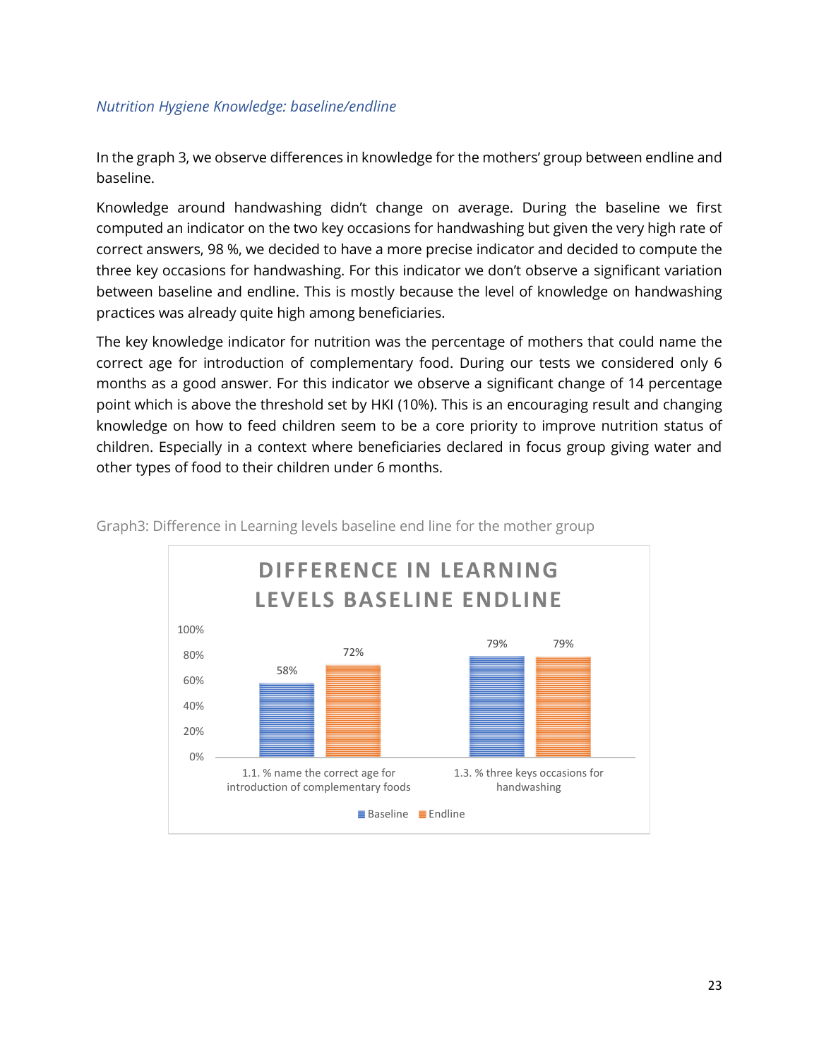*Nutrition Hygiene Knowledge: baseline/endline*

In the graph 3, we observe differences in knowledge for the mothers' group between endline and baseline.

Knowledge around handwashing didn't change on average. During the baseline we first computed an indicator on the two key occasions for handwashing but given the very high rate of correct answers, 98 %, we decided to have a more precise indicator and decided to compute the three key occasions for handwashing. For this indicator we don't observe a significant variation between baseline and endline. This is mostly because the level of knowledge on handwashing practices was already quite high among beneficiaries.

The key knowledge indicator for nutrition was the percentage of mothers that could name the correct age for introduction of complementary food. During our tests we considered only 6 months as a good answer. For this indicator we observe a significant change of 14 percentage point which is above the threshold set by HKI (10%). This is an encouraging result and changing knowledge on how to feed children seem to be a core priority to improve nutrition status of children. Especially in a context where beneficiaries declared in focus group giving water and other types of food to their children under 6 months.

Graph3: Difference in Learning levels baseline end line for the mother group

**DIFFERENCE IN LEARNING LEVELS BASELINE ENDLINE**

| Indicator | Baseline | Endline |
|---|---|---|
| 1.1. % name the correct age for introduction of complementary foods | 58% | 72% |
| 1.3. % three keys occasions for handwashing | 79% | 79% |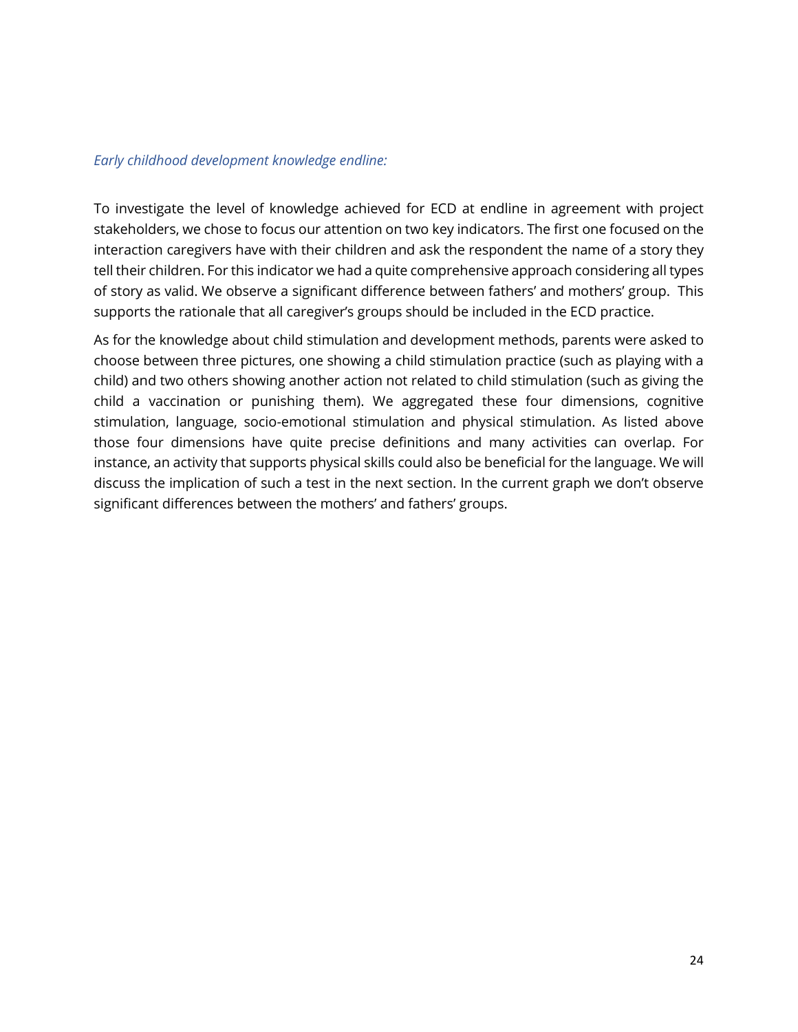*Early childhood development knowledge endline:*

To investigate the level of knowledge achieved for ECD at endline in agreement with project stakeholders, we chose to focus our attention on two key indicators. The first one focused on the interaction caregivers have with their children and ask the respondent the name of a story they tell their children. For this indicator we had a quite comprehensive approach considering all types of story as valid. We observe a significant difference between fathers' and mothers' group. This supports the rationale that all caregiver's groups should be included in the ECD practice.

As for the knowledge about child stimulation and development methods, parents were asked to choose between three pictures, one showing a child stimulation practice (such as playing with a child) and two others showing another action not related to child stimulation (such as giving the child a vaccination or punishing them). We aggregated these four dimensions, cognitive stimulation, language, socio-emotional stimulation and physical stimulation. As listed above those four dimensions have quite precise definitions and many activities can overlap. For instance, an activity that supports physical skills could also be beneficial for the language. We will discuss the implication of such a test in the next section. In the current graph we don't observe significant differences between the mothers' and fathers' groups.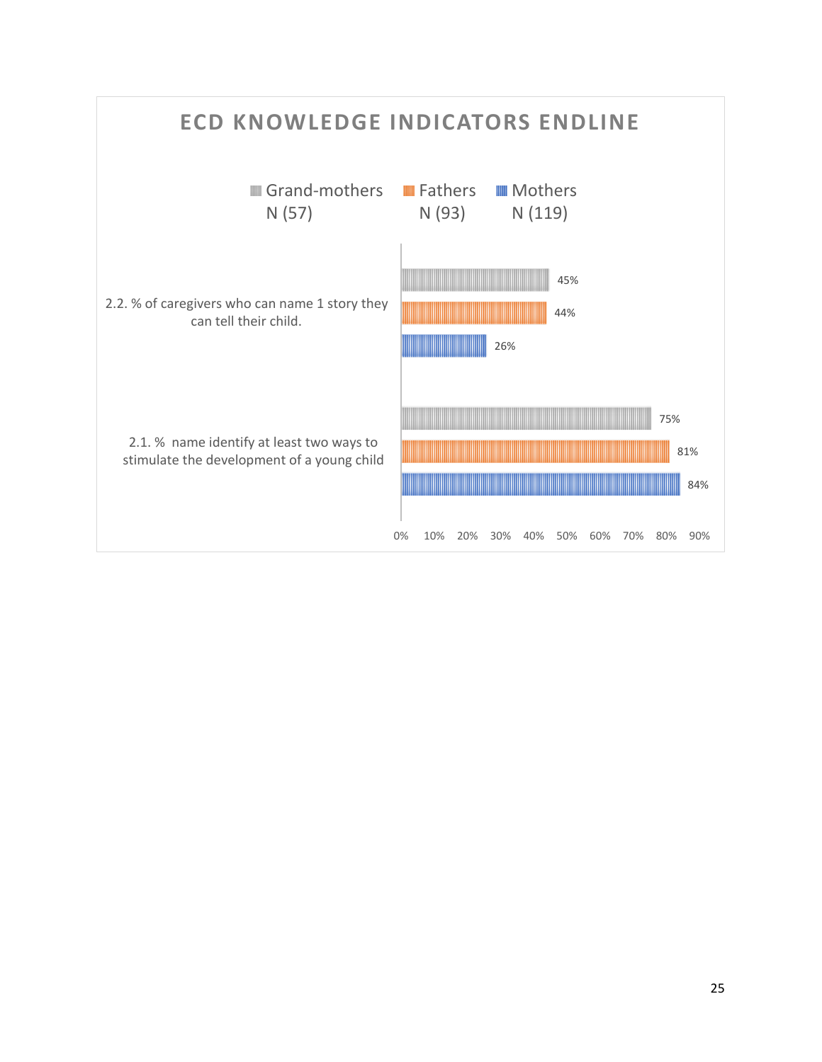## ECD KNOWLEDGE INDICATORS ENDLINE

| Indicator | Grand-mothers N (57) | Fathers N (93) | Mothers N (119) |
|---|---|---|---|
| 2.2. % of caregivers who can name 1 story they can tell their child. | 45% | 44% | 26% |
| 2.1. % name identify at least two ways to stimulate the development of a young child | 75% | 81% | 84% |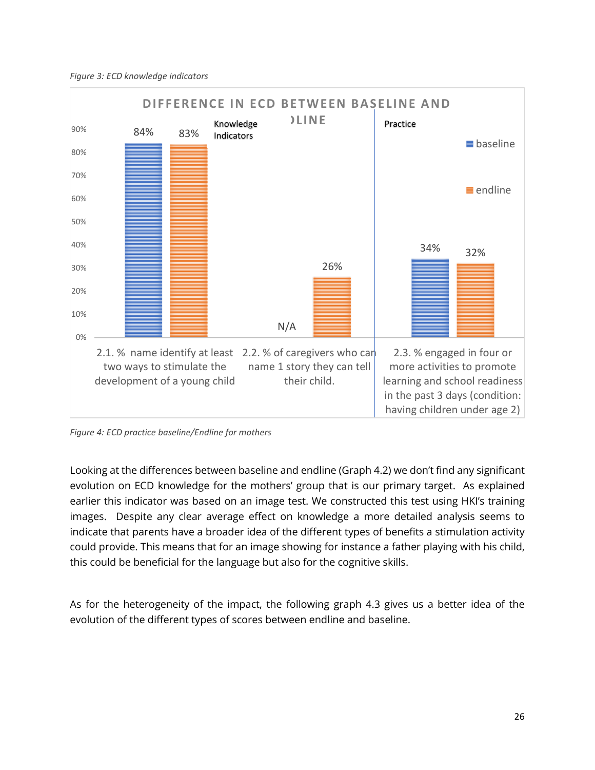*Figure 3: ECD knowledge indicators*

**DIFFERENCE IN ECD BETWEEN BASELINE AND ENDLINE**

| Indicator | Category | baseline | endline |
|---|---|---|---|
| 2.1. % name identify at least two ways to stimulate the development of a young child | Knowledge Indicators | 84% | 83% |
| 2.2. % of caregivers who can name 1 story they can tell their child. | Knowledge Indicators | N/A | 26% |
| 2.3. % engaged in four or more activities to promote learning and school readiness in the past 3 days (condition: having children under age 2) | Practice | 34% | 32% |

*Figure 4: ECD practice baseline/Endline for mothers*

Looking at the differences between baseline and endline (Graph 4.2) we don't find any significant evolution on ECD knowledge for the mothers' group that is our primary target. As explained earlier this indicator was based on an image test. We constructed this test using HKI's training images. Despite any clear average effect on knowledge a more detailed analysis seems to indicate that parents have a broader idea of the different types of benefits a stimulation activity could provide. This means that for an image showing for instance a father playing with his child, this could be beneficial for the language but also for the cognitive skills.

As for the heterogeneity of the impact, the following graph 4.3 gives us a better idea of the evolution of the different types of scores between endline and baseline.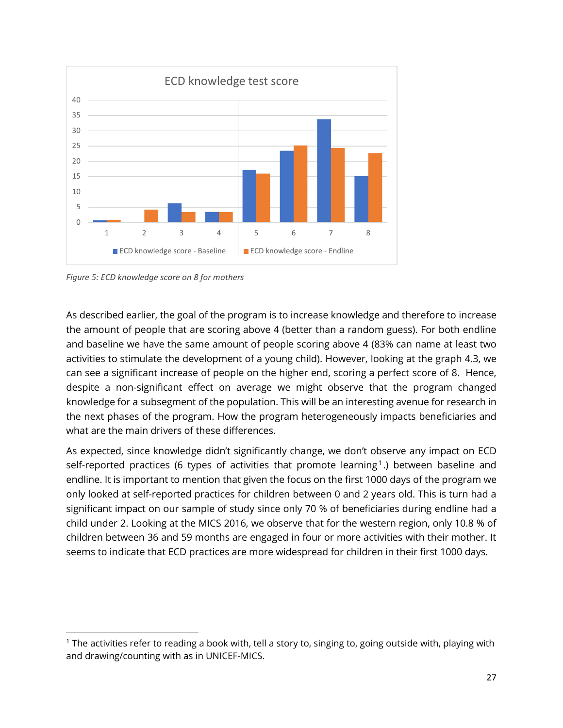*Figure 5: ECD knowledge score on 8 for mothers*

As described earlier, the goal of the program is to increase knowledge and therefore to increase the amount of people that are scoring above 4 (better than a random guess). For both endline and baseline we have the same amount of people scoring above 4 (83% can name at least two activities to stimulate the development of a young child). However, looking at the graph 4.3, we can see a significant increase of people on the higher end, scoring a perfect score of 8. Hence, despite a non-significant effect on average we might observe that the program changed knowledge for a subsegment of the population. This will be an interesting avenue for research in the next phases of the program. How the program heterogeneously impacts beneficiaries and what are the main drivers of these differences.

As expected, since knowledge didn't significantly change, we don't observe any impact on ECD self-reported practices (6 types of activities that promote learning[1].) between baseline and endline. It is important to mention that given the focus on the first 1000 days of the program we only looked at self-reported practices for children between 0 and 2 years old. This is turn had a significant impact on our sample of study since only 70 % of beneficiaries during endline had a child under 2. Looking at the MICS 2016, we observe that for the western region, only 10.8 % of children between 36 and 59 months are engaged in four or more activities with their mother. It seems to indicate that ECD practices are more widespread for children in their first 1000 days.

[1] The activities refer to reading a book with, tell a story to, singing to, going outside with, playing with and drawing/counting with as in UNICEF-MICS.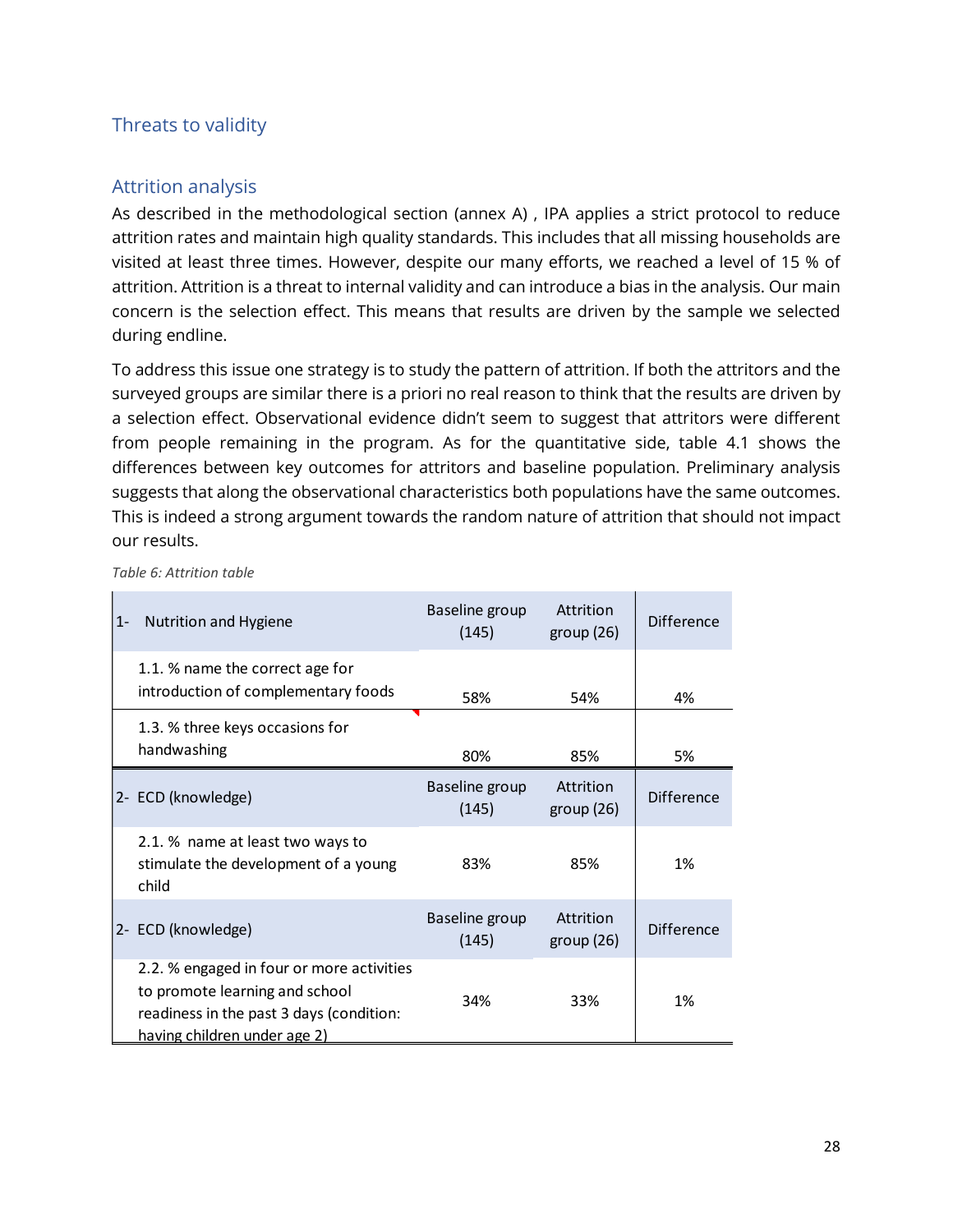## Threats to validity

### Attrition analysis

As described in the methodological section (annex A) , IPA applies a strict protocol to reduce attrition rates and maintain high quality standards. This includes that all missing households are visited at least three times. However, despite our many efforts, we reached a level of 15 % of attrition. Attrition is a threat to internal validity and can introduce a bias in the analysis. Our main concern is the selection effect. This means that results are driven by the sample we selected during endline.

To address this issue one strategy is to study the pattern of attrition. If both the attritors and the surveyed groups are similar there is a priori no real reason to think that the results are driven by a selection effect. Observational evidence didn't seem to suggest that attritors were different from people remaining in the program. As for the quantitative side, table 4.1 shows the differences between key outcomes for attritors and baseline population. Preliminary analysis suggests that along the observational characteristics both populations have the same outcomes. This is indeed a strong argument towards the random nature of attrition that should not impact our results.

*Table 6: Attrition table*

| 1- Nutrition and Hygiene | Baseline group (145) | Attrition group (26) | Difference |
|---|---|---|---|
| 1.1. % name the correct age for introduction of complementary foods | 58% | 54% | 4% |
| 1.3. % three keys occasions for handwashing | 80% | 85% | 5% |
| **2- ECD (knowledge)** | **Baseline group (145)** | **Attrition group (26)** | **Difference** |
| 2.1. % name at least two ways to stimulate the development of a young child | 83% | 85% | 1% |
| **2- ECD (knowledge)** | **Baseline group (145)** | **Attrition group (26)** | **Difference** |
| 2.2. % engaged in four or more activities to promote learning and school readiness in the past 3 days (condition: having children under age 2) | 34% | 33% | 1% |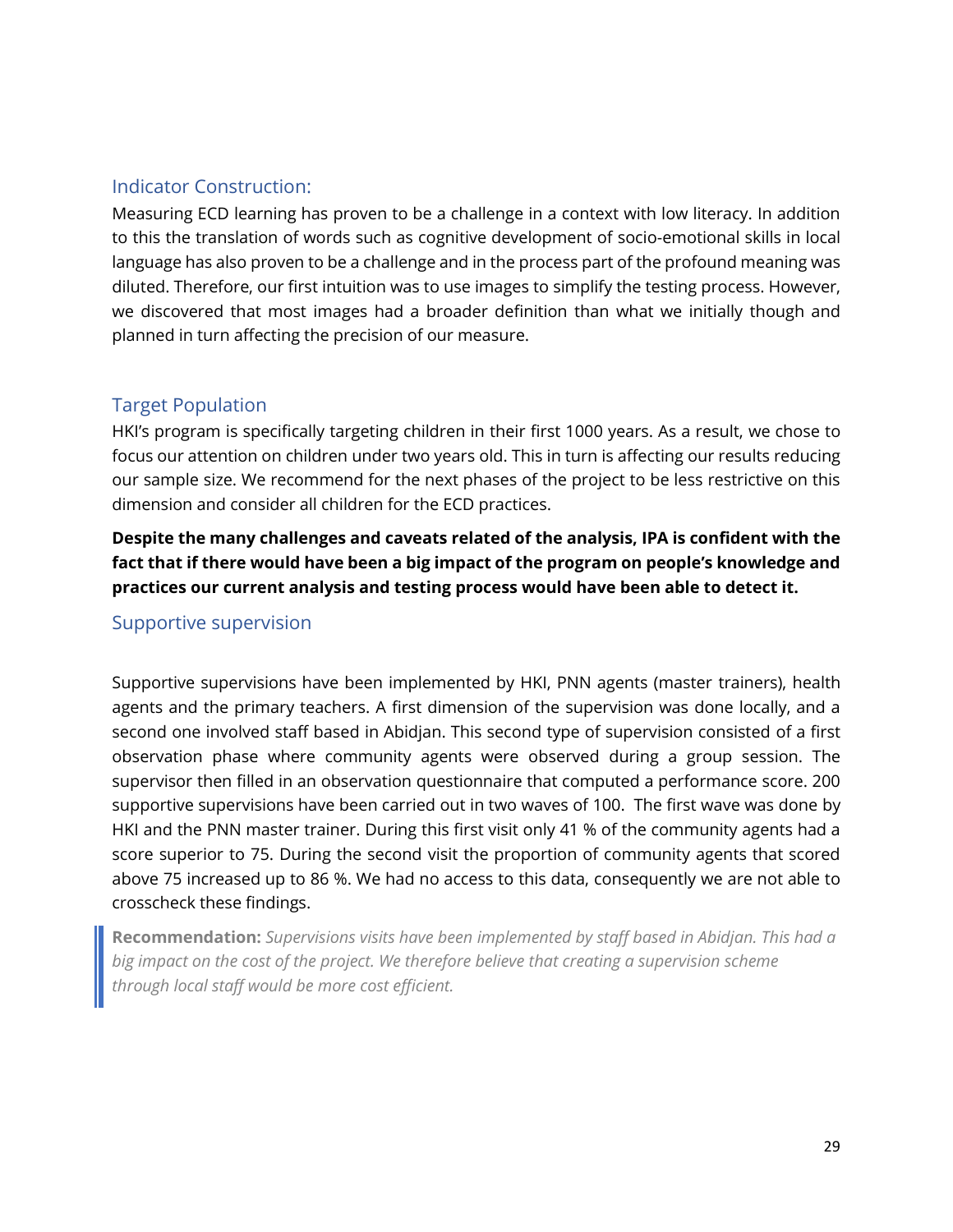### Indicator Construction:

Measuring ECD learning has proven to be a challenge in a context with low literacy. In addition to this the translation of words such as cognitive development of socio-emotional skills in local language has also proven to be a challenge and in the process part of the profound meaning was diluted. Therefore, our first intuition was to use images to simplify the testing process. However, we discovered that most images had a broader definition than what we initially though and planned in turn affecting the precision of our measure.

### Target Population

HKI's program is specifically targeting children in their first 1000 years. As a result, we chose to focus our attention on children under two years old. This in turn is affecting our results reducing our sample size. We recommend for the next phases of the project to be less restrictive on this dimension and consider all children for the ECD practices.

**Despite the many challenges and caveats related of the analysis, IPA is confident with the fact that if there would have been a big impact of the program on people's knowledge and practices our current analysis and testing process would have been able to detect it.**

### Supportive supervision

Supportive supervisions have been implemented by HKI, PNN agents (master trainers), health agents and the primary teachers. A first dimension of the supervision was done locally, and a second one involved staff based in Abidjan. This second type of supervision consisted of a first observation phase where community agents were observed during a group session. The supervisor then filled in an observation questionnaire that computed a performance score. 200 supportive supervisions have been carried out in two waves of 100. The first wave was done by HKI and the PNN master trainer. During this first visit only 41 % of the community agents had a score superior to 75. During the second visit the proportion of community agents that scored above 75 increased up to 86 %. We had no access to this data, consequently we are not able to crosscheck these findings.

> **Recommendation:** *Supervisions visits have been implemented by staff based in Abidjan. This had a big impact on the cost of the project. We therefore believe that creating a supervision scheme through local staff would be more cost efficient.*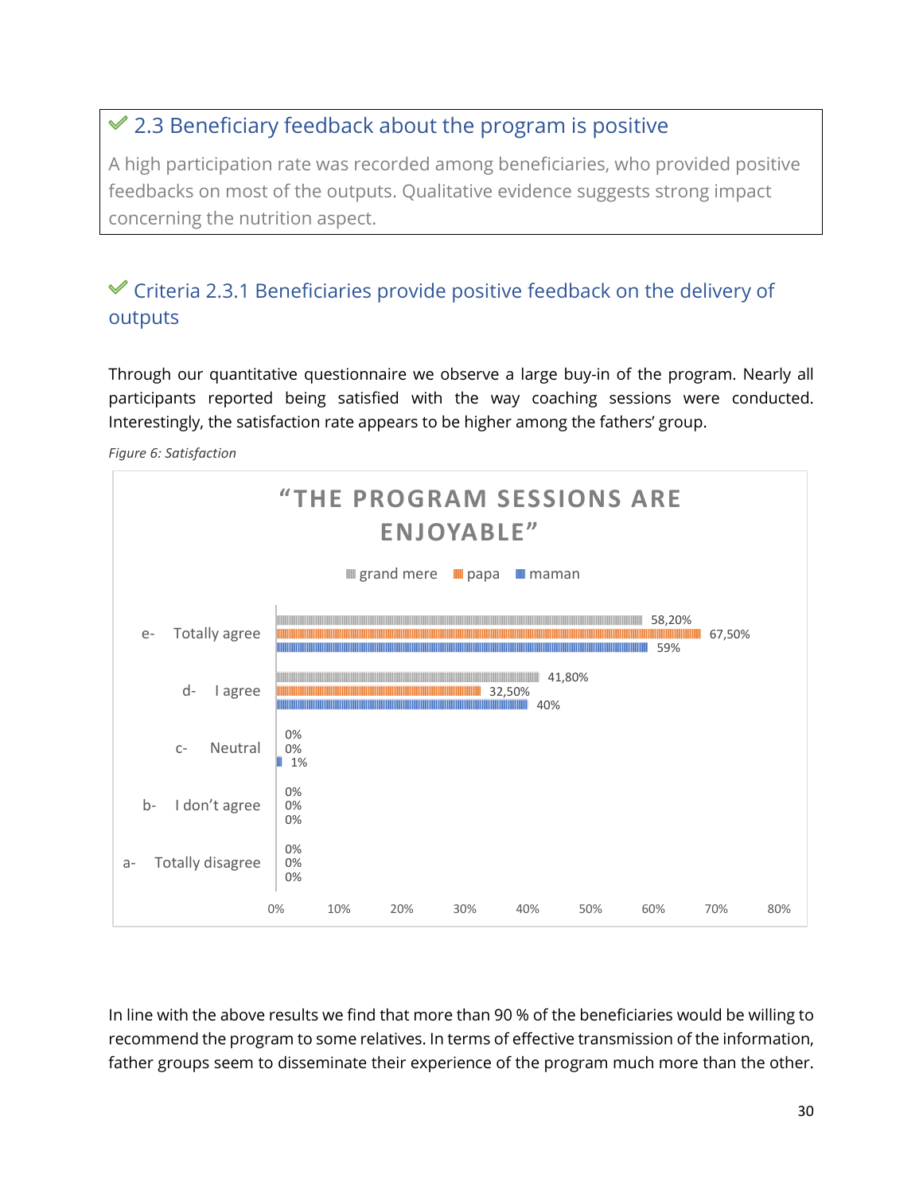## ✓ 2.3 Beneficiary feedback about the program is positive

A high participation rate was recorded among beneficiaries, who provided positive feedbacks on most of the outputs. Qualitative evidence suggests strong impact concerning the nutrition aspect.

### ✓ Criteria 2.3.1 Beneficiaries provide positive feedback on the delivery of outputs

Through our quantitative questionnaire we observe a large buy-in of the program. Nearly all participants reported being satisfied with the way coaching sessions were conducted. Interestingly, the satisfaction rate appears to be higher among the fathers' group.

*Figure 6: Satisfaction*

**"THE PROGRAM SESSIONS ARE ENJOYABLE"**

| | grand mere | papa | maman |
|---|---|---|---|
| e- Totally agree | 58,20% | 67,50% | 59% |
| d- I agree | 41,80% | 32,50% | 40% |
| c- Neutral | 0% | 0% | 1% |
| b- I don't agree | 0% | 0% | 0% |
| a- Totally disagree | 0% | 0% | 0% |

In line with the above results we find that more than 90 % of the beneficiaries would be willing to recommend the program to some relatives. In terms of effective transmission of the information, father groups seem to disseminate their experience of the program much more than the other.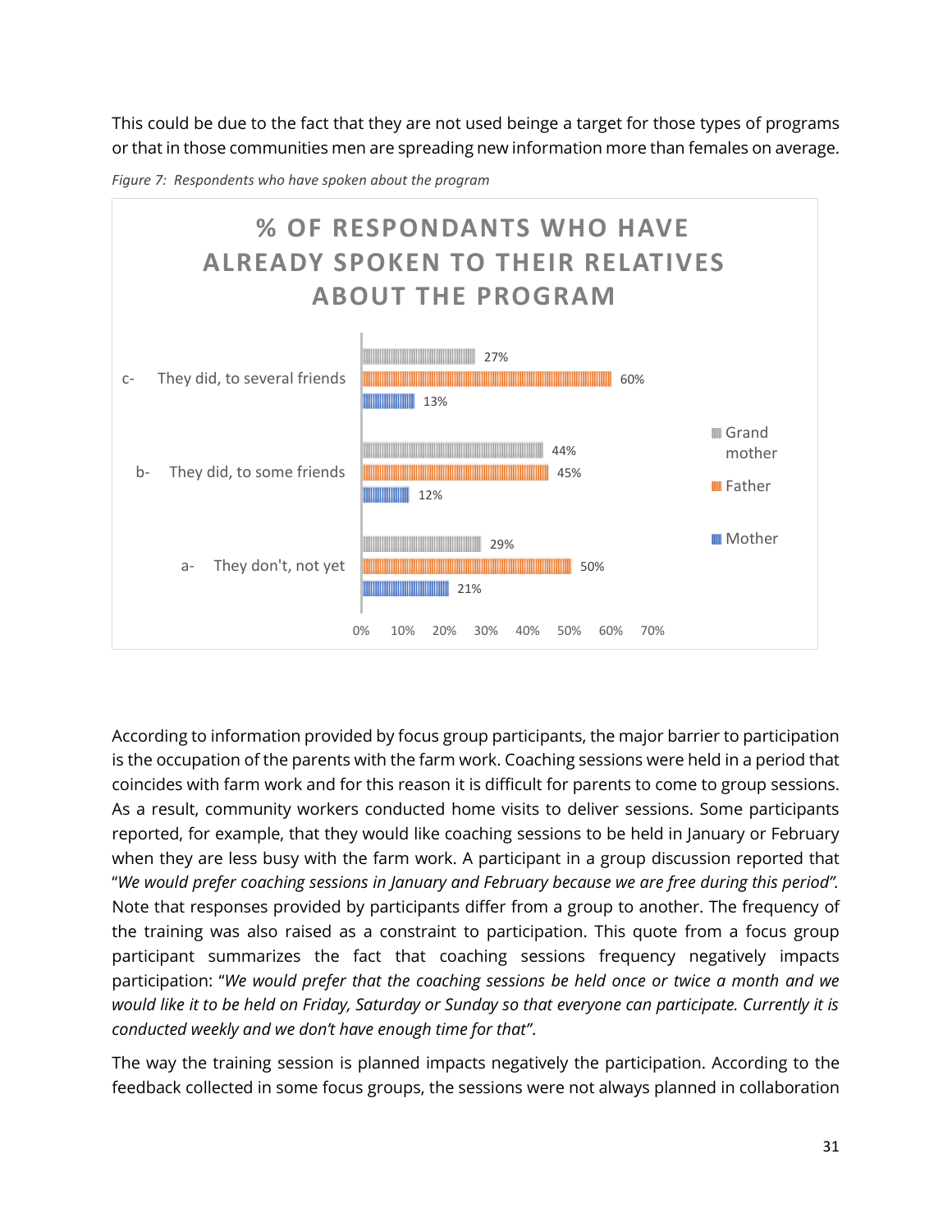This could be due to the fact that they are not used beinge a target for those types of programs or that in those communities men are spreading new information more than females on average.

*Figure 7: Respondents who have spoken about the program*

**% OF RESPONDANTS WHO HAVE ALREADY SPOKEN TO THEIR RELATIVES ABOUT THE PROGRAM**

| | Grand mother | Father | Mother |
|---|---|---|---|
| c- They did, to several friends | 27% | 60% | 13% |
| b- They did, to some friends | 44% | 45% | 12% |
| a- They don't, not yet | 29% | 50% | 21% |

According to information provided by focus group participants, the major barrier to participation is the occupation of the parents with the farm work. Coaching sessions were held in a period that coincides with farm work and for this reason it is difficult for parents to come to group sessions. As a result, community workers conducted home visits to deliver sessions. Some participants reported, for example, that they would like coaching sessions to be held in January or February when they are less busy with the farm work. A participant in a group discussion reported that "*We would prefer coaching sessions in January and February because we are free during this period".* Note that responses provided by participants differ from a group to another. The frequency of the training was also raised as a constraint to participation. This quote from a focus group participant summarizes the fact that coaching sessions frequency negatively impacts participation: "*We would prefer that the coaching sessions be held once or twice a month and we would like it to be held on Friday, Saturday or Sunday so that everyone can participate. Currently it is conducted weekly and we don't have enough time for that"*.

The way the training session is planned impacts negatively the participation. According to the feedback collected in some focus groups, the sessions were not always planned in collaboration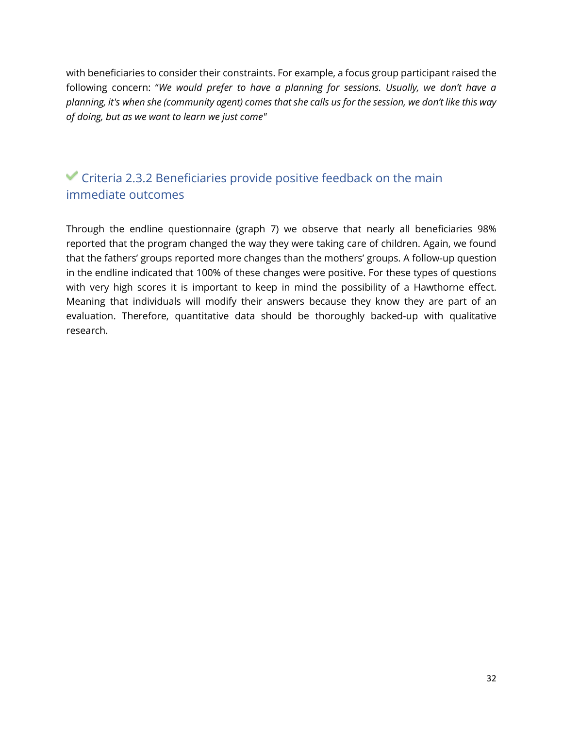with beneficiaries to consider their constraints. For example, a focus group participant raised the following concern: "*We would prefer to have a planning for sessions. Usually, we don't have a planning, it's when she (community agent) comes that she calls us for the session, we don't like this way of doing, but as we want to learn we just come*"

### ✔ Criteria 2.3.2 Beneficiaries provide positive feedback on the main immediate outcomes

Through the endline questionnaire (graph 7) we observe that nearly all beneficiaries 98% reported that the program changed the way they were taking care of children. Again, we found that the fathers' groups reported more changes than the mothers' groups. A follow-up question in the endline indicated that 100% of these changes were positive. For these types of questions with very high scores it is important to keep in mind the possibility of a Hawthorne effect. Meaning that individuals will modify their answers because they know they are part of an evaluation. Therefore, quantitative data should be thoroughly backed-up with qualitative research.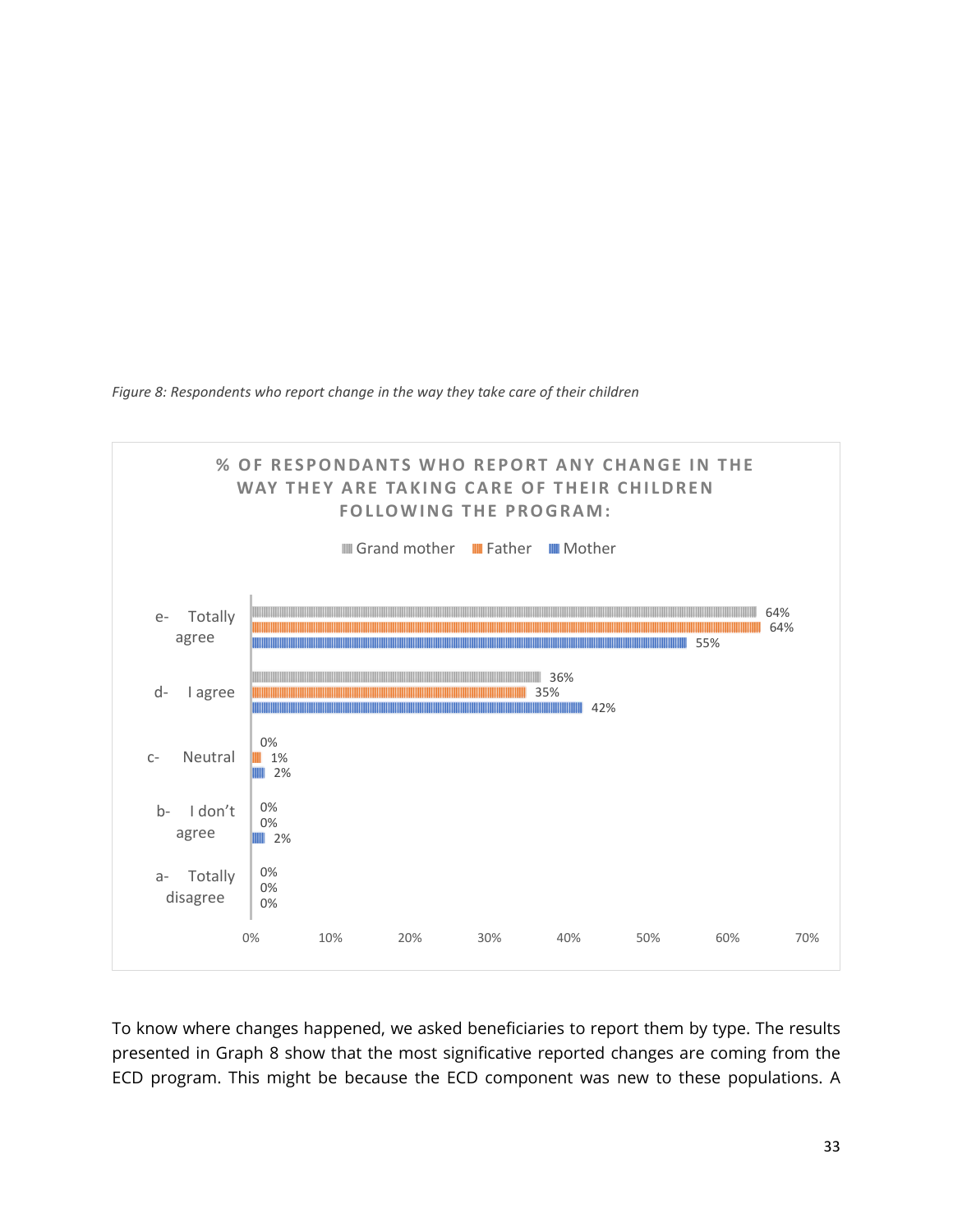*Figure 8: Respondents who report change in the way they take care of their children*

**% OF RESPONDANTS WHO REPORT ANY CHANGE IN THE WAY THEY ARE TAKING CARE OF THEIR CHILDREN FOLLOWING THE PROGRAM:**

| | Grand mother | Father | Mother |
|---|---|---|---|
| e- Totally agree | 64% | 64% | 55% |
| d- I agree | 36% | 35% | 42% |
| c- Neutral | 0% | 1% | 2% |
| b- I don't agree | 0% | 0% | 2% |
| a- Totally disagree | 0% | 0% | 0% |

To know where changes happened, we asked beneficiaries to report them by type. The results presented in Graph 8 show that the most significative reported changes are coming from the ECD program. This might be because the ECD component was new to these populations. A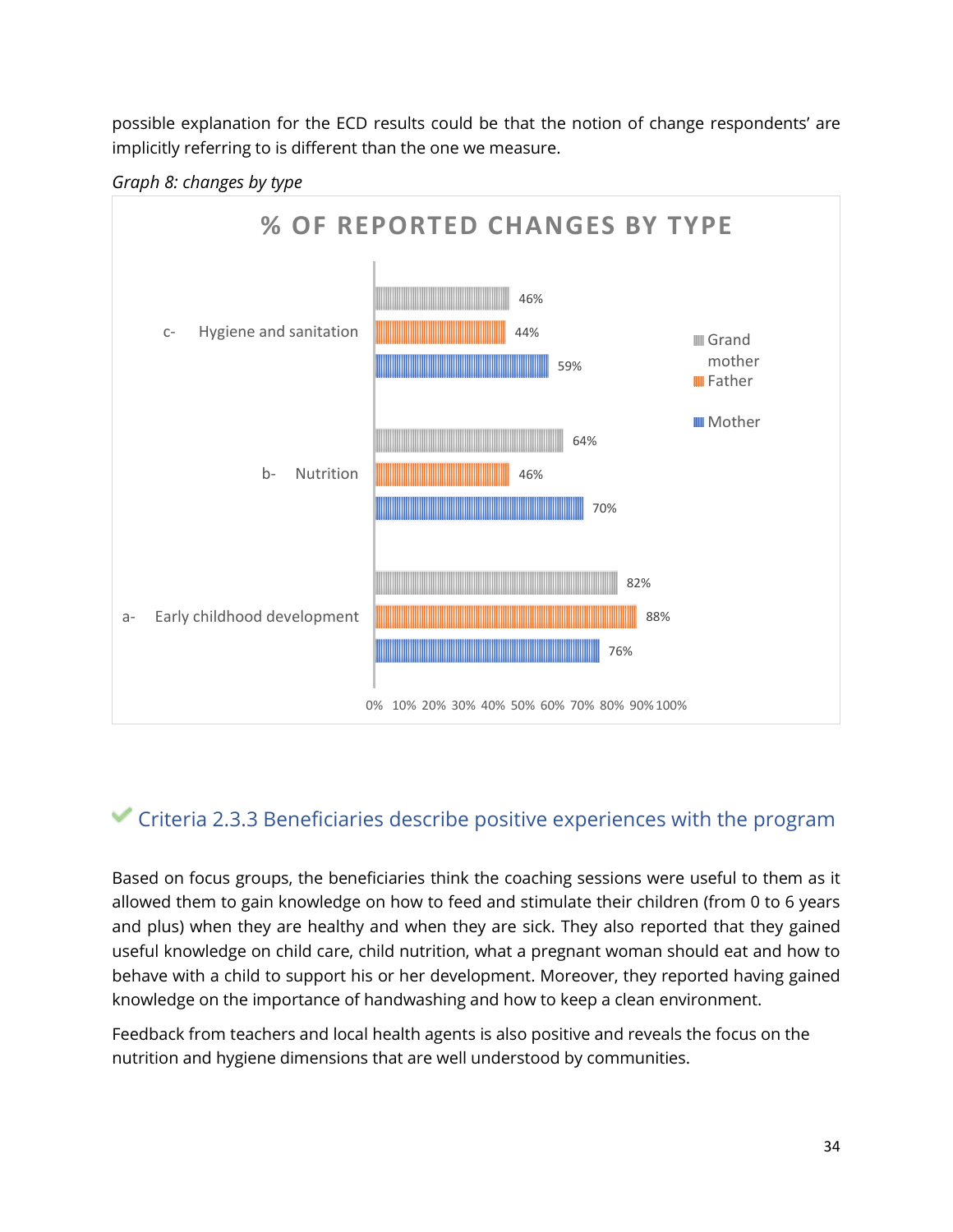possible explanation for the ECD results could be that the notion of change respondents' are implicitly referring to is different than the one we measure.

*Graph 8: changes by type*

**% OF REPORTED CHANGES BY TYPE**

| Type | Grand mother | Father | Mother |
|---|---|---|---|
| c- Hygiene and sanitation | 46% | 44% | 59% |
| b- Nutrition | 64% | 46% | 70% |
| a- Early childhood development | 82% | 88% | 76% |

## ✔ Criteria 2.3.3 Beneficiaries describe positive experiences with the program

Based on focus groups, the beneficiaries think the coaching sessions were useful to them as it allowed them to gain knowledge on how to feed and stimulate their children (from 0 to 6 years and plus) when they are healthy and when they are sick. They also reported that they gained useful knowledge on child care, child nutrition, what a pregnant woman should eat and how to behave with a child to support his or her development. Moreover, they reported having gained knowledge on the importance of handwashing and how to keep a clean environment.

Feedback from teachers and local health agents is also positive and reveals the focus on the nutrition and hygiene dimensions that are well understood by communities.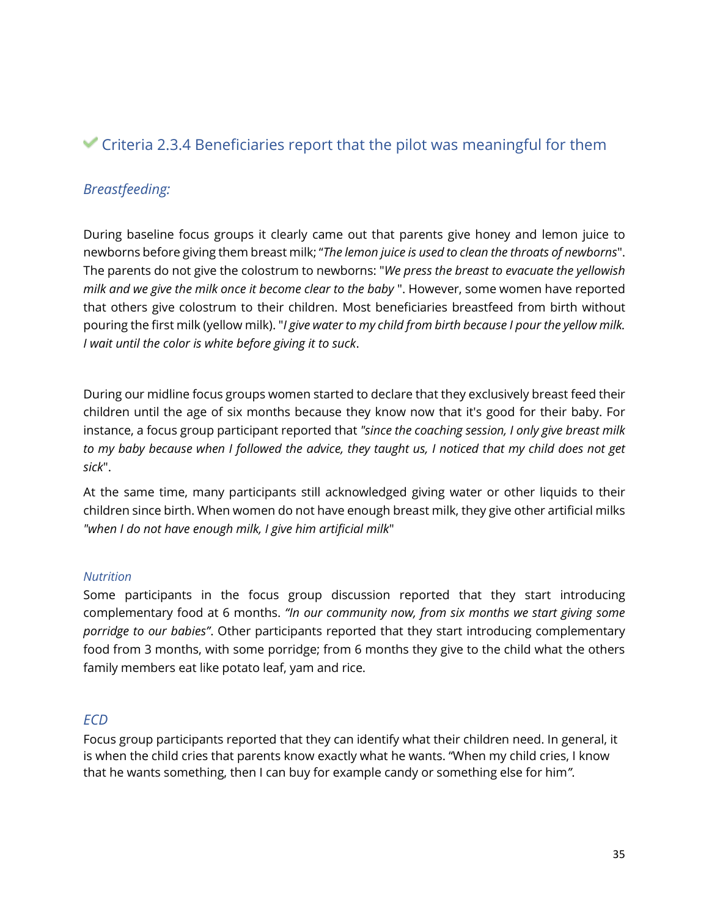## ✔ Criteria 2.3.4 Beneficiaries report that the pilot was meaningful for them

### *Breastfeeding:*

During baseline focus groups it clearly came out that parents give honey and lemon juice to newborns before giving them breast milk; "*The lemon juice is used to clean the throats of newborns*". The parents do not give the colostrum to newborns: "*We press the breast to evacuate the yellowish milk and we give the milk once it become clear to the baby* ". However, some women have reported that others give colostrum to their children. Most beneficiaries breastfeed from birth without pouring the first milk (yellow milk). "*I give water to my child from birth because I pour the yellow milk. I wait until the color is white before giving it to suck*.

During our midline focus groups women started to declare that they exclusively breast feed their children until the age of six months because they know now that it's good for their baby. For instance, a focus group participant reported that *"since the coaching session, I only give breast milk to my baby because when I followed the advice, they taught us, I noticed that my child does not get sick*".

At the same time, many participants still acknowledged giving water or other liquids to their children since birth. When women do not have enough breast milk, they give other artificial milks *"when I do not have enough milk, I give him artificial milk*"

#### *Nutrition*

Some participants in the focus group discussion reported that they start introducing complementary food at 6 months. *"In our community now, from six months we start giving some porridge to our babies"*. Other participants reported that they start introducing complementary food from 3 months, with some porridge; from 6 months they give to the child what the others family members eat like potato leaf, yam and rice.

### *ECD*

Focus group participants reported that they can identify what their children need. In general, it is when the child cries that parents know exactly what he wants. "When my child cries, I know that he wants something, then I can buy for example candy or something else for him".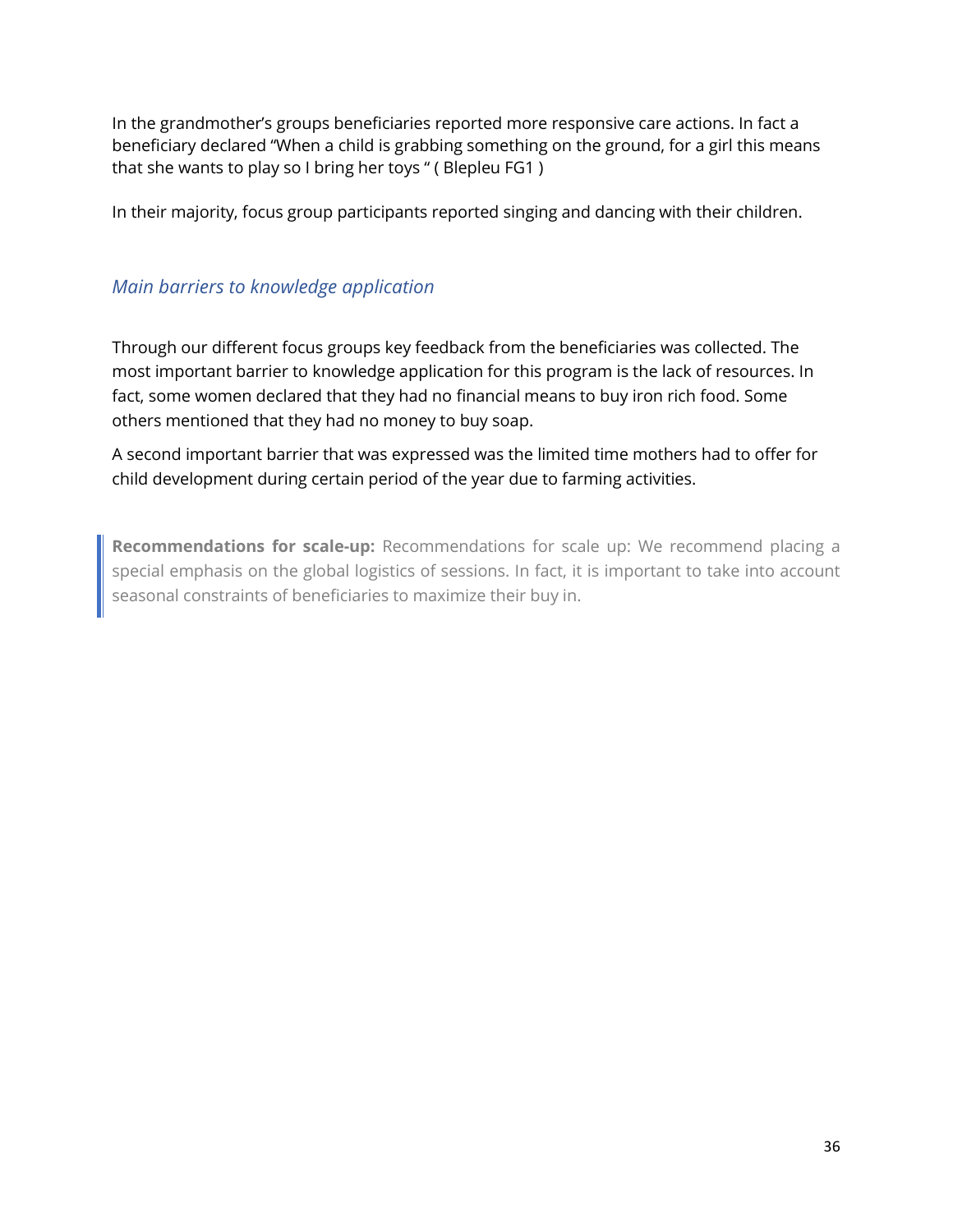In the grandmother's groups beneficiaries reported more responsive care actions. In fact a beneficiary declared "When a child is grabbing something on the ground, for a girl this means that she wants to play so I bring her toys " ( Blepleu FG1 )

In their majority, focus group participants reported singing and dancing with their children.

### *Main barriers to knowledge application*

Through our different focus groups key feedback from the beneficiaries was collected. The most important barrier to knowledge application for this program is the lack of resources. In fact, some women declared that they had no financial means to buy iron rich food. Some others mentioned that they had no money to buy soap.

A second important barrier that was expressed was the limited time mothers had to offer for child development during certain period of the year due to farming activities.

> **Recommendations for scale-up:** Recommendations for scale up: We recommend placing a special emphasis on the global logistics of sessions. In fact, it is important to take into account seasonal constraints of beneficiaries to maximize their buy in.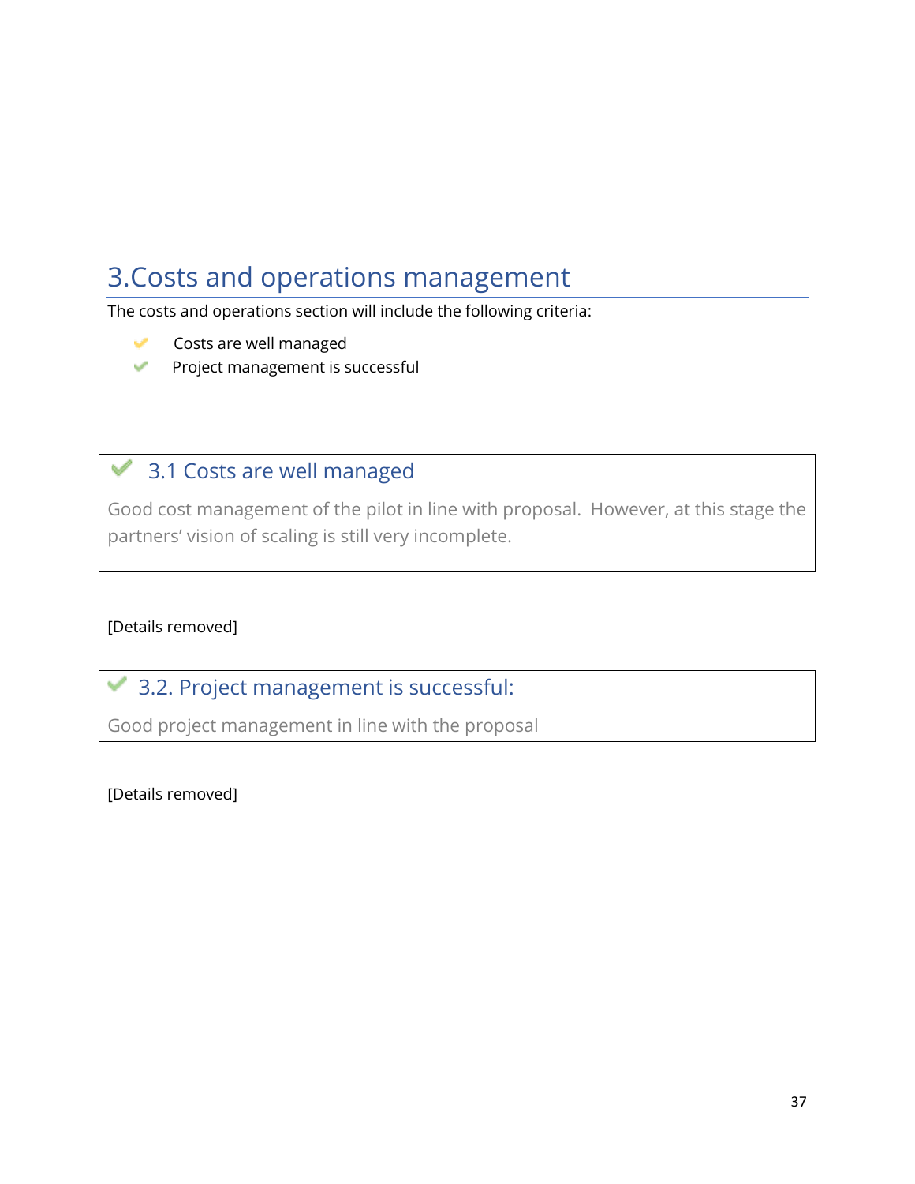# 3.Costs and operations management

The costs and operations section will include the following criteria:

- ✔ Costs are well managed
- ✔ Project management is successful

## ✔ 3.1 Costs are well managed

Good cost management of the pilot in line with proposal. However, at this stage the partners' vision of scaling is still very incomplete.

[Details removed]

## ✔ 3.2. Project management is successful:

Good project management in line with the proposal

[Details removed]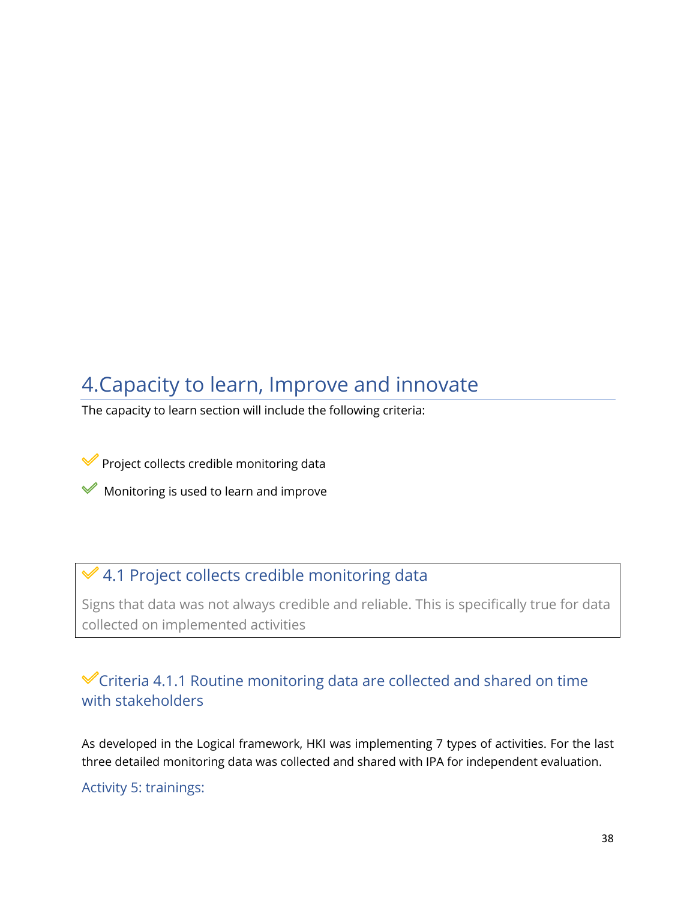# 4.Capacity to learn, Improve and innovate

The capacity to learn section will include the following criteria:

- ✓ Project collects credible monitoring data
- ✓ Monitoring is used to learn and improve

## ✓ 4.1 Project collects credible monitoring data

Signs that data was not always credible and reliable. This is specifically true for data collected on implemented activities

### ✓Criteria 4.1.1 Routine monitoring data are collected and shared on time with stakeholders

As developed in the Logical framework, HKI was implementing 7 types of activities. For the last three detailed monitoring data was collected and shared with IPA for independent evaluation.

#### Activity 5: trainings: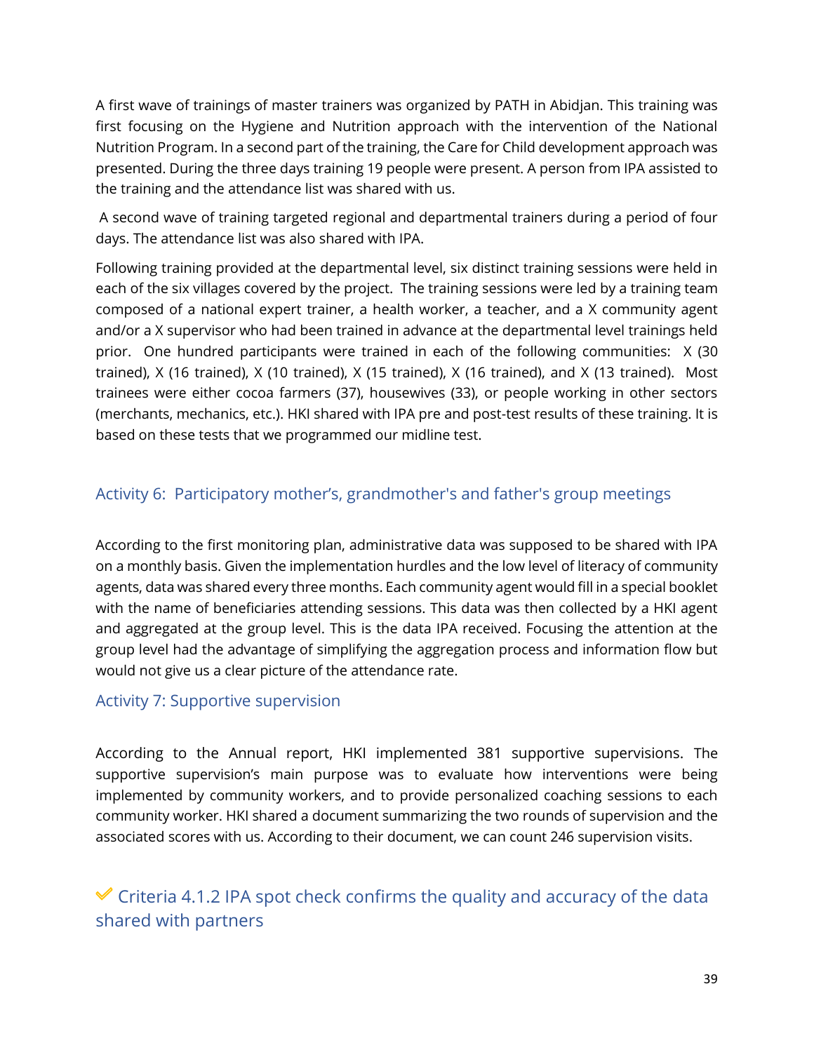A first wave of trainings of master trainers was organized by PATH in Abidjan. This training was first focusing on the Hygiene and Nutrition approach with the intervention of the National Nutrition Program. In a second part of the training, the Care for Child development approach was presented. During the three days training 19 people were present. A person from IPA assisted to the training and the attendance list was shared with us.

A second wave of training targeted regional and departmental trainers during a period of four days. The attendance list was also shared with IPA.

Following training provided at the departmental level, six distinct training sessions were held in each of the six villages covered by the project. The training sessions were led by a training team composed of a national expert trainer, a health worker, a teacher, and a X community agent and/or a X supervisor who had been trained in advance at the departmental level trainings held prior. One hundred participants were trained in each of the following communities: X (30 trained), X (16 trained), X (10 trained), X (15 trained), X (16 trained), and X (13 trained). Most trainees were either cocoa farmers (37), housewives (33), or people working in other sectors (merchants, mechanics, etc.). HKI shared with IPA pre and post-test results of these training. It is based on these tests that we programmed our midline test.

### Activity 6: Participatory mother's, grandmother's and father's group meetings

According to the first monitoring plan, administrative data was supposed to be shared with IPA on a monthly basis. Given the implementation hurdles and the low level of literacy of community agents, data was shared every three months. Each community agent would fill in a special booklet with the name of beneficiaries attending sessions. This data was then collected by a HKI agent and aggregated at the group level. This is the data IPA received. Focusing the attention at the group level had the advantage of simplifying the aggregation process and information flow but would not give us a clear picture of the attendance rate.

### Activity 7: Supportive supervision

According to the Annual report, HKI implemented 381 supportive supervisions. The supportive supervision's main purpose was to evaluate how interventions were being implemented by community workers, and to provide personalized coaching sessions to each community worker. HKI shared a document summarizing the two rounds of supervision and the associated scores with us. According to their document, we can count 246 supervision visits.

## ✔ Criteria 4.1.2 IPA spot check confirms the quality and accuracy of the data shared with partners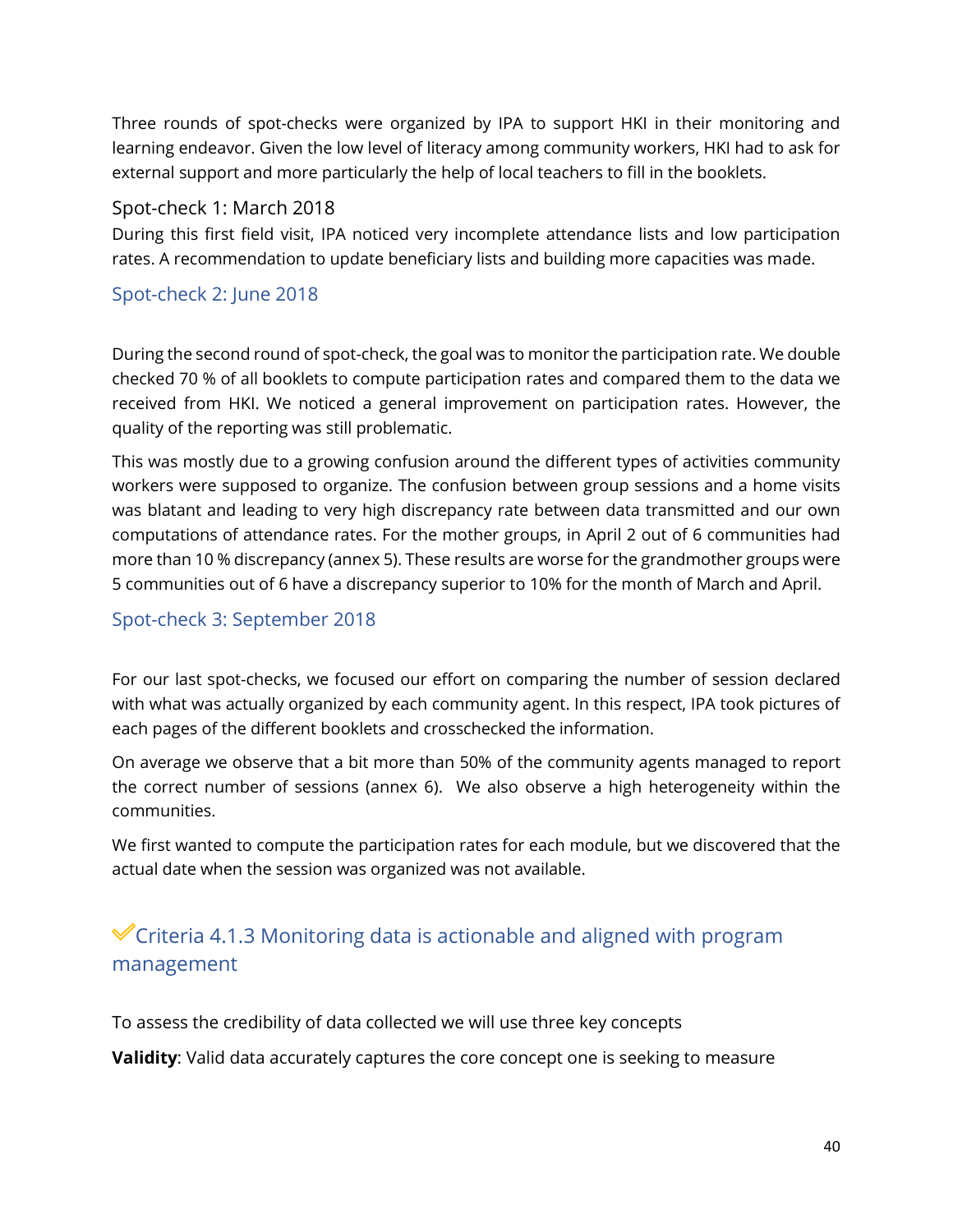Three rounds of spot-checks were organized by IPA to support HKI in their monitoring and learning endeavor. Given the low level of literacy among community workers, HKI had to ask for external support and more particularly the help of local teachers to fill in the booklets.

### Spot-check 1: March 2018

During this first field visit, IPA noticed very incomplete attendance lists and low participation rates. A recommendation to update beneficiary lists and building more capacities was made.

### Spot-check 2: June 2018

During the second round of spot-check, the goal was to monitor the participation rate. We double checked 70 % of all booklets to compute participation rates and compared them to the data we received from HKI. We noticed a general improvement on participation rates. However, the quality of the reporting was still problematic.

This was mostly due to a growing confusion around the different types of activities community workers were supposed to organize. The confusion between group sessions and a home visits was blatant and leading to very high discrepancy rate between data transmitted and our own computations of attendance rates. For the mother groups, in April 2 out of 6 communities had more than 10 % discrepancy (annex 5). These results are worse for the grandmother groups were 5 communities out of 6 have a discrepancy superior to 10% for the month of March and April.

### Spot-check 3: September 2018

For our last spot-checks, we focused our effort on comparing the number of session declared with what was actually organized by each community agent. In this respect, IPA took pictures of each pages of the different booklets and crosschecked the information.

On average we observe that a bit more than 50% of the community agents managed to report the correct number of sessions (annex 6). We also observe a high heterogeneity within the communities.

We first wanted to compute the participation rates for each module, but we discovered that the actual date when the session was organized was not available.

## ✓Criteria 4.1.3 Monitoring data is actionable and aligned with program management

To assess the credibility of data collected we will use three key concepts

**Validity**: Valid data accurately captures the core concept one is seeking to measure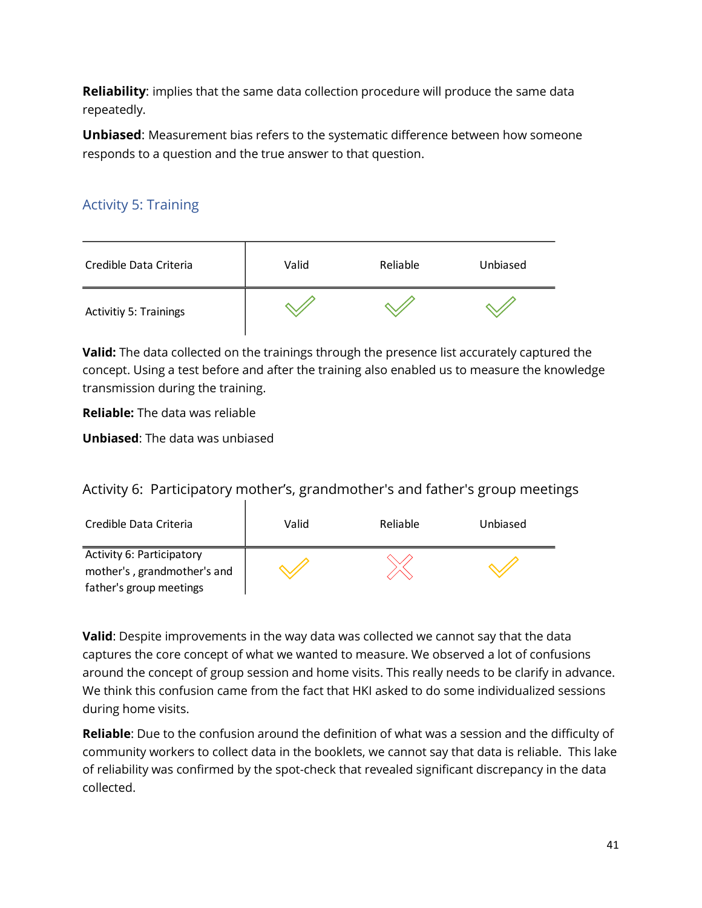**Reliability**: implies that the same data collection procedure will produce the same data repeatedly.

**Unbiased**: Measurement bias refers to the systematic difference between how someone responds to a question and the true answer to that question.

## Activity 5: Training

| Credible Data Criteria | Valid | Reliable | Unbiased |
|---|---|---|---|
| Activitiy 5: Trainings | ✓ | ✓ | ✓ |

**Valid:** The data collected on the trainings through the presence list accurately captured the concept. Using a test before and after the training also enabled us to measure the knowledge transmission during the training.

**Reliable:** The data was reliable

**Unbiased**: The data was unbiased

## Activity 6: Participatory mother's, grandmother's and father's group meetings

| Credible Data Criteria | Valid | Reliable | Unbiased |
|---|---|---|---|
| Activity 6: Participatory mother's , grandmother's and father's group meetings | ✓ | ✗ | ✓ |

**Valid**: Despite improvements in the way data was collected we cannot say that the data captures the core concept of what we wanted to measure. We observed a lot of confusions around the concept of group session and home visits. This really needs to be clarify in advance. We think this confusion came from the fact that HKI asked to do some individualized sessions during home visits.

**Reliable**: Due to the confusion around the definition of what was a session and the difficulty of community workers to collect data in the booklets, we cannot say that data is reliable. This lake of reliability was confirmed by the spot-check that revealed significant discrepancy in the data collected.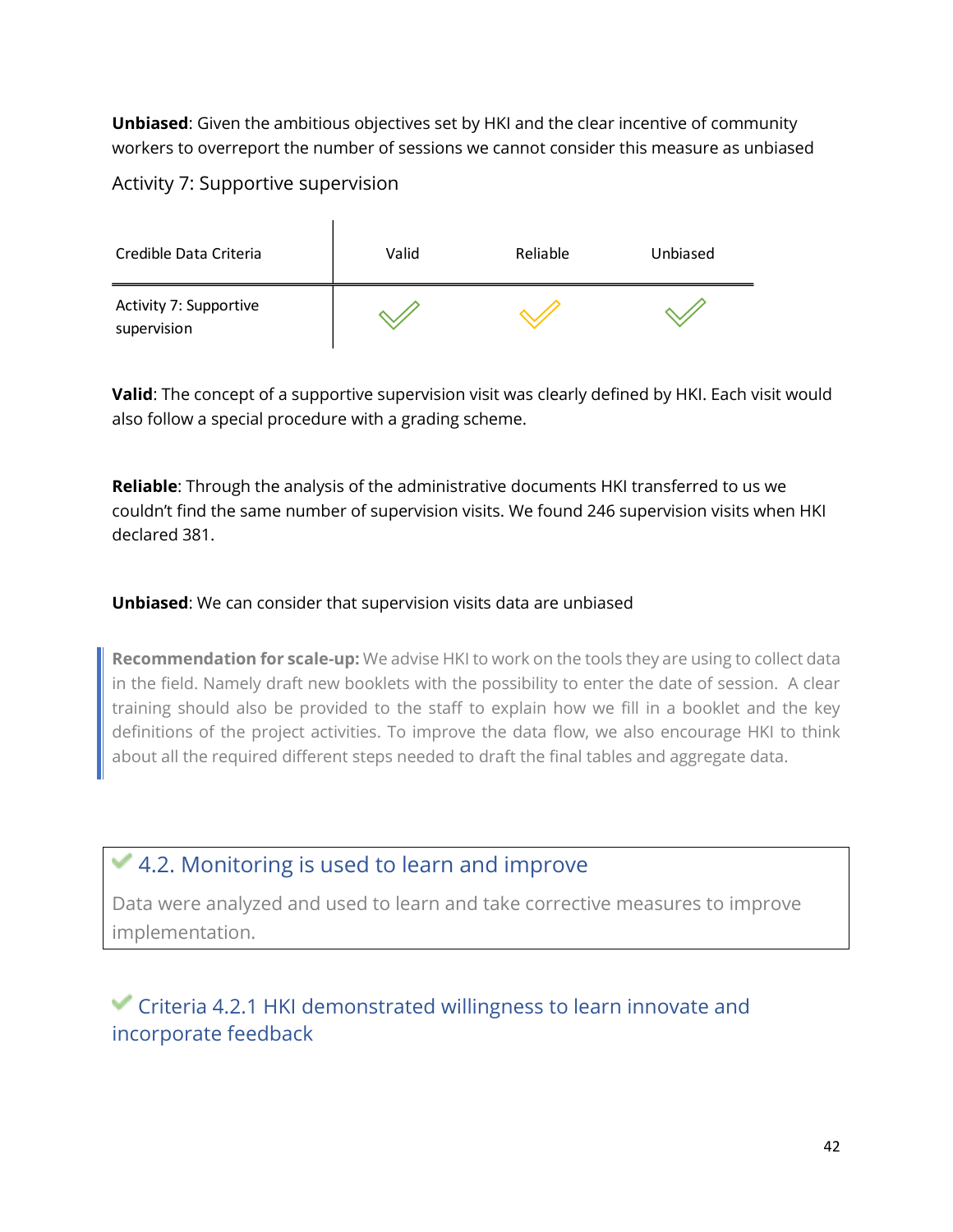**Unbiased**: Given the ambitious objectives set by HKI and the clear incentive of community workers to overreport the number of sessions we cannot consider this measure as unbiased

### Activity 7: Supportive supervision

| Credible Data Criteria | Valid | Reliable | Unbiased |
|---|---|---|---|
| Activity 7: Supportive supervision | ✓ | ✓ | ✓ |

**Valid**: The concept of a supportive supervision visit was clearly defined by HKI. Each visit would also follow a special procedure with a grading scheme.

**Reliable**: Through the analysis of the administrative documents HKI transferred to us we couldn't find the same number of supervision visits. We found 246 supervision visits when HKI declared 381.

**Unbiased**: We can consider that supervision visits data are unbiased

> **Recommendation for scale-up:** We advise HKI to work on the tools they are using to collect data in the field. Namely draft new booklets with the possibility to enter the date of session. A clear training should also be provided to the staff to explain how we fill in a booklet and the key definitions of the project activities. To improve the data flow, we also encourage HKI to think about all the required different steps needed to draft the final tables and aggregate data.

## ✓ 4.2. Monitoring is used to learn and improve

Data were analyzed and used to learn and take corrective measures to improve implementation.

### ✓ Criteria 4.2.1 HKI demonstrated willingness to learn innovate and incorporate feedback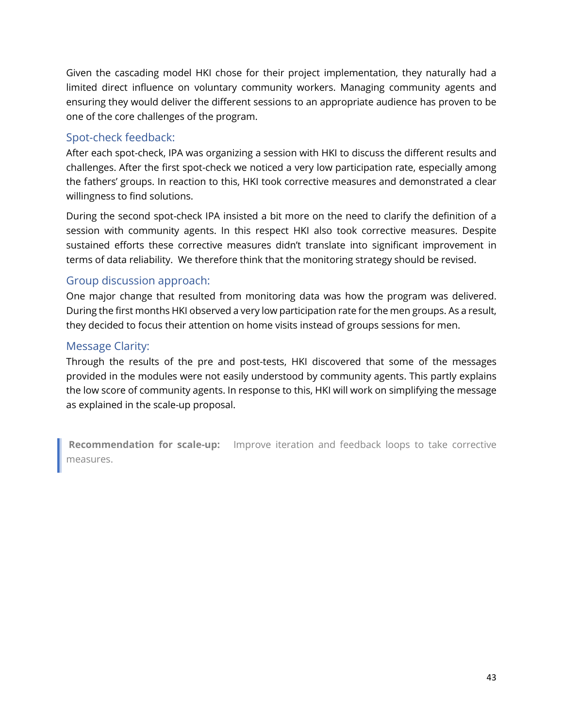Given the cascading model HKI chose for their project implementation, they naturally had a limited direct influence on voluntary community workers. Managing community agents and ensuring they would deliver the different sessions to an appropriate audience has proven to be one of the core challenges of the program.

### Spot-check feedback:

After each spot-check, IPA was organizing a session with HKI to discuss the different results and challenges. After the first spot-check we noticed a very low participation rate, especially among the fathers' groups. In reaction to this, HKI took corrective measures and demonstrated a clear willingness to find solutions.

During the second spot-check IPA insisted a bit more on the need to clarify the definition of a session with community agents. In this respect HKI also took corrective measures. Despite sustained efforts these corrective measures didn't translate into significant improvement in terms of data reliability. We therefore think that the monitoring strategy should be revised.

### Group discussion approach:

One major change that resulted from monitoring data was how the program was delivered. During the first months HKI observed a very low participation rate for the men groups. As a result, they decided to focus their attention on home visits instead of groups sessions for men.

### Message Clarity:

Through the results of the pre and post-tests, HKI discovered that some of the messages provided in the modules were not easily understood by community agents. This partly explains the low score of community agents. In response to this, HKI will work on simplifying the message as explained in the scale-up proposal.

> **Recommendation for scale-up:** Improve iteration and feedback loops to take corrective measures.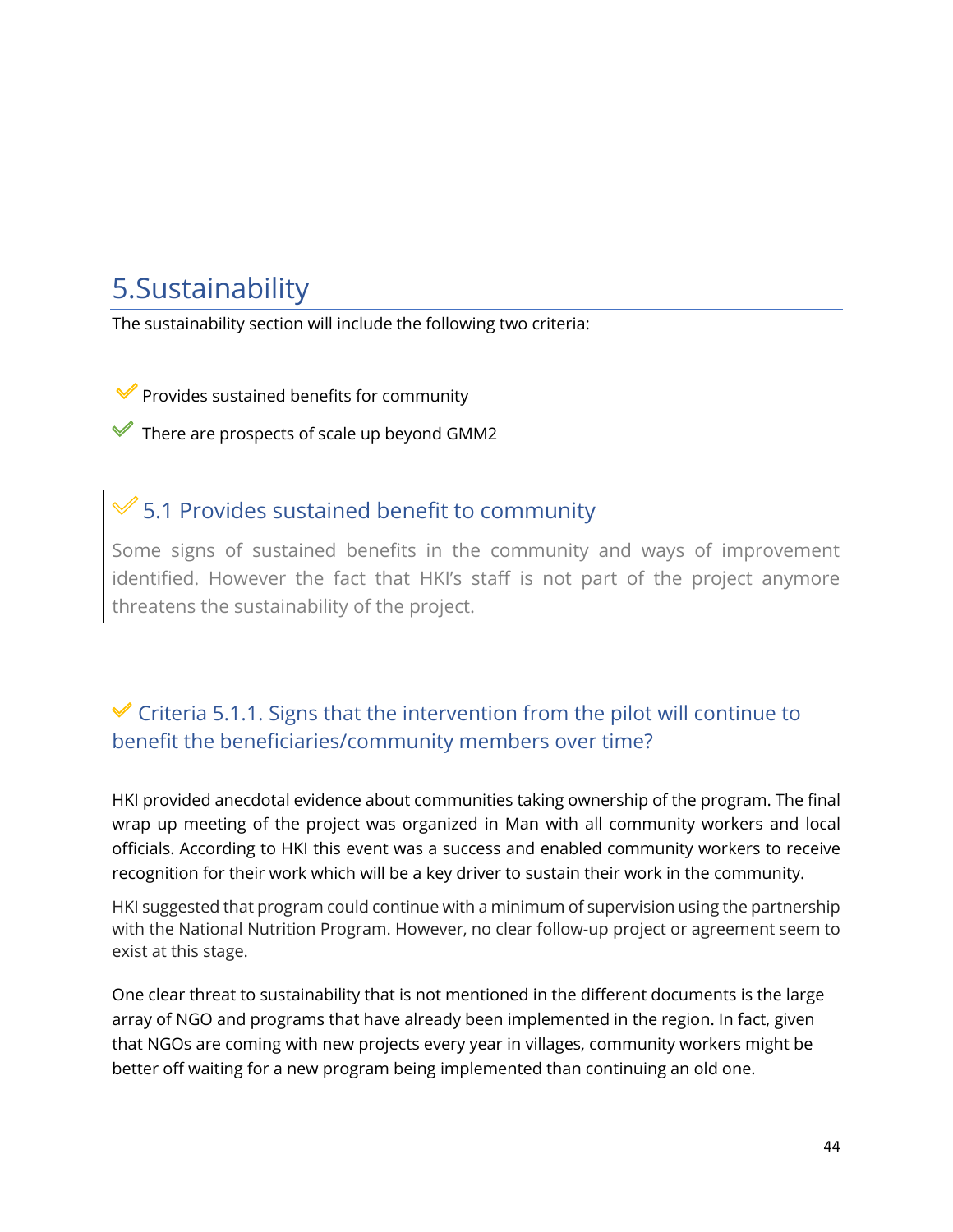# 5.Sustainability

The sustainability section will include the following two criteria:

- ✓ Provides sustained benefits for community
- ✓ There are prospects of scale up beyond GMM2

## ✓ 5.1 Provides sustained benefit to community

Some signs of sustained benefits in the community and ways of improvement identified. However the fact that HKI's staff is not part of the project anymore threatens the sustainability of the project.

### ✓ Criteria 5.1.1. Signs that the intervention from the pilot will continue to benefit the beneficiaries/community members over time?

HKI provided anecdotal evidence about communities taking ownership of the program. The final wrap up meeting of the project was organized in Man with all community workers and local officials. According to HKI this event was a success and enabled community workers to receive recognition for their work which will be a key driver to sustain their work in the community.

HKI suggested that program could continue with a minimum of supervision using the partnership with the National Nutrition Program. However, no clear follow-up project or agreement seem to exist at this stage.

One clear threat to sustainability that is not mentioned in the different documents is the large array of NGO and programs that have already been implemented in the region. In fact, given that NGOs are coming with new projects every year in villages, community workers might be better off waiting for a new program being implemented than continuing an old one.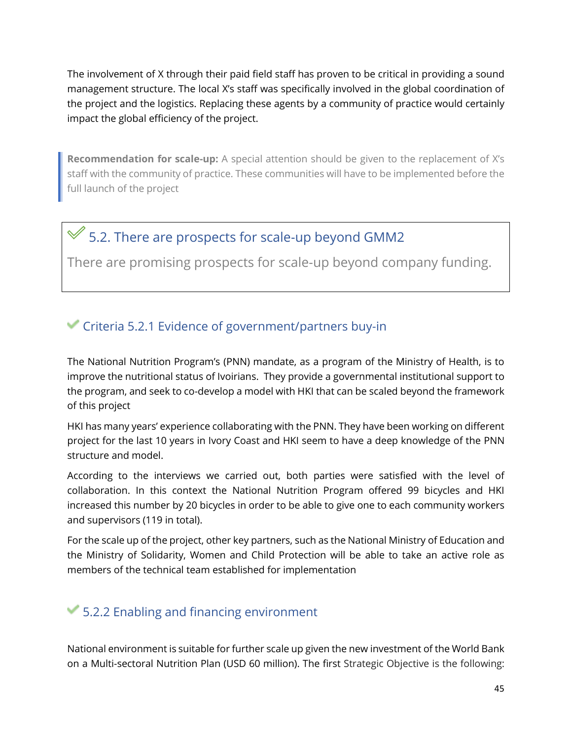The involvement of X through their paid field staff has proven to be critical in providing a sound management structure. The local X's staff was specifically involved in the global coordination of the project and the logistics. Replacing these agents by a community of practice would certainly impact the global efficiency of the project.

> **Recommendation for scale-up:** A special attention should be given to the replacement of X's staff with the community of practice. These communities will have to be implemented before the full launch of the project

## 5.2. There are prospects for scale-up beyond GMM2

There are promising prospects for scale-up beyond company funding.

### Criteria 5.2.1 Evidence of government/partners buy-in

The National Nutrition Program's (PNN) mandate, as a program of the Ministry of Health, is to improve the nutritional status of Ivoirians. They provide a governmental institutional support to the program, and seek to co-develop a model with HKI that can be scaled beyond the framework of this project

HKI has many years' experience collaborating with the PNN. They have been working on different project for the last 10 years in Ivory Coast and HKI seem to have a deep knowledge of the PNN structure and model.

According to the interviews we carried out, both parties were satisfied with the level of collaboration. In this context the National Nutrition Program offered 99 bicycles and HKI increased this number by 20 bicycles in order to be able to give one to each community workers and supervisors (119 in total).

For the scale up of the project, other key partners, such as the National Ministry of Education and the Ministry of Solidarity, Women and Child Protection will be able to take an active role as members of the technical team established for implementation

### 5.2.2 Enabling and financing environment

National environment is suitable for further scale up given the new investment of the World Bank on a Multi-sectoral Nutrition Plan (USD 60 million). The first Strategic Objective is the following: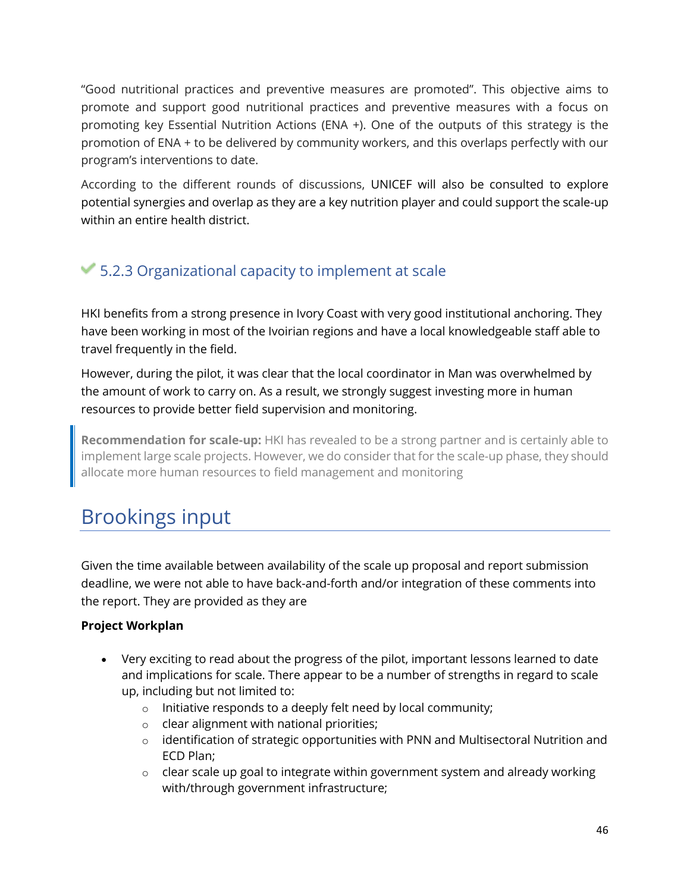"Good nutritional practices and preventive measures are promoted". This objective aims to promote and support good nutritional practices and preventive measures with a focus on promoting key Essential Nutrition Actions (ENA +). One of the outputs of this strategy is the promotion of ENA + to be delivered by community workers, and this overlaps perfectly with our program's interventions to date.

According to the different rounds of discussions, UNICEF will also be consulted to explore potential synergies and overlap as they are a key nutrition player and could support the scale-up within an entire health district.

### ✔ 5.2.3 Organizational capacity to implement at scale

HKI benefits from a strong presence in Ivory Coast with very good institutional anchoring. They have been working in most of the Ivoirian regions and have a local knowledgeable staff able to travel frequently in the field.

However, during the pilot, it was clear that the local coordinator in Man was overwhelmed by the amount of work to carry on. As a result, we strongly suggest investing more in human resources to provide better field supervision and monitoring.

> **Recommendation for scale-up:** HKI has revealed to be a strong partner and is certainly able to implement large scale projects. However, we do consider that for the scale-up phase, they should allocate more human resources to field management and monitoring

# Brookings input

Given the time available between availability of the scale up proposal and report submission deadline, we were not able to have back-and-forth and/or integration of these comments into the report. They are provided as they are

**Project Workplan**

- Very exciting to read about the progress of the pilot, important lessons learned to date and implications for scale. There appear to be a number of strengths in regard to scale up, including but not limited to:
    - Initiative responds to a deeply felt need by local community;
    - clear alignment with national priorities;
    - identification of strategic opportunities with PNN and Multisectoral Nutrition and ECD Plan;
    - clear scale up goal to integrate within government system and already working with/through government infrastructure;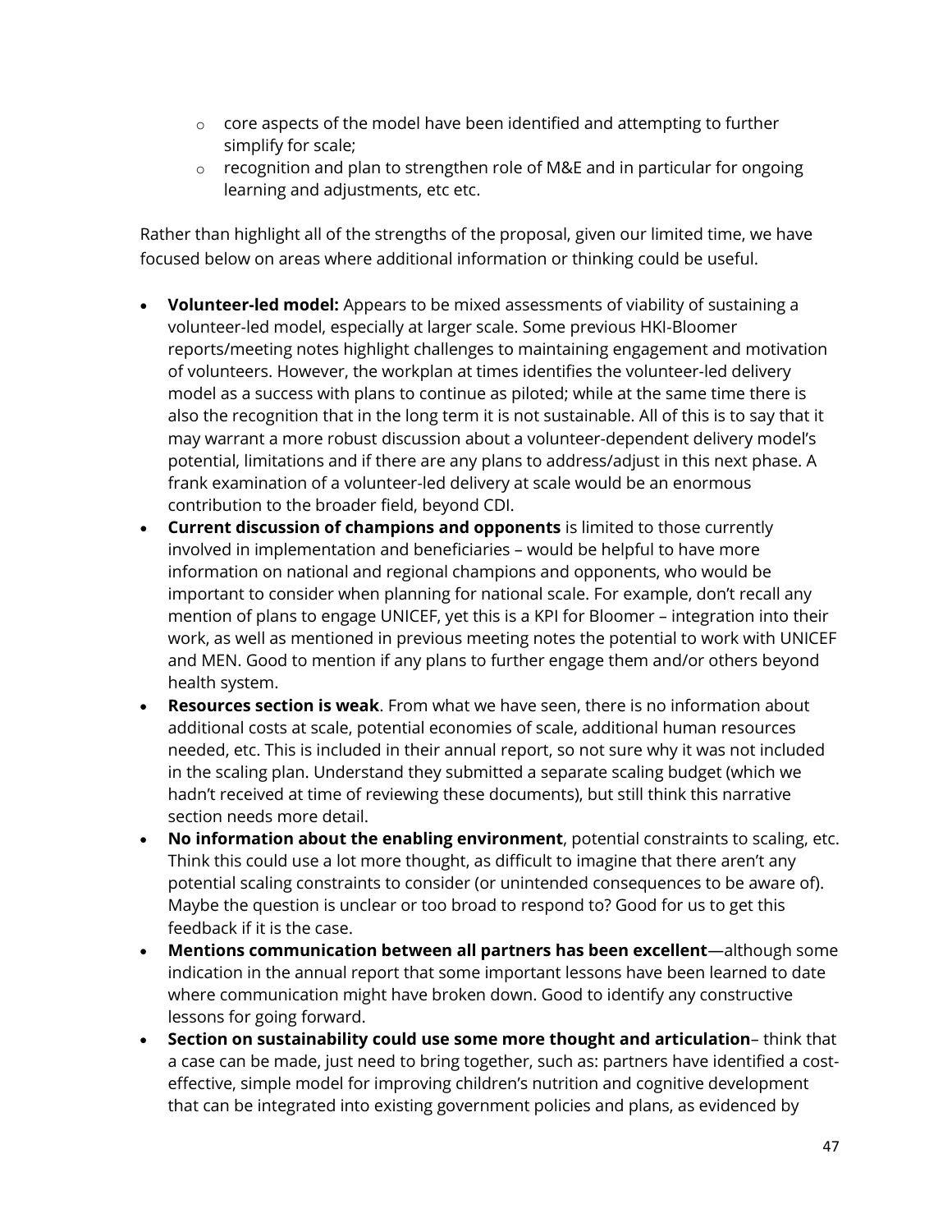- core aspects of the model have been identified and attempting to further simplify for scale;
    - recognition and plan to strengthen role of M&E and in particular for ongoing learning and adjustments, etc etc.

Rather than highlight all of the strengths of the proposal, given our limited time, we have focused below on areas where additional information or thinking could be useful.

- **Volunteer-led model:** Appears to be mixed assessments of viability of sustaining a volunteer-led model, especially at larger scale. Some previous HKI-Bloomer reports/meeting notes highlight challenges to maintaining engagement and motivation of volunteers. However, the workplan at times identifies the volunteer-led delivery model as a success with plans to continue as piloted; while at the same time there is also the recognition that in the long term it is not sustainable. All of this is to say that it may warrant a more robust discussion about a volunteer-dependent delivery model's potential, limitations and if there are any plans to address/adjust in this next phase. A frank examination of a volunteer-led delivery at scale would be an enormous contribution to the broader field, beyond CDI.
- **Current discussion of champions and opponents** is limited to those currently involved in implementation and beneficiaries – would be helpful to have more information on national and regional champions and opponents, who would be important to consider when planning for national scale. For example, don't recall any mention of plans to engage UNICEF, yet this is a KPI for Bloomer – integration into their work, as well as mentioned in previous meeting notes the potential to work with UNICEF and MEN. Good to mention if any plans to further engage them and/or others beyond health system.
- **Resources section is weak**. From what we have seen, there is no information about additional costs at scale, potential economies of scale, additional human resources needed, etc. This is included in their annual report, so not sure why it was not included in the scaling plan. Understand they submitted a separate scaling budget (which we hadn't received at time of reviewing these documents), but still think this narrative section needs more detail.
- **No information about the enabling environment**, potential constraints to scaling, etc. Think this could use a lot more thought, as difficult to imagine that there aren't any potential scaling constraints to consider (or unintended consequences to be aware of). Maybe the question is unclear or too broad to respond to? Good for us to get this feedback if it is the case.
- **Mentions communication between all partners has been excellent**—although some indication in the annual report that some important lessons have been learned to date where communication might have broken down. Good to identify any constructive lessons for going forward.
- **Section on sustainability could use some more thought and articulation**– think that a case can be made, just need to bring together, such as: partners have identified a cost-effective, simple model for improving children's nutrition and cognitive development that can be integrated into existing government policies and plans, as evidenced by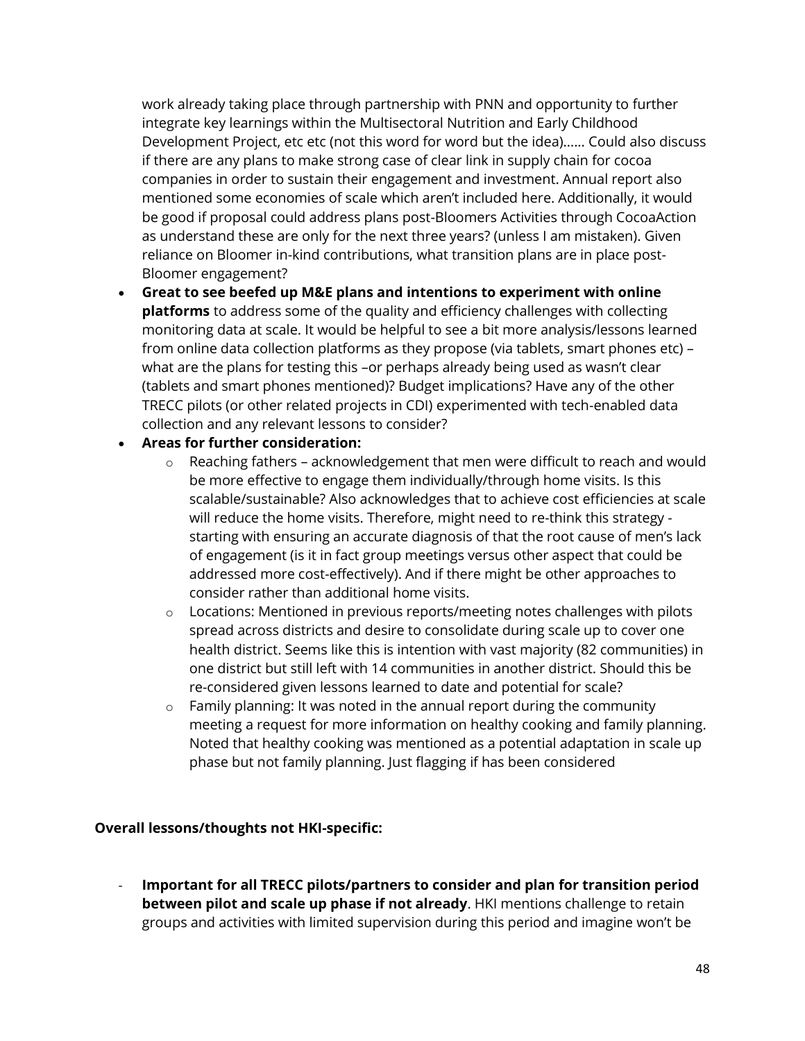work already taking place through partnership with PNN and opportunity to further integrate key learnings within the Multisectoral Nutrition and Early Childhood Development Project, etc etc (not this word for word but the idea)…… Could also discuss if there are any plans to make strong case of clear link in supply chain for cocoa companies in order to sustain their engagement and investment. Annual report also mentioned some economies of scale which aren't included here. Additionally, it would be good if proposal could address plans post-Bloomers Activities through CocoaAction as understand these are only for the next three years? (unless I am mistaken). Given reliance on Bloomer in-kind contributions, what transition plans are in place post-Bloomer engagement?

- **Great to see beefed up M&E plans and intentions to experiment with online platforms** to address some of the quality and efficiency challenges with collecting monitoring data at scale. It would be helpful to see a bit more analysis/lessons learned from online data collection platforms as they propose (via tablets, smart phones etc) – what are the plans for testing this –or perhaps already being used as wasn't clear (tablets and smart phones mentioned)? Budget implications? Have any of the other TRECC pilots (or other related projects in CDI) experimented with tech-enabled data collection and any relevant lessons to consider?
- **Areas for further consideration:**
    - Reaching fathers – acknowledgement that men were difficult to reach and would be more effective to engage them individually/through home visits. Is this scalable/sustainable? Also acknowledges that to achieve cost efficiencies at scale will reduce the home visits. Therefore, might need to re-think this strategy - starting with ensuring an accurate diagnosis of that the root cause of men's lack of engagement (is it in fact group meetings versus other aspect that could be addressed more cost-effectively). And if there might be other approaches to consider rather than additional home visits.
    - Locations: Mentioned in previous reports/meeting notes challenges with pilots spread across districts and desire to consolidate during scale up to cover one health district. Seems like this is intention with vast majority (82 communities) in one district but still left with 14 communities in another district. Should this be re-considered given lessons learned to date and potential for scale?
    - Family planning: It was noted in the annual report during the community meeting a request for more information on healthy cooking and family planning. Noted that healthy cooking was mentioned as a potential adaptation in scale up phase but not family planning. Just flagging if has been considered

**Overall lessons/thoughts not HKI-specific:**

- **Important for all TRECC pilots/partners to consider and plan for transition period between pilot and scale up phase if not already**. HKI mentions challenge to retain groups and activities with limited supervision during this period and imagine won't be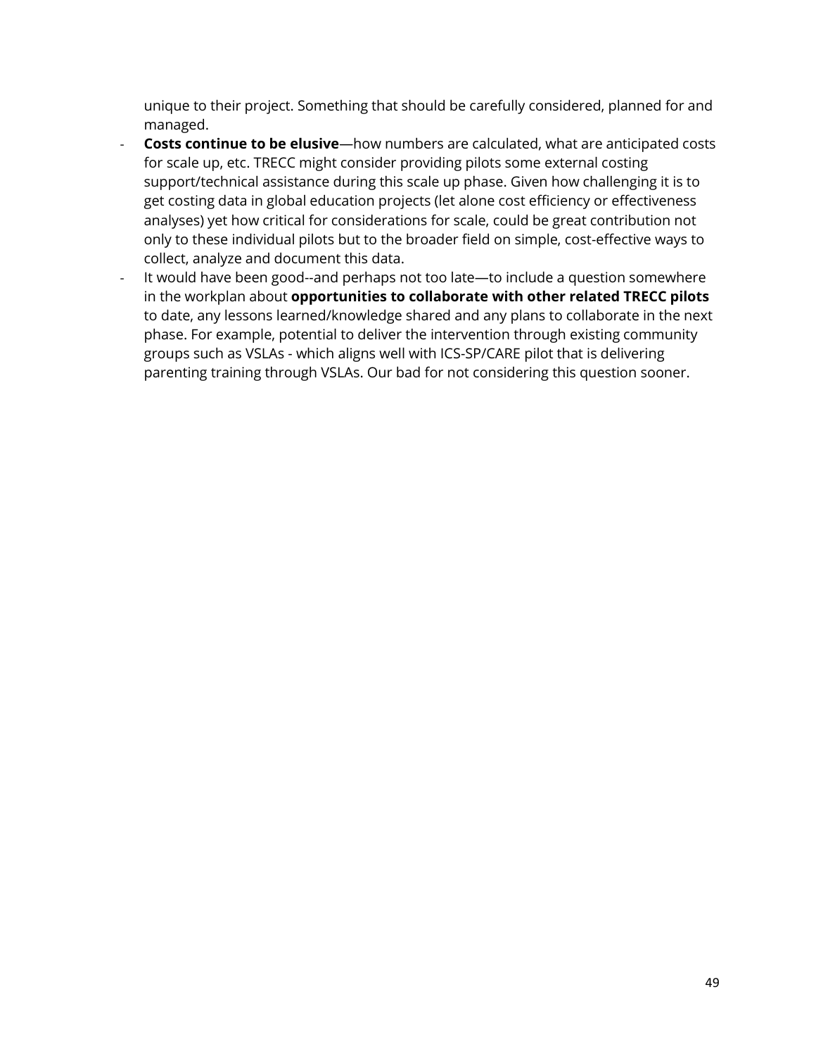unique to their project. Something that should be carefully considered, planned for and managed.

- **Costs continue to be elusive**—how numbers are calculated, what are anticipated costs for scale up, etc. TRECC might consider providing pilots some external costing support/technical assistance during this scale up phase. Given how challenging it is to get costing data in global education projects (let alone cost efficiency or effectiveness analyses) yet how critical for considerations for scale, could be great contribution not only to these individual pilots but to the broader field on simple, cost-effective ways to collect, analyze and document this data.
- It would have been good--and perhaps not too late—to include a question somewhere in the workplan about **opportunities to collaborate with other related TRECC pilots** to date, any lessons learned/knowledge shared and any plans to collaborate in the next phase. For example, potential to deliver the intervention through existing community groups such as VSLAs - which aligns well with ICS-SP/CARE pilot that is delivering parenting training through VSLAs. Our bad for not considering this question sooner.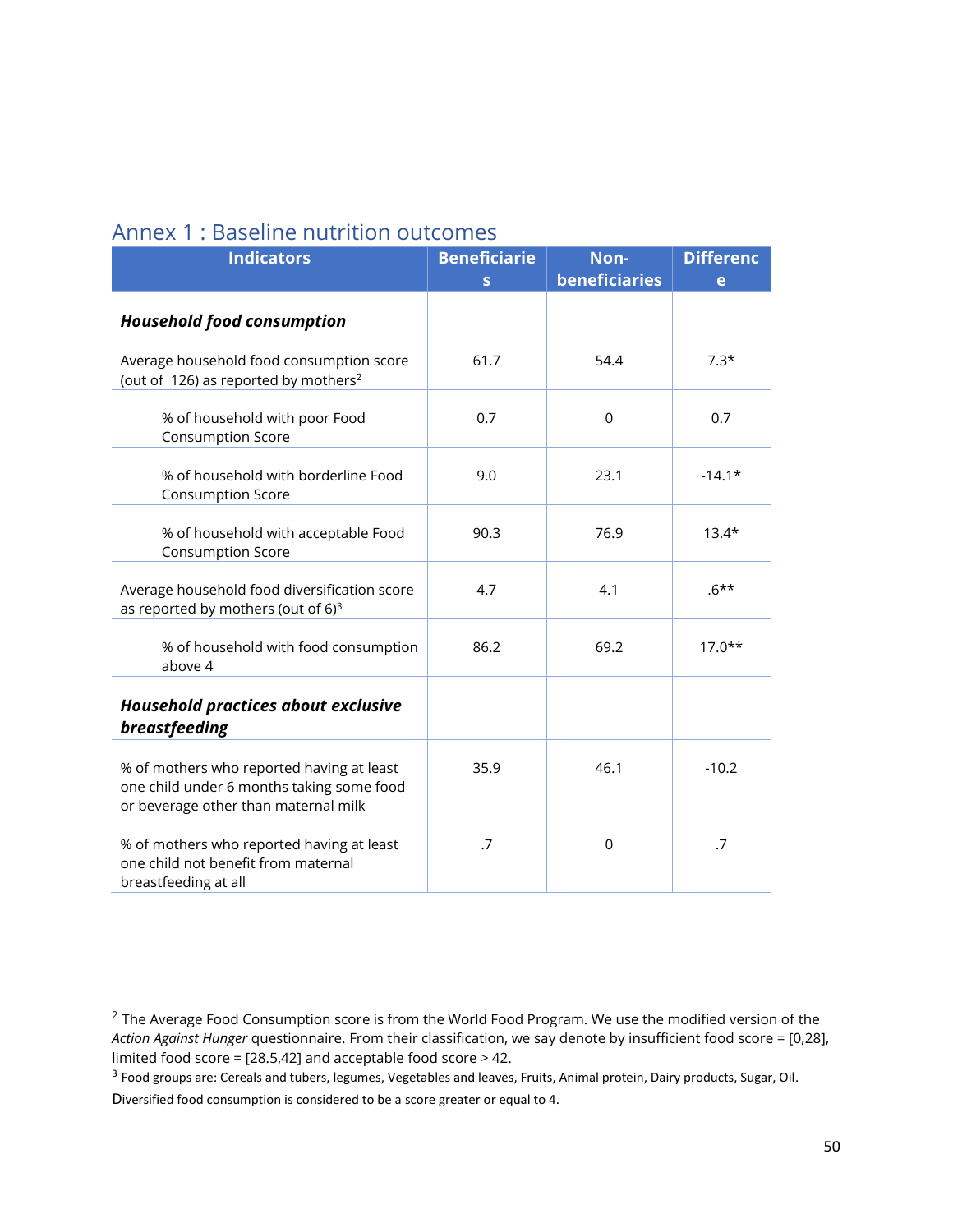## Annex 1 : Baseline nutrition outcomes

| Indicators | Beneficiaries | Non-beneficiaries | Difference |
|---|---|---|---|
| ***Household food consumption*** | | | |
| Average household food consumption score (out of 126) as reported by mothers[2] | 61.7 | 54.4 | 7.3* |
| % of household with poor Food Consumption Score | 0.7 | 0 | 0.7 |
| % of household with borderline Food Consumption Score | 9.0 | 23.1 | -14.1* |
| % of household with acceptable Food Consumption Score | 90.3 | 76.9 | 13.4* |
| Average household food diversification score as reported by mothers (out of 6)[3] | 4.7 | 4.1 | .6** |
| % of household with food consumption above 4 | 86.2 | 69.2 | 17.0** |
| ***Household practices about exclusive breastfeeding*** | | | |
| % of mothers who reported having at least one child under 6 months taking some food or beverage other than maternal milk | 35.9 | 46.1 | -10.2 |
| % of mothers who reported having at least one child not benefit from maternal breastfeeding at all | .7 | 0 | .7 |

[2] The Average Food Consumption score is from the World Food Program. We use the modified version of the *Action Against Hunger* questionnaire. From their classification, we say denote by insufficient food score = [0,28], limited food score = [28.5,42] and acceptable food score > 42.

[3] Food groups are: Cereals and tubers, legumes, Vegetables and leaves, Fruits, Animal protein, Dairy products, Sugar, Oil. Diversified food consumption is considered to be a score greater or equal to 4.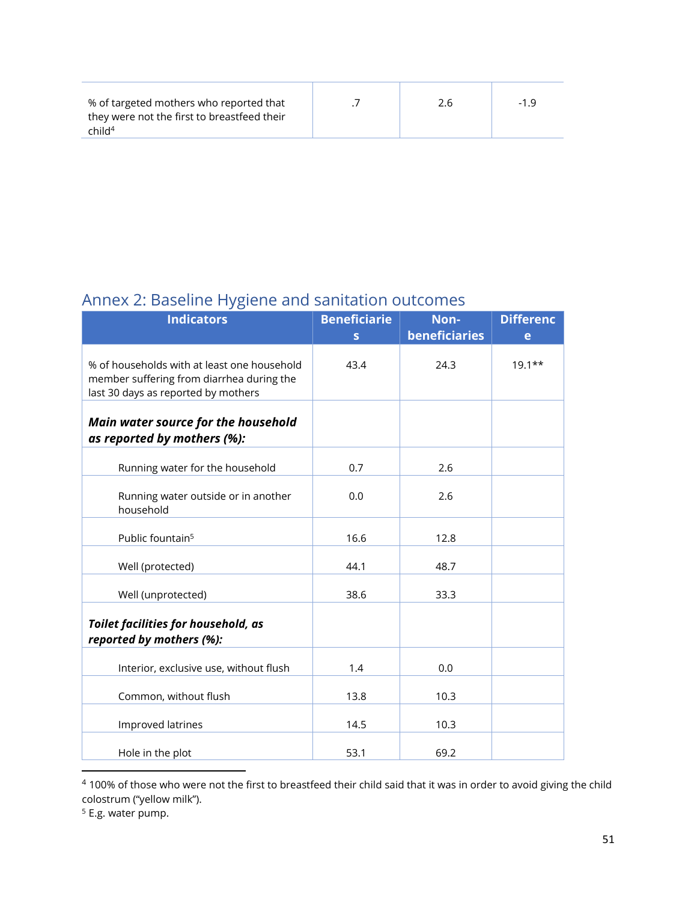| | | | |
|---|---|---|---|
| % of targeted mothers who reported that they were not the first to breastfeed their child[4] | .7 | 2.6 | -1.9 |

## Annex 2: Baseline Hygiene and sanitation outcomes

| Indicators | Beneficiaries | Non-beneficiaries | Difference |
|---|---|---|---|
| % of households with at least one household member suffering from diarrhea during the last 30 days as reported by mothers | 43.4 | 24.3 | 19.1** |
| ***Main water source for the household as reported by mothers (%):*** | | | |
| Running water for the household | 0.7 | 2.6 | |
| Running water outside or in another household | 0.0 | 2.6 | |
| Public fountain[5] | 16.6 | 12.8 | |
| Well (protected) | 44.1 | 48.7 | |
| Well (unprotected) | 38.6 | 33.3 | |
| ***Toilet facilities for household, as reported by mothers (%):*** | | | |
| Interior, exclusive use, without flush | 1.4 | 0.0 | |
| Common, without flush | 13.8 | 10.3 | |
| Improved latrines | 14.5 | 10.3 | |
| Hole in the plot | 53.1 | 69.2 | |

[4] 100% of those who were not the first to breastfeed their child said that it was in order to avoid giving the child colostrum ("yellow milk").

[5] E.g. water pump.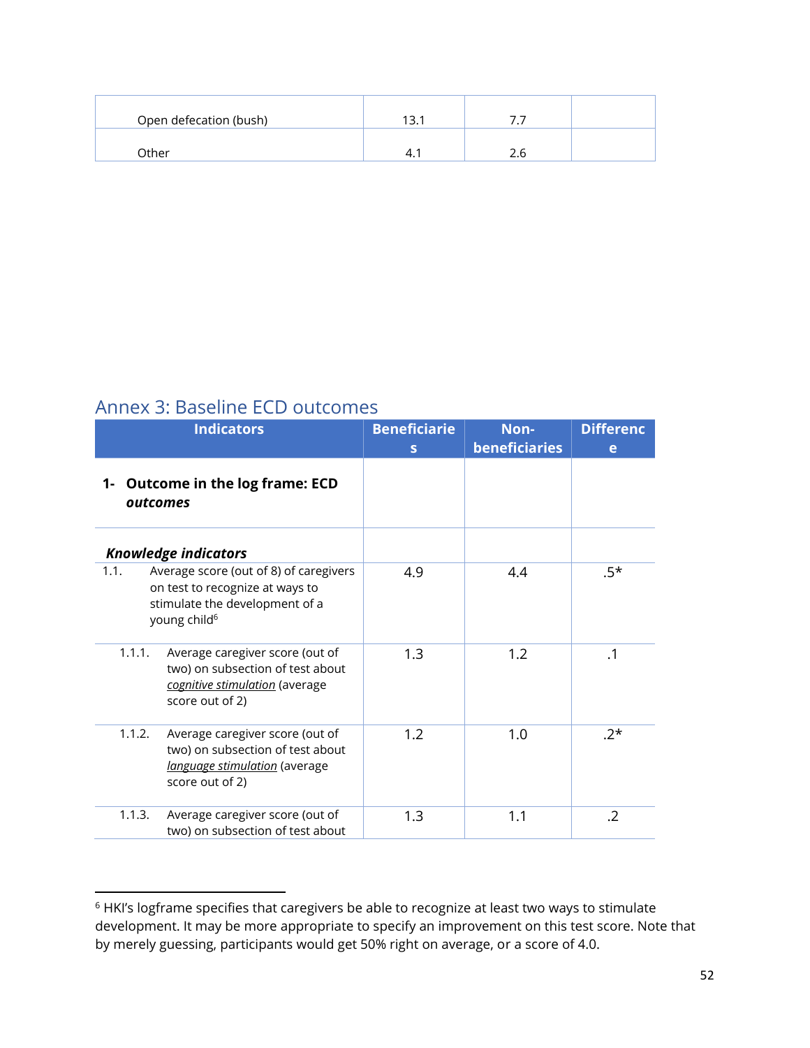| | | | |
|---|---|---|---|
| Open defecation (bush) | 13.1 | 7.7 | |
| Other | 4.1 | 2.6 | |

## Annex 3: Baseline ECD outcomes

| Indicators | Beneficiaries | Non-beneficiaries | Difference |
|---|---|---|---|
| **1- Outcome in the log frame: ECD *outcomes*** | | | |
| ***Knowledge indicators*** | | | |
| 1.1. Average score (out of 8) of caregivers on test to recognize at ways to stimulate the development of a young child[6] | 4.9 | 4.4 | .5* |
| 1.1.1. Average caregiver score (out of two) on subsection of test about *cognitive stimulation* (average score out of 2) | 1.3 | 1.2 | .1 |
| 1.1.2. Average caregiver score (out of two) on subsection of test about *language stimulation* (average score out of 2) | 1.2 | 1.0 | .2* |
| 1.1.3. Average caregiver score (out of two) on subsection of test about | 1.3 | 1.1 | .2 |

[6] HKI's logframe specifies that caregivers be able to recognize at least two ways to stimulate development. It may be more appropriate to specify an improvement on this test score. Note that by merely guessing, participants would get 50% right on average, or a score of 4.0.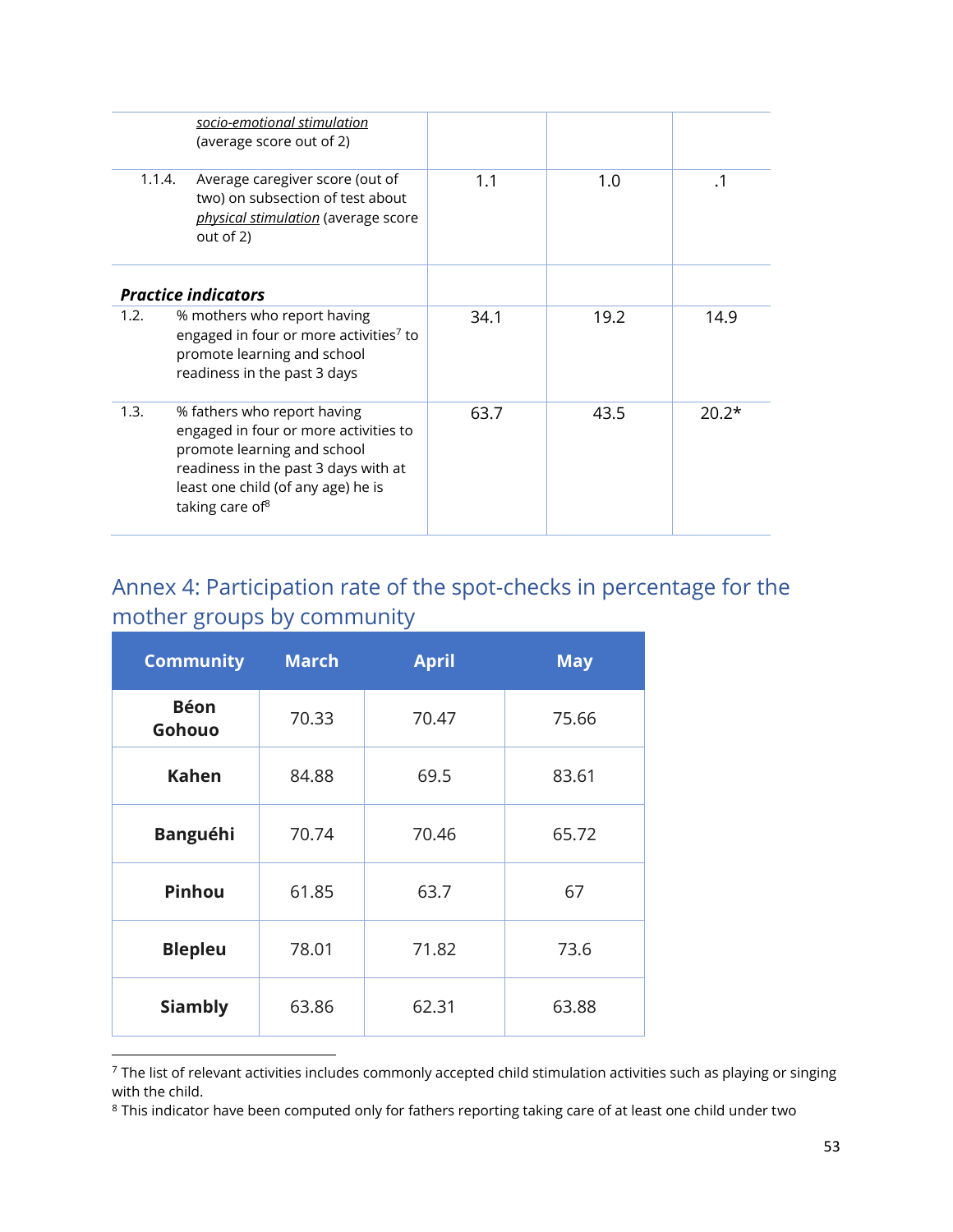| | | | | |
|---|---|---|---|---|
| | *socio-emotional stimulation* (average score out of 2) | | | |
| 1.1.4. | Average caregiver score (out of two) on subsection of test about *physical stimulation* (average score out of 2) | 1.1 | 1.0 | .1 |
| ***Practice indicators*** | | | | |
| 1.2. | % mothers who report having engaged in four or more activities[7] to promote learning and school readiness in the past 3 days | 34.1 | 19.2 | 14.9 |
| 1.3. | % fathers who report having engaged in four or more activities to promote learning and school readiness in the past 3 days with at least one child (of any age) he is taking care of[8] | 63.7 | 43.5 | 20.2* |

## Annex 4: Participation rate of the spot-checks in percentage for the mother groups by community

| Community | March | April | May |
|---|---|---|---|
| **Béon Gohouo** | 70.33 | 70.47 | 75.66 |
| **Kahen** | 84.88 | 69.5 | 83.61 |
| **Banguéhi** | 70.74 | 70.46 | 65.72 |
| **Pinhou** | 61.85 | 63.7 | 67 |
| **Blepleu** | 78.01 | 71.82 | 73.6 |
| **Siambly** | 63.86 | 62.31 | 63.88 |

[7] The list of relevant activities includes commonly accepted child stimulation activities such as playing or singing with the child.

[8] This indicator have been computed only for fathers reporting taking care of at least one child under two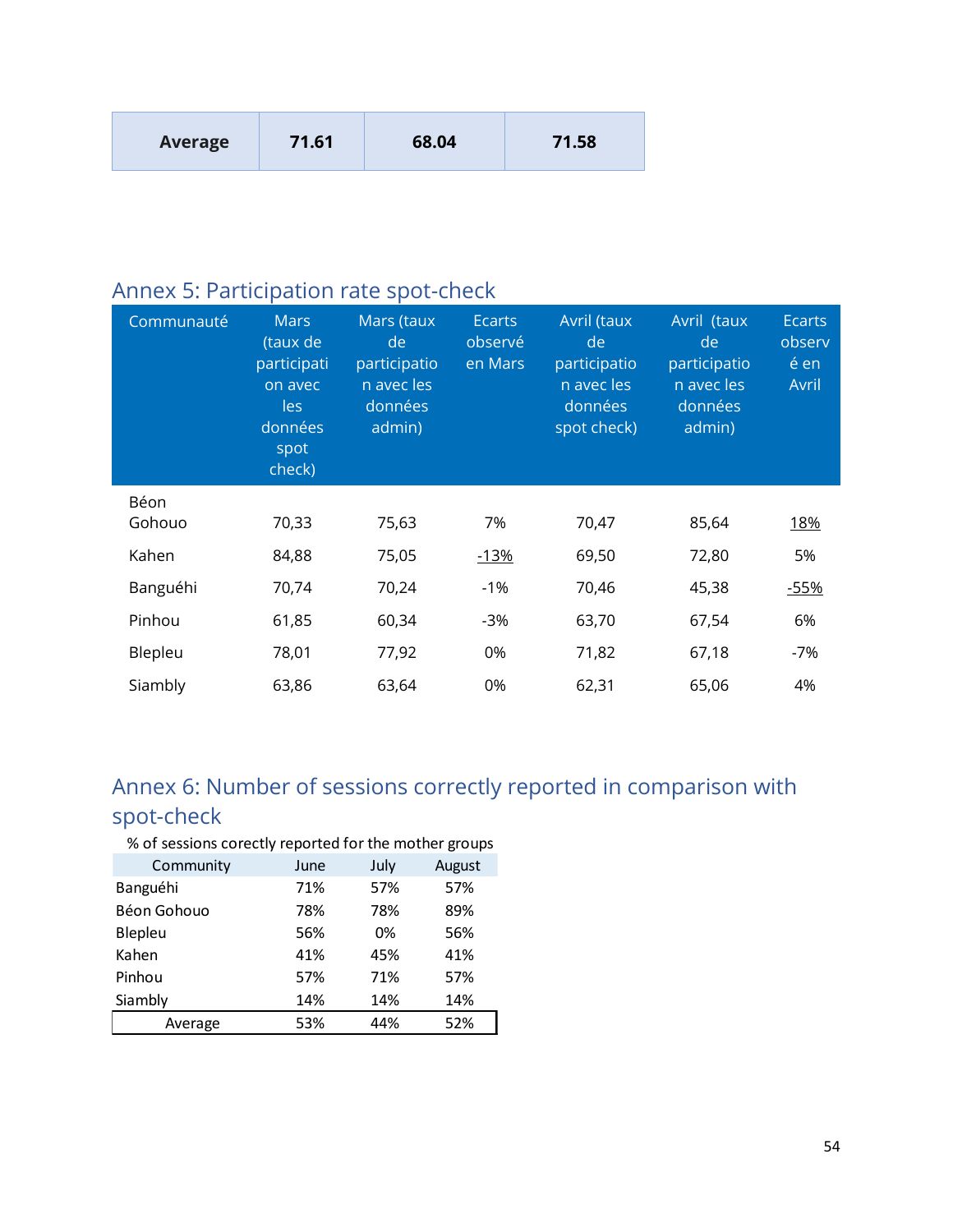| Average | 71.61 | 68.04 | 71.58 |
|---|---|---|---|

## Annex 5: Participation rate spot-check

| Communauté | Mars (taux de participation avec les données spot check) | Mars (taux de participation avec les données admin) | Ecarts observé en Mars | Avril (taux de participation avec les données spot check) | Avril (taux de participation avec les données admin) | Ecarts observé en Avril |
|---|---|---|---|---|---|---|
| Béon Gohouo | 70,33 | 75,63 | 7% | 70,47 | 85,64 | 18% |
| Kahen | 84,88 | 75,05 | -13% | 69,50 | 72,80 | 5% |
| Banguéhi | 70,74 | 70,24 | -1% | 70,46 | 45,38 | -55% |
| Pinhou | 61,85 | 60,34 | -3% | 63,70 | 67,54 | 6% |
| Blepleu | 78,01 | 77,92 | 0% | 71,82 | 67,18 | -7% |
| Siambly | 63,86 | 63,64 | 0% | 62,31 | 65,06 | 4% |

## Annex 6: Number of sessions correctly reported in comparison with spot-check

% of sessions corectly reported for the mother groups

| Community | June | July | August |
|---|---|---|---|
| Banguéhi | 71% | 57% | 57% |
| Béon Gohouo | 78% | 78% | 89% |
| Blepleu | 56% | 0% | 56% |
| Kahen | 41% | 45% | 41% |
| Pinhou | 57% | 71% | 57% |
| Siambly | 14% | 14% | 14% |
| Average | 53% | 44% | 52% |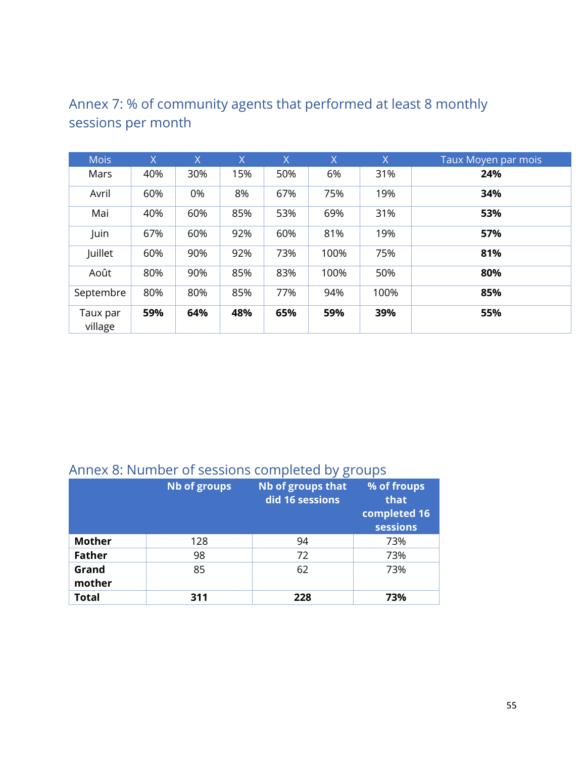## Annex 7: % of community agents that performed at least 8 monthly sessions per month

| Mois | X | X | X | X | X | X | Taux Moyen par mois |
|---|---|---|---|---|---|---|---|
| Mars | 40% | 30% | 15% | 50% | 6% | 31% | **24%** |
| Avril | 60% | 0% | 8% | 67% | 75% | 19% | **34%** |
| Mai | 40% | 60% | 85% | 53% | 69% | 31% | **53%** |
| Juin | 67% | 60% | 92% | 60% | 81% | 19% | **57%** |
| Juillet | 60% | 90% | 92% | 73% | 100% | 75% | **81%** |
| Août | 80% | 90% | 85% | 83% | 100% | 50% | **80%** |
| Septembre | 80% | 80% | 85% | 77% | 94% | 100% | **85%** |
| Taux par village | **59%** | **64%** | **48%** | **65%** | **59%** | **39%** | **55%** |

## Annex 8: Number of sessions completed by groups

| | Nb of groups | Nb of groups that did 16 sessions | % of froups that completed 16 sessions |
|---|---|---|---|
| **Mother** | 128 | 94 | 73% |
| **Father** | 98 | 72 | 73% |
| **Grand mother** | 85 | 62 | 73% |
| **Total** | **311** | **228** | **73%** |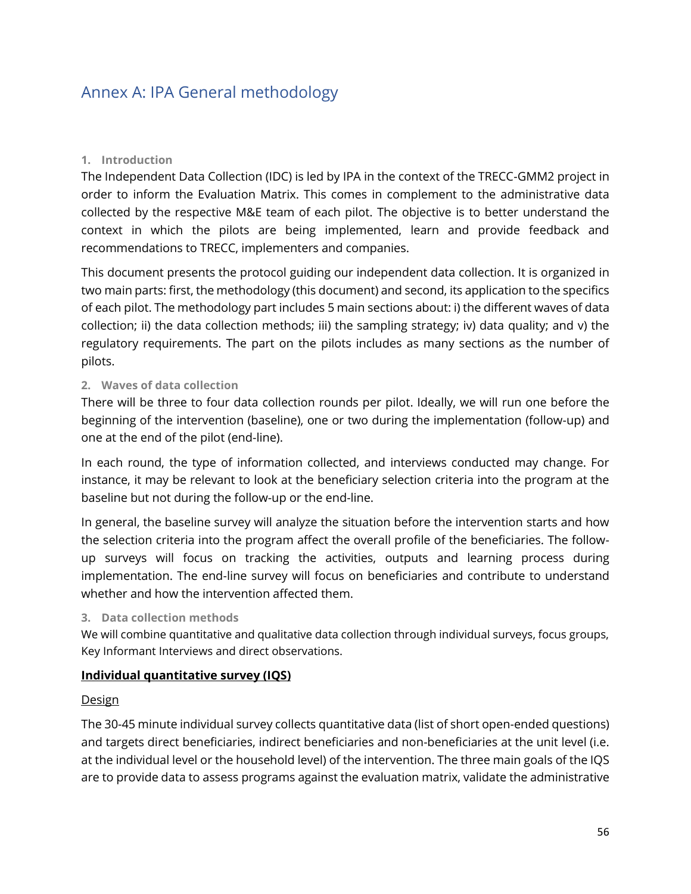# Annex A: IPA General methodology

### 1. Introduction

The Independent Data Collection (IDC) is led by IPA in the context of the TRECC-GMM2 project in order to inform the Evaluation Matrix. This comes in complement to the administrative data collected by the respective M&E team of each pilot. The objective is to better understand the context in which the pilots are being implemented, learn and provide feedback and recommendations to TRECC, implementers and companies.

This document presents the protocol guiding our independent data collection. It is organized in two main parts: first, the methodology (this document) and second, its application to the specifics of each pilot. The methodology part includes 5 main sections about: i) the different waves of data collection; ii) the data collection methods; iii) the sampling strategy; iv) data quality; and v) the regulatory requirements. The part on the pilots includes as many sections as the number of pilots.

### 2. Waves of data collection

There will be three to four data collection rounds per pilot. Ideally, we will run one before the beginning of the intervention (baseline), one or two during the implementation (follow-up) and one at the end of the pilot (end-line).

In each round, the type of information collected, and interviews conducted may change. For instance, it may be relevant to look at the beneficiary selection criteria into the program at the baseline but not during the follow-up or the end-line.

In general, the baseline survey will analyze the situation before the intervention starts and how the selection criteria into the program affect the overall profile of the beneficiaries. The follow-up surveys will focus on tracking the activities, outputs and learning process during implementation. The end-line survey will focus on beneficiaries and contribute to understand whether and how the intervention affected them.

### 3. Data collection methods

We will combine quantitative and qualitative data collection through individual surveys, focus groups, Key Informant Interviews and direct observations.

**<u>Individual quantitative survey (IQS)</u>**

<u>Design</u>

The 30-45 minute individual survey collects quantitative data (list of short open-ended questions) and targets direct beneficiaries, indirect beneficiaries and non-beneficiaries at the unit level (i.e. at the individual level or the household level) of the intervention. The three main goals of the IQS are to provide data to assess programs against the evaluation matrix, validate the administrative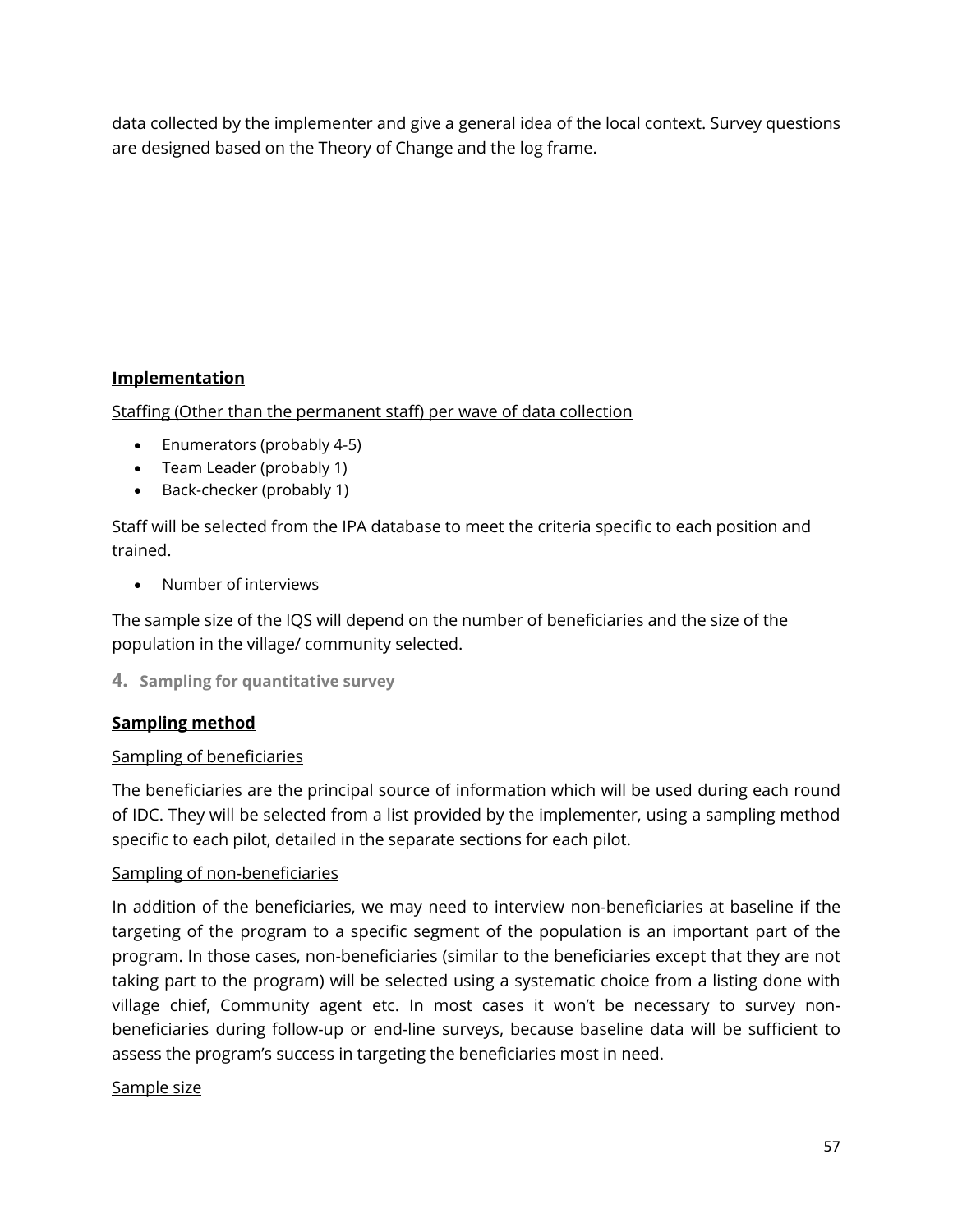data collected by the implementer and give a general idea of the local context. Survey questions are designed based on the Theory of Change and the log frame.

**Implementation**

Staffing (Other than the permanent staff) per wave of data collection

- Enumerators (probably 4-5)
- Team Leader (probably 1)
- Back-checker (probably 1)

Staff will be selected from the IPA database to meet the criteria specific to each position and trained.

- Number of interviews

The sample size of the IQS will depend on the number of beneficiaries and the size of the population in the village/ community selected.

### 4. Sampling for quantitative survey

**Sampling method**

Sampling of beneficiaries

The beneficiaries are the principal source of information which will be used during each round of IDC. They will be selected from a list provided by the implementer, using a sampling method specific to each pilot, detailed in the separate sections for each pilot.

Sampling of non-beneficiaries

In addition of the beneficiaries, we may need to interview non-beneficiaries at baseline if the targeting of the program to a specific segment of the population is an important part of the program. In those cases, non-beneficiaries (similar to the beneficiaries except that they are not taking part to the program) will be selected using a systematic choice from a listing done with village chief, Community agent etc. In most cases it won't be necessary to survey non-beneficiaries during follow-up or end-line surveys, because baseline data will be sufficient to assess the program's success in targeting the beneficiaries most in need.

Sample size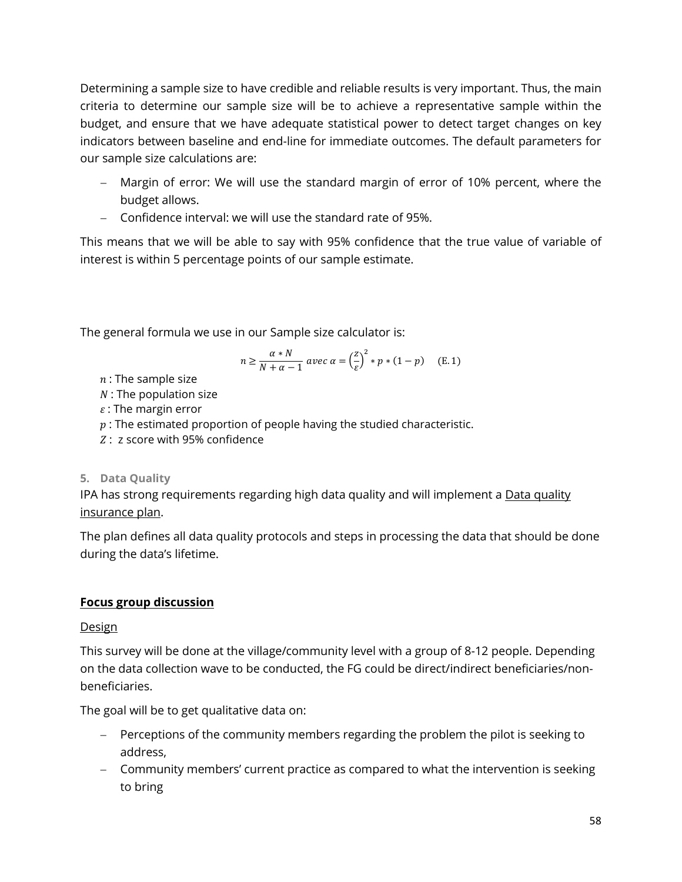Determining a sample size to have credible and reliable results is very important. Thus, the main criteria to determine our sample size will be to achieve a representative sample within the budget, and ensure that we have adequate statistical power to detect target changes on key indicators between baseline and end-line for immediate outcomes. The default parameters for our sample size calculations are:

- Margin of error: We will use the standard margin of error of 10% percent, where the budget allows.
- Confidence interval: we will use the standard rate of 95%.

This means that we will be able to say with 95% confidence that the true value of variable of interest is within 5 percentage points of our sample estimate.

The general formula we use in our Sample size calculator is:

$$n \geq \frac{\alpha * N}{N + \alpha - 1} \; avec \; \alpha = \left(\frac{z}{\varepsilon}\right)^2 * p * (1 - p) \quad \text{(E. 1)}$$

$n$ : The sample size
$N$ : The population size
$\varepsilon$ : The margin error
$p$ : The estimated proportion of people having the studied characteristic.
$Z$ : z score with 95% confidence

### 5. Data Quality

IPA has strong requirements regarding high data quality and will implement a Data quality insurance plan.

The plan defines all data quality protocols and steps in processing the data that should be done during the data's lifetime.

**Focus group discussion**

Design

This survey will be done at the village/community level with a group of 8-12 people. Depending on the data collection wave to be conducted, the FG could be direct/indirect beneficiaries/non-beneficiaries.

The goal will be to get qualitative data on:

- Perceptions of the community members regarding the problem the pilot is seeking to address,
- Community members' current practice as compared to what the intervention is seeking to bring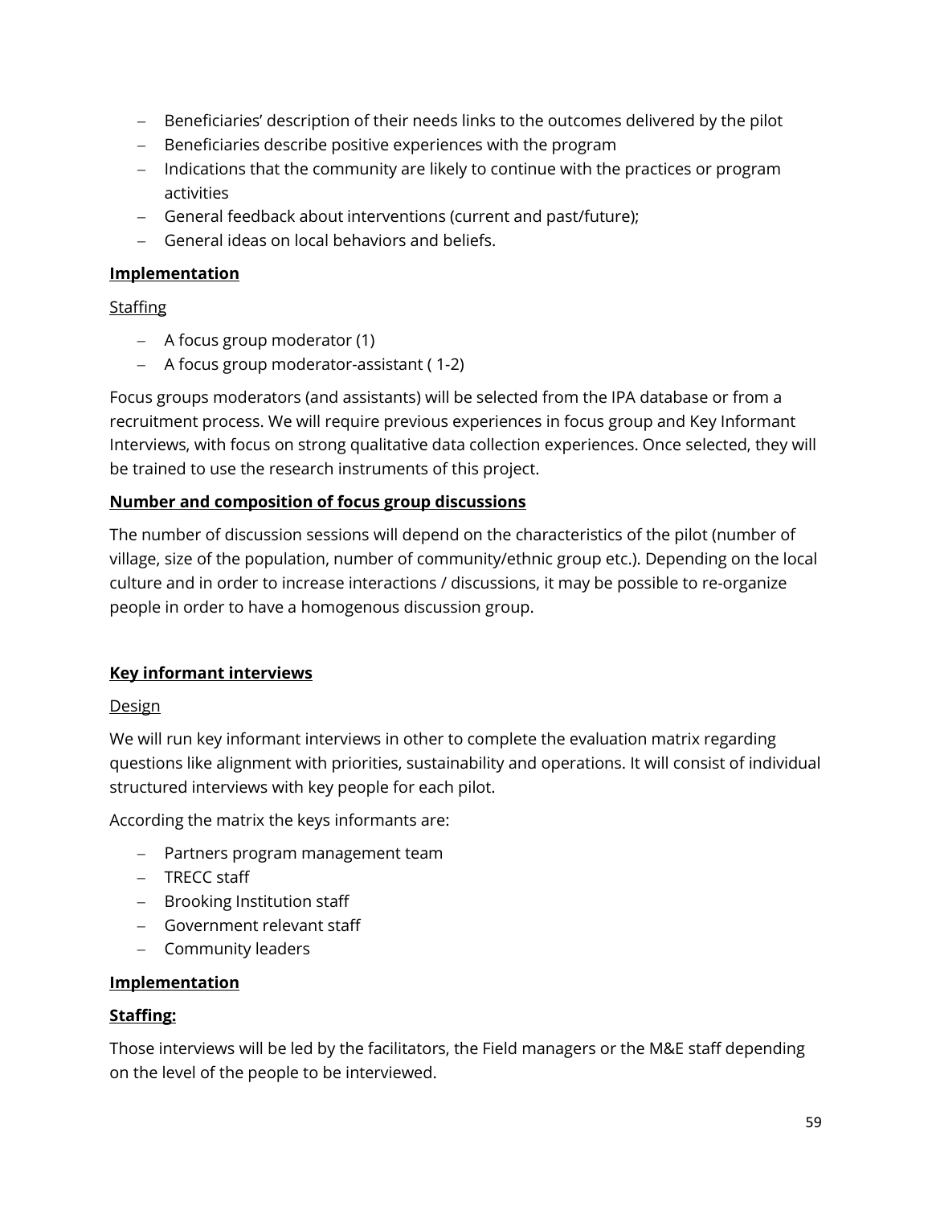- Beneficiaries' description of their needs links to the outcomes delivered by the pilot
- Beneficiaries describe positive experiences with the program
- Indications that the community are likely to continue with the practices or program activities
- General feedback about interventions (current and past/future);
- General ideas on local behaviors and beliefs.

**Implementation**

Staffing

- A focus group moderator (1)
- A focus group moderator-assistant ( 1-2)

Focus groups moderators (and assistants) will be selected from the IPA database or from a recruitment process. We will require previous experiences in focus group and Key Informant Interviews, with focus on strong qualitative data collection experiences. Once selected, they will be trained to use the research instruments of this project.

**Number and composition of focus group discussions**

The number of discussion sessions will depend on the characteristics of the pilot (number of village, size of the population, number of community/ethnic group etc.). Depending on the local culture and in order to increase interactions / discussions, it may be possible to re-organize people in order to have a homogenous discussion group.

**Key informant interviews**

Design

We will run key informant interviews in other to complete the evaluation matrix regarding questions like alignment with priorities, sustainability and operations. It will consist of individual structured interviews with key people for each pilot.

According the matrix the keys informants are:

- Partners program management team
- TRECC staff
- Brooking Institution staff
- Government relevant staff
- Community leaders

**Implementation**

**Staffing:**

Those interviews will be led by the facilitators, the Field managers or the M&E staff depending on the level of the people to be interviewed.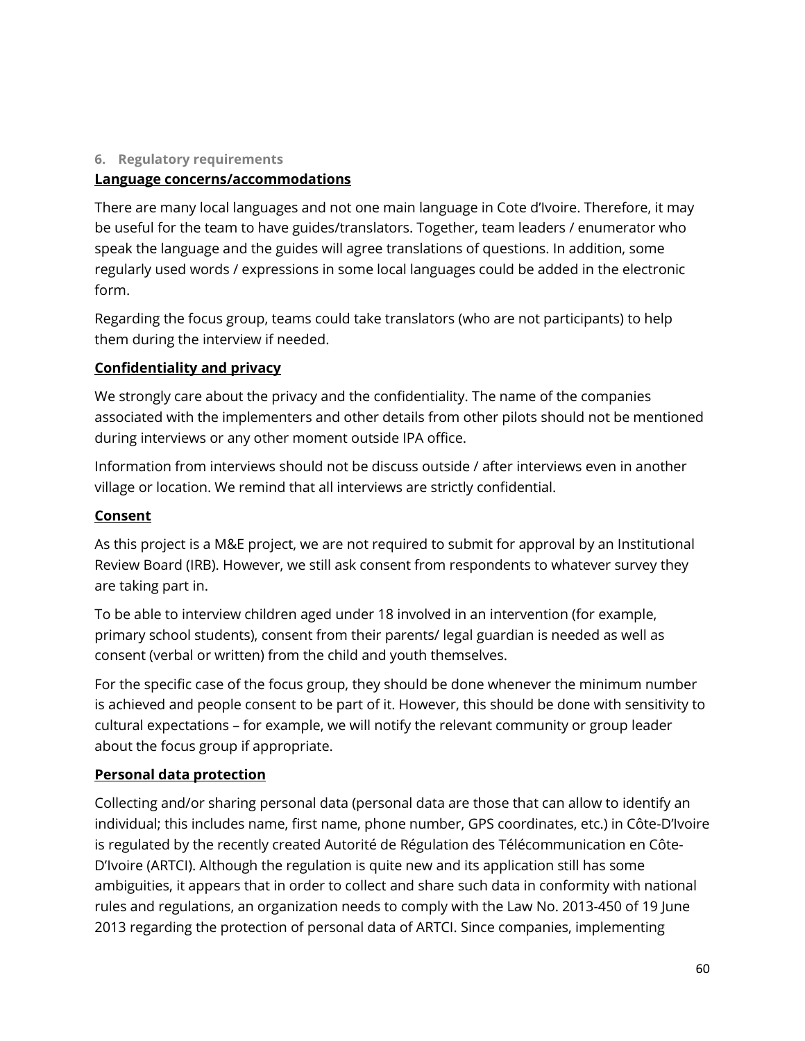### 6. Regulatory requirements

**Language concerns/accommodations**

There are many local languages and not one main language in Cote d'Ivoire. Therefore, it may be useful for the team to have guides/translators. Together, team leaders / enumerator who speak the language and the guides will agree translations of questions. In addition, some regularly used words / expressions in some local languages could be added in the electronic form.

Regarding the focus group, teams could take translators (who are not participants) to help them during the interview if needed.

**Confidentiality and privacy**

We strongly care about the privacy and the confidentiality. The name of the companies associated with the implementers and other details from other pilots should not be mentioned during interviews or any other moment outside IPA office.

Information from interviews should not be discuss outside / after interviews even in another village or location. We remind that all interviews are strictly confidential.

**Consent**

As this project is a M&E project, we are not required to submit for approval by an Institutional Review Board (IRB). However, we still ask consent from respondents to whatever survey they are taking part in.

To be able to interview children aged under 18 involved in an intervention (for example, primary school students), consent from their parents/ legal guardian is needed as well as consent (verbal or written) from the child and youth themselves.

For the specific case of the focus group, they should be done whenever the minimum number is achieved and people consent to be part of it. However, this should be done with sensitivity to cultural expectations – for example, we will notify the relevant community or group leader about the focus group if appropriate.

**Personal data protection**

Collecting and/or sharing personal data (personal data are those that can allow to identify an individual; this includes name, first name, phone number, GPS coordinates, etc.) in Côte-D'Ivoire is regulated by the recently created Autorité de Régulation des Télécommunication en Côte-D'Ivoire (ARTCI). Although the regulation is quite new and its application still has some ambiguities, it appears that in order to collect and share such data in conformity with national rules and regulations, an organization needs to comply with the Law No. 2013-450 of 19 June 2013 regarding the protection of personal data of ARTCI. Since companies, implementing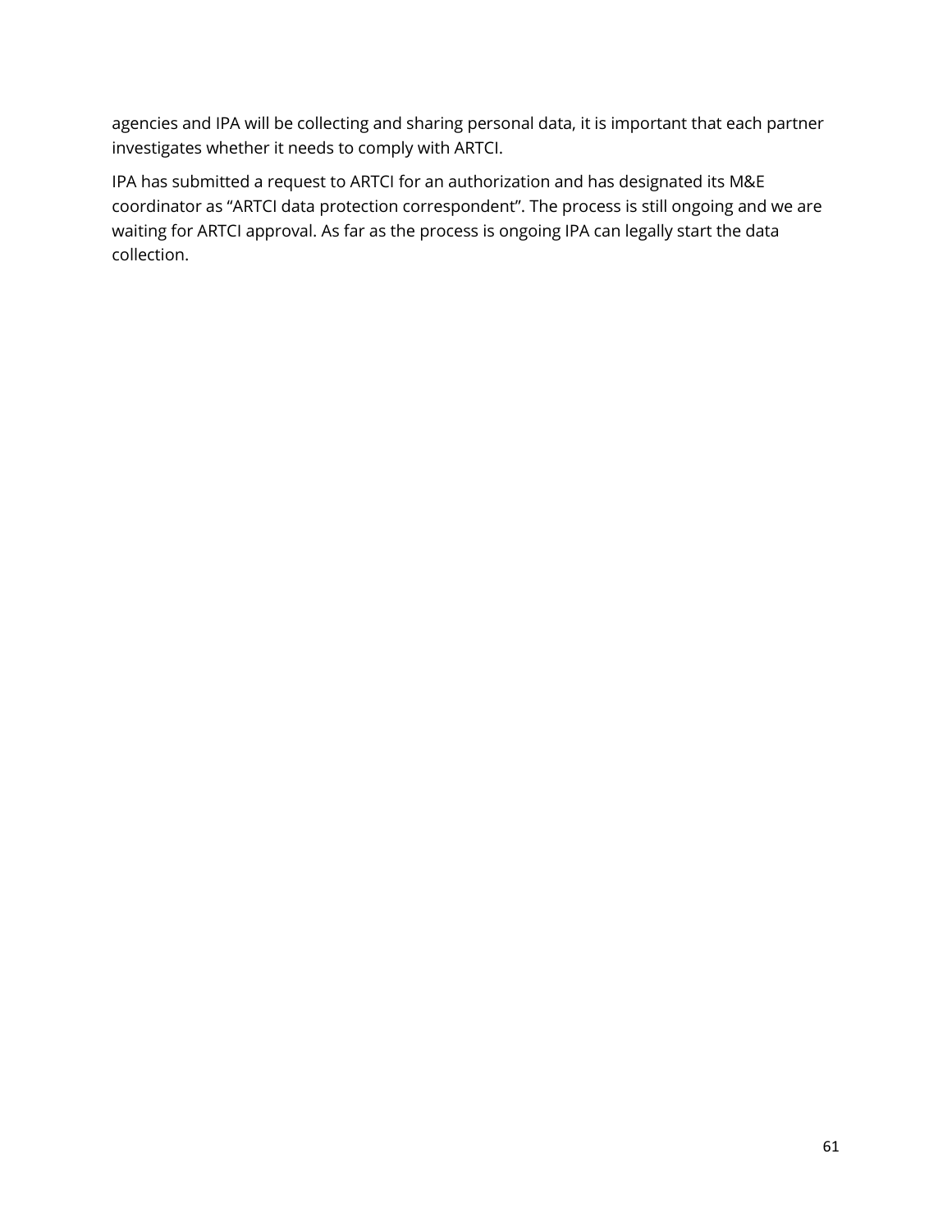agencies and IPA will be collecting and sharing personal data, it is important that each partner investigates whether it needs to comply with ARTCI.

IPA has submitted a request to ARTCI for an authorization and has designated its M&E coordinator as “ARTCI data protection correspondent”. The process is still ongoing and we are waiting for ARTCI approval. As far as the process is ongoing IPA can legally start the data collection.